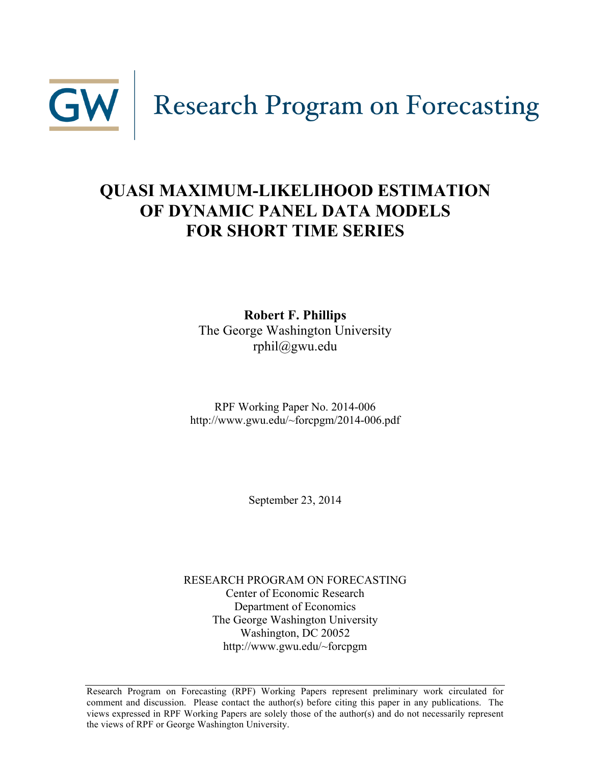GW | Research Program on Forecasting

# QUASI MAXIMUM-LIKELIHOOD ESTIMATION OF DYNAMIC PANEL DATA MODELS FOR SHORT TIME SERIES

**Robert F. Phillips**
The George Washington University
rphil@gwu.edu

RPF Working Paper No. 2014-006
http://www.gwu.edu/~forcpgm/2014-006.pdf

September 23, 2014

RESEARCH PROGRAM ON FORECASTING
Center of Economic Research
Department of Economics
The George Washington University
Washington, DC 20052
http://www.gwu.edu/~forcpgm

Research Program on Forecasting (RPF) Working Papers represent preliminary work circulated for comment and discussion. Please contact the author(s) before citing this paper in any publications. The views expressed in RPF Working Papers are solely those of the author(s) and do not necessarily represent the views of RPF or George Washington University.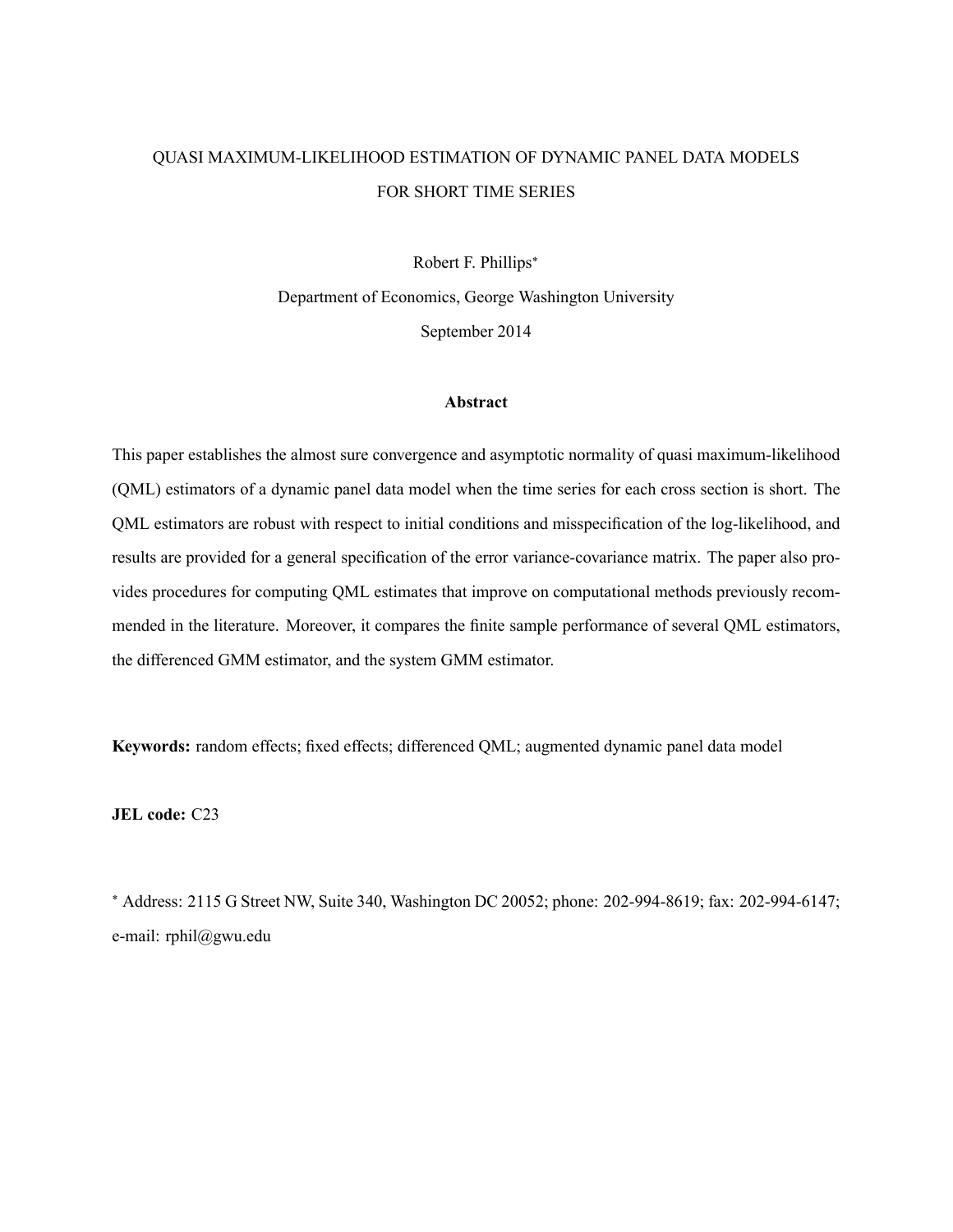# QUASI MAXIMUM-LIKELIHOOD ESTIMATION OF DYNAMIC PANEL DATA MODELS FOR SHORT TIME SERIES

Robert F. Phillips*

Department of Economics, George Washington University

September 2014

## Abstract

This paper establishes the almost sure convergence and asymptotic normality of quasi maximum-likelihood (QML) estimators of a dynamic panel data model when the time series for each cross section is short. The QML estimators are robust with respect to initial conditions and misspecification of the log-likelihood, and results are provided for a general specification of the error variance-covariance matrix. The paper also provides procedures for computing QML estimates that improve on computational methods previously recommended in the literature. Moreover, it compares the finite sample performance of several QML estimators, the differenced GMM estimator, and the system GMM estimator.

**Keywords:** random effects; fixed effects; differenced QML; augmented dynamic panel data model

**JEL code:** C23

* Address: 2115 G Street NW, Suite 340, Washington DC 20052; phone: 202-994-8619; fax: 202-994-6147; e-mail: rphil@gwu.edu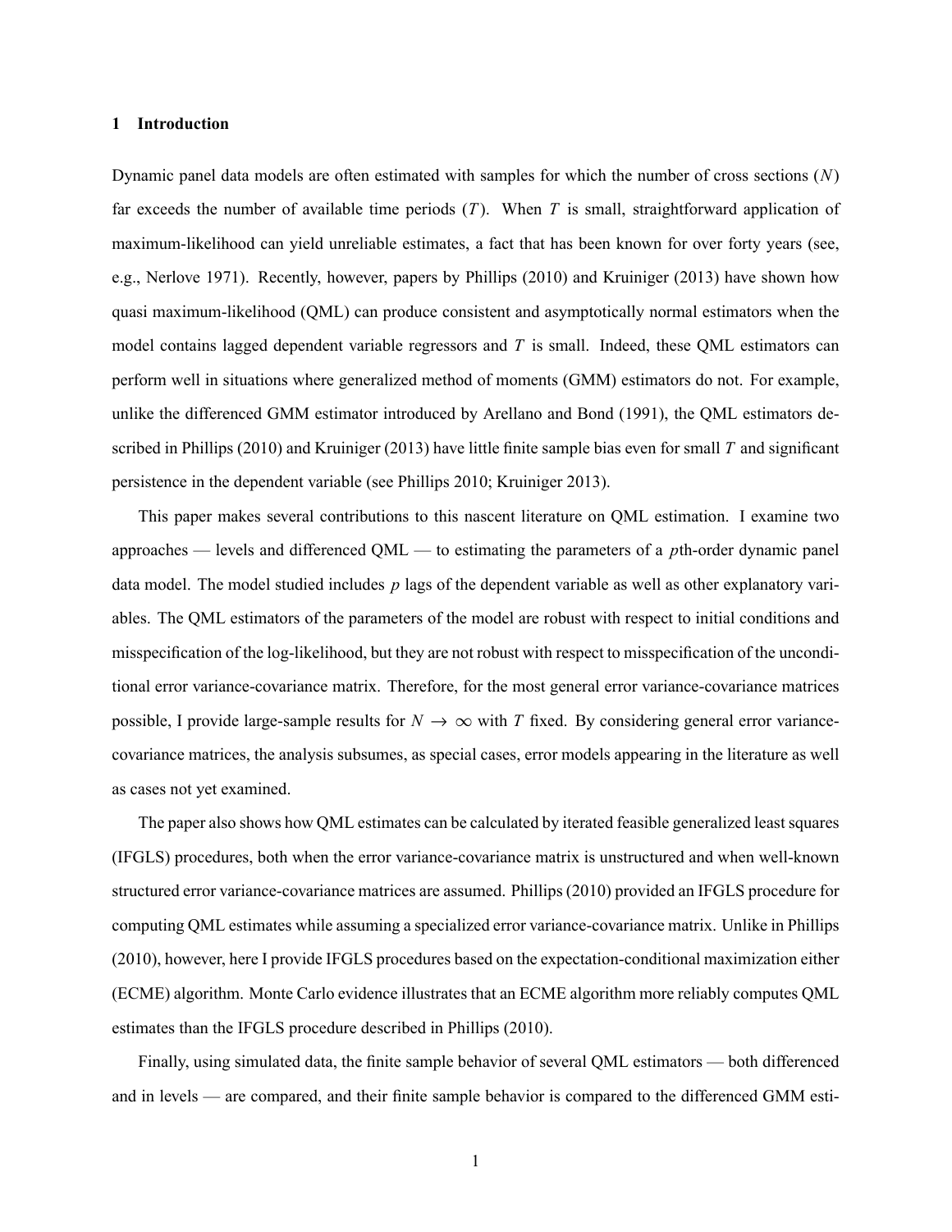## 1 Introduction

Dynamic panel data models are often estimated with samples for which the number of cross sections ($N$) far exceeds the number of available time periods ($T$). When $T$ is small, straightforward application of maximum-likelihood can yield unreliable estimates, a fact that has been known for over forty years (see, e.g., Nerlove 1971). Recently, however, papers by Phillips (2010) and Kruiniger (2013) have shown how quasi maximum-likelihood (QML) can produce consistent and asymptotically normal estimators when the model contains lagged dependent variable regressors and $T$ is small. Indeed, these QML estimators can perform well in situations where generalized method of moments (GMM) estimators do not. For example, unlike the differenced GMM estimator introduced by Arellano and Bond (1991), the QML estimators described in Phillips (2010) and Kruiniger (2013) have little finite sample bias even for small $T$ and significant persistence in the dependent variable (see Phillips 2010; Kruiniger 2013).

This paper makes several contributions to this nascent literature on QML estimation. I examine two approaches — levels and differenced QML — to estimating the parameters of a $p$th-order dynamic panel data model. The model studied includes $p$ lags of the dependent variable as well as other explanatory variables. The QML estimators of the parameters of the model are robust with respect to initial conditions and misspecification of the log-likelihood, but they are not robust with respect to misspecification of the unconditional error variance-covariance matrix. Therefore, for the most general error variance-covariance matrices possible, I provide large-sample results for $N \to \infty$ with $T$ fixed. By considering general error variance-covariance matrices, the analysis subsumes, as special cases, error models appearing in the literature as well as cases not yet examined.

The paper also shows how QML estimates can be calculated by iterated feasible generalized least squares (IFGLS) procedures, both when the error variance-covariance matrix is unstructured and when well-known structured error variance-covariance matrices are assumed. Phillips (2010) provided an IFGLS procedure for computing QML estimates while assuming a specialized error variance-covariance matrix. Unlike in Phillips (2010), however, here I provide IFGLS procedures based on the expectation-conditional maximization either (ECME) algorithm. Monte Carlo evidence illustrates that an ECME algorithm more reliably computes QML estimates than the IFGLS procedure described in Phillips (2010).

Finally, using simulated data, the finite sample behavior of several QML estimators — both differenced and in levels — are compared, and their finite sample behavior is compared to the differenced GMM esti-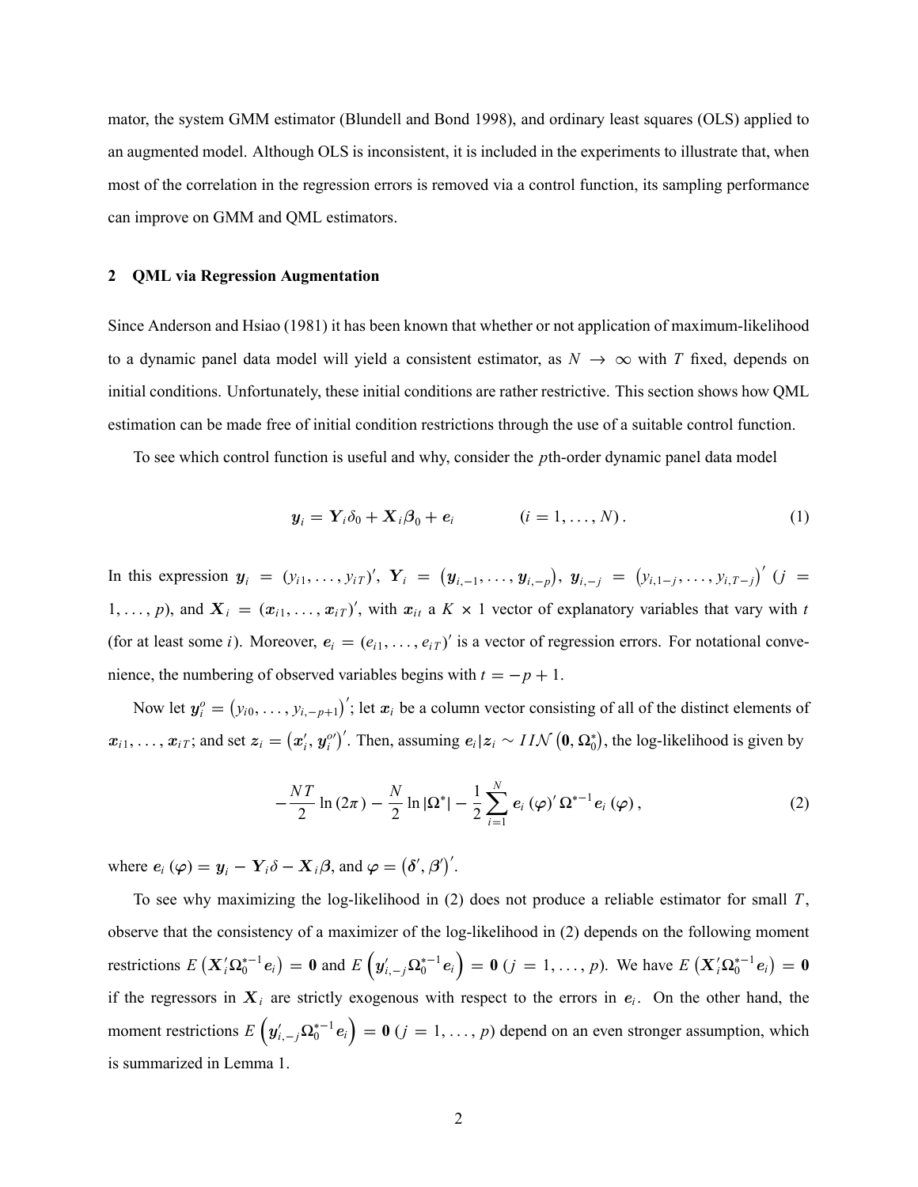mator, the system GMM estimator (Blundell and Bond 1998), and ordinary least squares (OLS) applied to an augmented model. Although OLS is inconsistent, it is included in the experiments to illustrate that, when most of the correlation in the regression errors is removed via a control function, its sampling performance can improve on GMM and QML estimators.

## 2 QML via Regression Augmentation

Since Anderson and Hsiao (1981) it has been known that whether or not application of maximum-likelihood to a dynamic panel data model will yield a consistent estimator, as $N \to \infty$ with $T$ fixed, depends on initial conditions. Unfortunately, these initial conditions are rather restrictive. This section shows how QML estimation can be made free of initial condition restrictions through the use of a suitable control function.

To see which control function is useful and why, consider the $p$th-order dynamic panel data model

$$\boldsymbol{y}_i = \boldsymbol{Y}_i \delta_0 + \boldsymbol{X}_i \boldsymbol{\beta}_0 + \boldsymbol{e}_i \qquad (i = 1, \ldots, N). \tag{1}$$

In this expression $\boldsymbol{y}_i = (y_{i1}, \ldots, y_{iT})'$, $\boldsymbol{Y}_i = \left(\boldsymbol{y}_{i,-1}, \ldots, \boldsymbol{y}_{i,-p}\right)$, $\boldsymbol{y}_{i,-j} = \left(y_{i,1-j}, \ldots, y_{i,T-j}\right)'$ ($j = 1, \ldots, p$), and $\boldsymbol{X}_i = (\boldsymbol{x}_{i1}, \ldots, \boldsymbol{x}_{iT})'$, with $\boldsymbol{x}_{it}$ a $K \times 1$ vector of explanatory variables that vary with $t$ (for at least some $i$). Moreover, $\boldsymbol{e}_i = (e_{i1}, \ldots, e_{iT})'$ is a vector of regression errors. For notational convenience, the numbering of observed variables begins with $t = -p + 1$.

Now let $\boldsymbol{y}_i^o = \left(y_{i0}, \ldots, y_{i,-p+1}\right)'$; let $\boldsymbol{x}_i$ be a column vector consisting of all of the distinct elements of $\boldsymbol{x}_{i1}, \ldots, \boldsymbol{x}_{iT}$; and set $\boldsymbol{z}_i = \left(\boldsymbol{x}_i', \boldsymbol{y}_i^{o\prime}\right)'$. Then, assuming $\boldsymbol{e}_i | \boldsymbol{z}_i \sim IIN\left(\boldsymbol{0}, \Omega_0^*\right)$, the log-likelihood is given by

$$-\frac{NT}{2} \ln(2\pi) - \frac{N}{2} \ln|\Omega^*| - \frac{1}{2} \sum_{i=1}^{N} \boldsymbol{e}_i(\boldsymbol{\varphi})' \, \Omega^{*-1} \boldsymbol{e}_i(\boldsymbol{\varphi}), \tag{2}$$

where $\boldsymbol{e}_i(\boldsymbol{\varphi}) = \boldsymbol{y}_i - \boldsymbol{Y}_i \delta - \boldsymbol{X}_i \boldsymbol{\beta}$, and $\boldsymbol{\varphi} = \left(\boldsymbol{\delta}', \boldsymbol{\beta}'\right)'$.

To see why maximizing the log-likelihood in (2) does not produce a reliable estimator for small $T$, observe that the consistency of a maximizer of the log-likelihood in (2) depends on the following moment restrictions $E\left(\boldsymbol{X}_i' \Omega_0^{*-1} \boldsymbol{e}_i\right) = \boldsymbol{0}$ and $E\left(\boldsymbol{y}_{i,-j}' \Omega_0^{*-1} \boldsymbol{e}_i\right) = \boldsymbol{0}$ ($j = 1, \ldots, p$). We have $E\left(\boldsymbol{X}_i' \Omega_0^{*-1} \boldsymbol{e}_i\right) = \boldsymbol{0}$ if the regressors in $\boldsymbol{X}_i$ are strictly exogenous with respect to the errors in $\boldsymbol{e}_i$. On the other hand, the moment restrictions $E\left(\boldsymbol{y}_{i,-j}' \Omega_0^{*-1} \boldsymbol{e}_i\right) = \boldsymbol{0}$ ($j = 1, \ldots, p$) depend on an even stronger assumption, which is summarized in Lemma 1.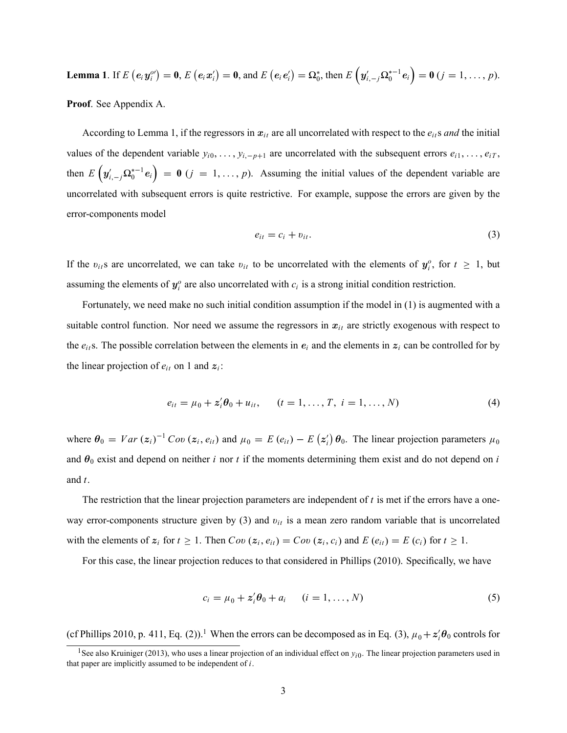**Lemma 1**. If $E\left(\boldsymbol{e}_i \boldsymbol{y}_i^{o\prime}\right) = \mathbf{0}$, $E\left(\boldsymbol{e}_i \boldsymbol{x}_i'\right) = \mathbf{0}$, and $E\left(\boldsymbol{e}_i \boldsymbol{e}_i'\right) = \Omega_0^*$, then $E\left(\boldsymbol{y}_{i,-j}' \Omega_0^{*-1} \boldsymbol{e}_i\right) = \mathbf{0}$ $(j = 1, \ldots, p)$.

**Proof**. See Appendix A.

According to Lemma 1, if the regressors in $\boldsymbol{x}_{it}$ are all uncorrelated with respect to the $e_{it}$s *and* the initial values of the dependent variable $y_{i0}, \ldots, y_{i,-p+1}$ are uncorrelated with the subsequent errors $e_{i1}, \ldots, e_{iT}$, then $E\left(\boldsymbol{y}_{i,-j}' \Omega_0^{*-1} \boldsymbol{e}_i\right) = \mathbf{0}$ $(j = 1, \ldots, p)$. Assuming the initial values of the dependent variable are uncorrelated with subsequent errors is quite restrictive. For example, suppose the errors are given by the error-components model

$$e_{it} = c_i + \upsilon_{it}. \tag{3}$$

If the $\upsilon_{it}$s are uncorrelated, we can take $\upsilon_{it}$ to be uncorrelated with the elements of $\boldsymbol{y}_i^o$, for $t \geq 1$, but assuming the elements of $\boldsymbol{y}_i^o$ are also uncorrelated with $c_i$ is a strong initial condition restriction.

Fortunately, we need make no such initial condition assumption if the model in (1) is augmented with a suitable control function. Nor need we assume the regressors in $\boldsymbol{x}_{it}$ are strictly exogenous with respect to the $e_{it}$s. The possible correlation between the elements in $\boldsymbol{e}_i$ and the elements in $\boldsymbol{z}_i$ can be controlled for by the linear projection of $e_{it}$ on 1 and $\boldsymbol{z}_i$:

$$e_{it} = \mu_0 + \boldsymbol{z}_i' \boldsymbol{\theta}_0 + u_{it}, \qquad (t = 1, \ldots, T,\ i = 1, \ldots, N) \tag{4}$$

where $\boldsymbol{\theta}_0 = Var\left(\boldsymbol{z}_i\right)^{-1} Cov\left(\boldsymbol{z}_i, e_{it}\right)$ and $\mu_0 = E\left(e_{it}\right) - E\left(\boldsymbol{z}_i'\right) \boldsymbol{\theta}_0$. The linear projection parameters $\mu_0$ and $\boldsymbol{\theta}_0$ exist and depend on neither $i$ nor $t$ if the moments determining them exist and do not depend on $i$ and $t$.

The restriction that the linear projection parameters are independent of $t$ is met if the errors have a one-way error-components structure given by (3) and $\upsilon_{it}$ is a mean zero random variable that is uncorrelated with the elements of $\boldsymbol{z}_i$ for $t \geq 1$. Then $Cov\left(\boldsymbol{z}_i, e_{it}\right) = Cov\left(\boldsymbol{z}_i, c_i\right)$ and $E\left(e_{it}\right) = E\left(c_i\right)$ for $t \geq 1$.

For this case, the linear projection reduces to that considered in Phillips (2010). Specifically, we have

$$c_i = \mu_0 + \boldsymbol{z}_i' \boldsymbol{\theta}_0 + a_i \qquad (i = 1, \ldots, N) \tag{5}$$

(cf Phillips 2010, p. 411, Eq. (2)).[1] When the errors can be decomposed as in Eq. (3), $\mu_0 + \boldsymbol{z}_i' \boldsymbol{\theta}_0$ controls for

[1] See also Kruiniger (2013), who uses a linear projection of an individual effect on $y_{i0}$. The linear projection parameters used in that paper are implicitly assumed to be independent of $i$.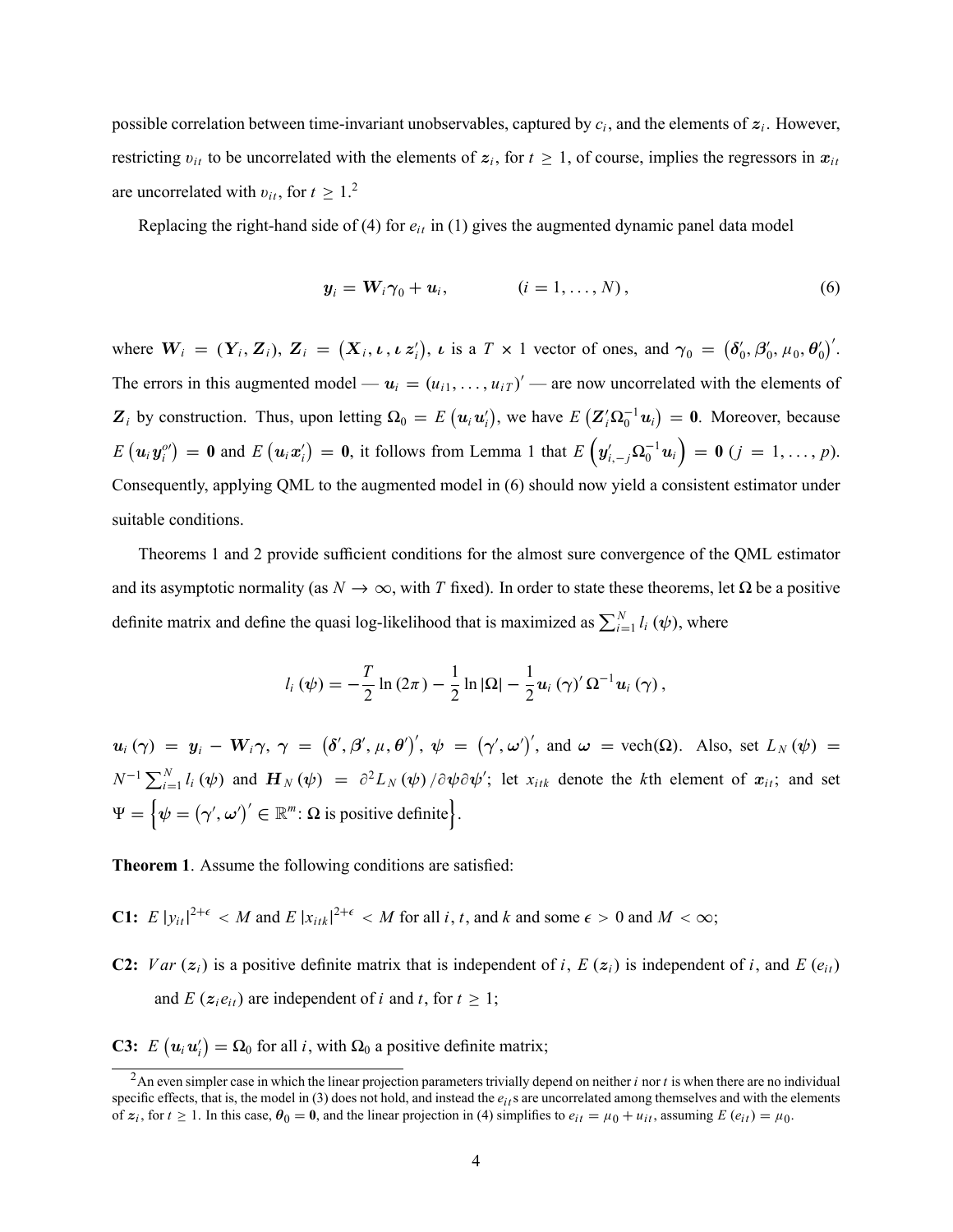possible correlation between time-invariant unobservables, captured by $c_i$, and the elements of $\boldsymbol{z}_i$. However, restricting $v_{it}$ to be uncorrelated with the elements of $\boldsymbol{z}_i$, for $t \geq 1$, of course, implies the regressors in $\boldsymbol{x}_{it}$ are uncorrelated with $v_{it}$, for $t \geq 1$.[2]

Replacing the right-hand side of (4) for $e_{it}$ in (1) gives the augmented dynamic panel data model

$$\boldsymbol{y}_i = \boldsymbol{W}_i \gamma_0 + \boldsymbol{u}_i, \qquad (i = 1, \ldots, N), \tag{6}$$

where $\boldsymbol{W}_i = (\boldsymbol{Y}_i, \boldsymbol{Z}_i)$, $\boldsymbol{Z}_i = \left(\boldsymbol{X}_i, \boldsymbol{\iota}, \boldsymbol{\iota}\, \boldsymbol{z}_i'\right)$, $\boldsymbol{\iota}$ is a $T \times 1$ vector of ones, and $\gamma_0 = \left(\boldsymbol{\delta}_0', \boldsymbol{\beta}_0', \mu_0, \boldsymbol{\theta}_0'\right)'$. The errors in this augmented model — $\boldsymbol{u}_i = (u_{i1}, \ldots, u_{iT})'$ — are now uncorrelated with the elements of $\boldsymbol{Z}_i$ by construction. Thus, upon letting $\Omega_0 = E\left(\boldsymbol{u}_i \boldsymbol{u}_i'\right)$, we have $E\left(\boldsymbol{Z}_i' \Omega_0^{-1} \boldsymbol{u}_i\right) = \boldsymbol{0}$. Moreover, because $E\left(\boldsymbol{u}_i \boldsymbol{y}_i^{o\prime}\right) = \boldsymbol{0}$ and $E\left(\boldsymbol{u}_i \boldsymbol{x}_i'\right) = \boldsymbol{0}$, it follows from Lemma 1 that $E\left(\boldsymbol{y}_{i,-j}' \Omega_0^{-1} \boldsymbol{u}_i\right) = \boldsymbol{0}$ $(j = 1, \ldots, p)$. Consequently, applying QML to the augmented model in (6) should now yield a consistent estimator under suitable conditions.

Theorems 1 and 2 provide sufficient conditions for the almost sure convergence of the QML estimator and its asymptotic normality (as $N \to \infty$, with $T$ fixed). In order to state these theorems, let $\Omega$ be a positive definite matrix and define the quasi log-likelihood that is maximized as $\sum_{i=1}^{N} l_i(\boldsymbol{\psi})$, where

$$l_i(\boldsymbol{\psi}) = -\frac{T}{2} \ln(2\pi) - \frac{1}{2} \ln |\Omega| - \frac{1}{2} \boldsymbol{u}_i(\gamma)' \Omega^{-1} \boldsymbol{u}_i(\gamma),$$

$\boldsymbol{u}_i(\gamma) = \boldsymbol{y}_i - \boldsymbol{W}_i \gamma$, $\gamma = \left(\boldsymbol{\delta}', \boldsymbol{\beta}', \mu, \boldsymbol{\theta}'\right)'$, $\boldsymbol{\psi} = \left(\gamma', \boldsymbol{\omega}'\right)'$, and $\boldsymbol{\omega} = \text{vech}(\Omega)$. Also, set $L_N(\boldsymbol{\psi}) = N^{-1} \sum_{i=1}^{N} l_i(\boldsymbol{\psi})$ and $\boldsymbol{H}_N(\boldsymbol{\psi}) = \partial^2 L_N(\boldsymbol{\psi}) / \partial \boldsymbol{\psi} \partial \boldsymbol{\psi}'$; let $x_{itk}$ denote the $k$th element of $\boldsymbol{x}_{it}$; and set $\Psi = \left\{\boldsymbol{\psi} = \left(\gamma', \boldsymbol{\omega}'\right)' \in \mathbb{R}^m \colon \Omega \text{ is positive definite}\right\}$.

**Theorem 1**. Assume the following conditions are satisfied:

**C1:** $E|y_{it}|^{2+\epsilon} < M$ and $E|x_{itk}|^{2+\epsilon} < M$ for all $i$, $t$, and $k$ and some $\epsilon > 0$ and $M < \infty$;

**C2:** $Var(\boldsymbol{z}_i)$ is a positive definite matrix that is independent of $i$, $E(\boldsymbol{z}_i)$ is independent of $i$, and $E(e_{it})$ and $E(\boldsymbol{z}_i e_{it})$ are independent of $i$ and $t$, for $t \geq 1$;

**C3:** $E\left(\boldsymbol{u}_i \boldsymbol{u}_i'\right) = \Omega_0$ for all $i$, with $\Omega_0$ a positive definite matrix;

[2] An even simpler case in which the linear projection parameters trivially depend on neither $i$ nor $t$ is when there are no individual specific effects, that is, the model in (3) does not hold, and instead the $e_{it}$s are uncorrelated among themselves and with the elements of $\boldsymbol{z}_i$, for $t \geq 1$. In this case, $\boldsymbol{\theta}_0 = \boldsymbol{0}$, and the linear projection in (4) simplifies to $e_{it} = \mu_0 + u_{it}$, assuming $E(e_{it}) = \mu_0$.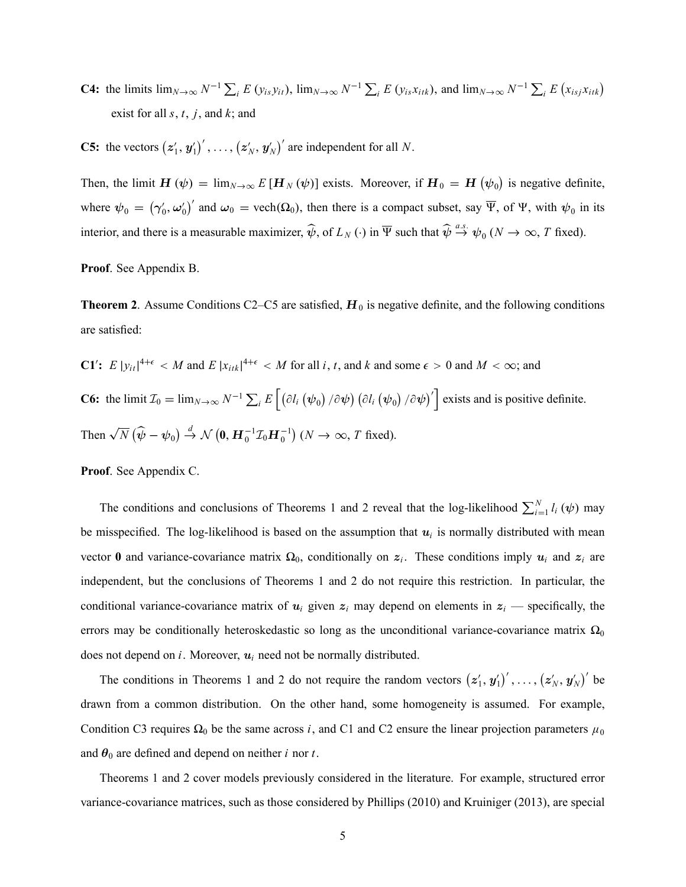**C4:** the limits $\lim_{N\to\infty} N^{-1}\sum_i E(y_{is}y_{it})$, $\lim_{N\to\infty} N^{-1}\sum_i E(y_{is}x_{itk})$, and $\lim_{N\to\infty} N^{-1}\sum_i E(x_{isj}x_{itk})$ exist for all $s$, $t$, $j$, and $k$; and

**C5:** the vectors $(\boldsymbol{z}_1', \boldsymbol{y}_1')', \ldots, (\boldsymbol{z}_N', \boldsymbol{y}_N')'$ are independent for all $N$.

Then, the limit $\boldsymbol{H}(\boldsymbol{\psi}) = \lim_{N\to\infty} E[\boldsymbol{H}_N(\boldsymbol{\psi})]$ exists. Moreover, if $\boldsymbol{H}_0 = \boldsymbol{H}(\boldsymbol{\psi}_0)$ is negative definite, where $\boldsymbol{\psi}_0 = (\boldsymbol{\gamma}_0', \boldsymbol{\omega}_0')'$ and $\boldsymbol{\omega}_0 = \text{vech}(\Omega_0)$, then there is a compact subset, say $\overline{\Psi}$, of $\Psi$, with $\boldsymbol{\psi}_0$ in its interior, and there is a measurable maximizer, $\widehat{\boldsymbol{\psi}}$, of $L_N(\cdot)$ in $\overline{\Psi}$ such that $\widehat{\boldsymbol{\psi}} \overset{a.s.}{\to} \boldsymbol{\psi}_0$ ($N\to\infty$, $T$ fixed).

**Proof**. See Appendix B.

**Theorem 2**. Assume Conditions C2–C5 are satisfied, $\boldsymbol{H}_0$ is negative definite, and the following conditions are satisfied:

**C1′:** $E|y_{it}|^{4+\epsilon} < M$ and $E|x_{itk}|^{4+\epsilon} < M$ for all $i$, $t$, and $k$ and some $\epsilon > 0$ and $M < \infty$; and

**C6:** the limit $\mathcal{I}_0 = \lim_{N\to\infty} N^{-1}\sum_i E\left[\left(\partial l_i(\boldsymbol{\psi}_0)/\partial\boldsymbol{\psi}\right)\left(\partial l_i(\boldsymbol{\psi}_0)/\partial\boldsymbol{\psi}\right)'\right]$ exists and is positive definite.

Then $\sqrt{N}\left(\widehat{\boldsymbol{\psi}} - \boldsymbol{\psi}_0\right) \overset{d}{\to} \mathcal{N}\left(\boldsymbol{0}, \boldsymbol{H}_0^{-1}\mathcal{I}_0\boldsymbol{H}_0^{-1}\right)$ ($N\to\infty$, $T$ fixed).

**Proof**. See Appendix C.

The conditions and conclusions of Theorems 1 and 2 reveal that the log-likelihood $\sum_{i=1}^{N} l_i(\boldsymbol{\psi})$ may be misspecified. The log-likelihood is based on the assumption that $\boldsymbol{u}_i$ is normally distributed with mean vector $\boldsymbol{0}$ and variance-covariance matrix $\Omega_0$, conditionally on $\boldsymbol{z}_i$. These conditions imply $\boldsymbol{u}_i$ and $\boldsymbol{z}_i$ are independent, but the conclusions of Theorems 1 and 2 do not require this restriction. In particular, the conditional variance-covariance matrix of $\boldsymbol{u}_i$ given $\boldsymbol{z}_i$ may depend on elements in $\boldsymbol{z}_i$ — specifically, the errors may be conditionally heteroskedastic so long as the unconditional variance-covariance matrix $\Omega_0$ does not depend on $i$. Moreover, $\boldsymbol{u}_i$ need not be normally distributed.

The conditions in Theorems 1 and 2 do not require the random vectors $(\boldsymbol{z}_1', \boldsymbol{y}_1')', \ldots, (\boldsymbol{z}_N', \boldsymbol{y}_N')'$ be drawn from a common distribution. On the other hand, some homogeneity is assumed. For example, Condition C3 requires $\Omega_0$ be the same across $i$, and C1 and C2 ensure the linear projection parameters $\mu_0$ and $\boldsymbol{\theta}_0$ are defined and depend on neither $i$ nor $t$.

Theorems 1 and 2 cover models previously considered in the literature. For example, structured error variance-covariance matrices, such as those considered by Phillips (2010) and Kruiniger (2013), are special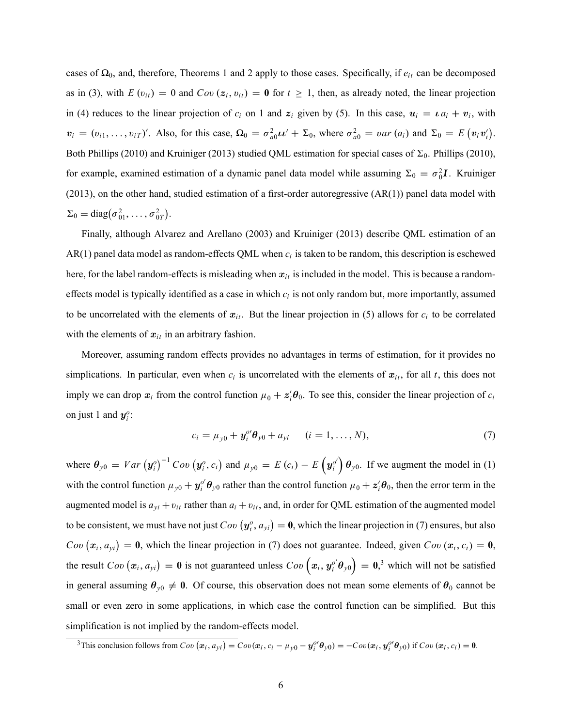cases of $\Omega_0$, and, therefore, Theorems 1 and 2 apply to those cases. Specifically, if $e_{it}$ can be decomposed as in (3), with $E(v_{it}) = 0$ and $Cov(\boldsymbol{z}_i, v_{it}) = \boldsymbol{0}$ for $t \geq 1$, then, as already noted, the linear projection in (4) reduces to the linear projection of $c_i$ on 1 and $\boldsymbol{z}_i$ given by (5). In this case, $\boldsymbol{u}_i = \boldsymbol{\iota} a_i + \boldsymbol{v}_i$, with $\boldsymbol{v}_i = (v_{i1}, \ldots, v_{iT})'$. Also, for this case, $\Omega_0 = \sigma_{a0}^2 \boldsymbol{\iota}\boldsymbol{\iota}' + \Sigma_0$, where $\sigma_{a0}^2 = var(a_i)$ and $\Sigma_0 = E(\boldsymbol{v}_i \boldsymbol{v}_i')$. Both Phillips (2010) and Kruiniger (2013) studied QML estimation for special cases of $\Sigma_0$. Phillips (2010), for example, examined estimation of a dynamic panel data model while assuming $\Sigma_0 = \sigma_0^2 \boldsymbol{I}$. Kruiniger (2013), on the other hand, studied estimation of a first-order autoregressive (AR(1)) panel data model with $\Sigma_0 = \mathrm{diag}(\sigma_{01}^2, \ldots, \sigma_{0T}^2)$.

Finally, although Alvarez and Arellano (2003) and Kruiniger (2013) describe QML estimation of an AR(1) panel data model as random-effects QML when $c_i$ is taken to be random, this description is eschewed here, for the label random-effects is misleading when $\boldsymbol{x}_{it}$ is included in the model. This is because a random-effects model is typically identified as a case in which $c_i$ is not only random but, more importantly, assumed to be uncorrelated with the elements of $\boldsymbol{x}_{it}$. But the linear projection in (5) allows for $c_i$ to be correlated with the elements of $\boldsymbol{x}_{it}$ in an arbitrary fashion.

Moreover, assuming random effects provides no advantages in terms of estimation, for it provides no simplications. In particular, even when $c_i$ is uncorrelated with the elements of $\boldsymbol{x}_{it}$, for all $t$, this does not imply we can drop $\boldsymbol{x}_i$ from the control function $\mu_0 + \boldsymbol{z}_i'\boldsymbol{\theta}_0$. To see this, consider the linear projection of $c_i$ on just 1 and $\boldsymbol{y}_i^o$:

$$c_i = \mu_{y0} + \boldsymbol{y}_i^{o\prime}\boldsymbol{\theta}_{y0} + a_{yi} \qquad (i = 1, \ldots, N), \tag{7}$$

where $\boldsymbol{\theta}_{y0} = Var(\boldsymbol{y}_i^o)^{-1} Cov(\boldsymbol{y}_i^o, c_i)$ and $\mu_{y0} = E(c_i) - E\left(\boldsymbol{y}_i^{o\prime}\right)\boldsymbol{\theta}_{y0}$. If we augment the model in (1) with the control function $\mu_{y0} + \boldsymbol{y}_i^{o\prime}\boldsymbol{\theta}_{y0}$ rather than the control function $\mu_0 + \boldsymbol{z}_i'\boldsymbol{\theta}_0$, then the error term in the augmented model is $a_{yi} + v_{it}$ rather than $a_i + v_{it}$, and, in order for QML estimation of the augmented model to be consistent, we must have not just $Cov(\boldsymbol{y}_i^o, a_{yi}) = \boldsymbol{0}$, which the linear projection in (7) ensures, but also $Cov(\boldsymbol{x}_i, a_{yi}) = \boldsymbol{0}$, which the linear projection in (7) does not guarantee. Indeed, given $Cov(\boldsymbol{x}_i, c_i) = \boldsymbol{0}$, the result $Cov(\boldsymbol{x}_i, a_{yi}) = \boldsymbol{0}$ is not guaranteed unless $Cov\left(\boldsymbol{x}_i, \boldsymbol{y}_i^{o\prime}\boldsymbol{\theta}_{y0}\right) = \boldsymbol{0}$,[3] which will not be satisfied in general assuming $\boldsymbol{\theta}_{y0} \neq \boldsymbol{0}$. Of course, this observation does not mean some elements of $\boldsymbol{\theta}_0$ cannot be small or even zero in some applications, in which case the control function can be simplified. But this simplification is not implied by the random-effects model.

[3] This conclusion follows from $Cov(\boldsymbol{x}_i, a_{yi}) = Cov(\boldsymbol{x}_i, c_i - \mu_{y0} - \boldsymbol{y}_i^{o\prime}\boldsymbol{\theta}_{y0}) = -Cov(\boldsymbol{x}_i, \boldsymbol{y}_i^{o\prime}\boldsymbol{\theta}_{y0})$ if $Cov(\boldsymbol{x}_i, c_i) = \boldsymbol{0}$.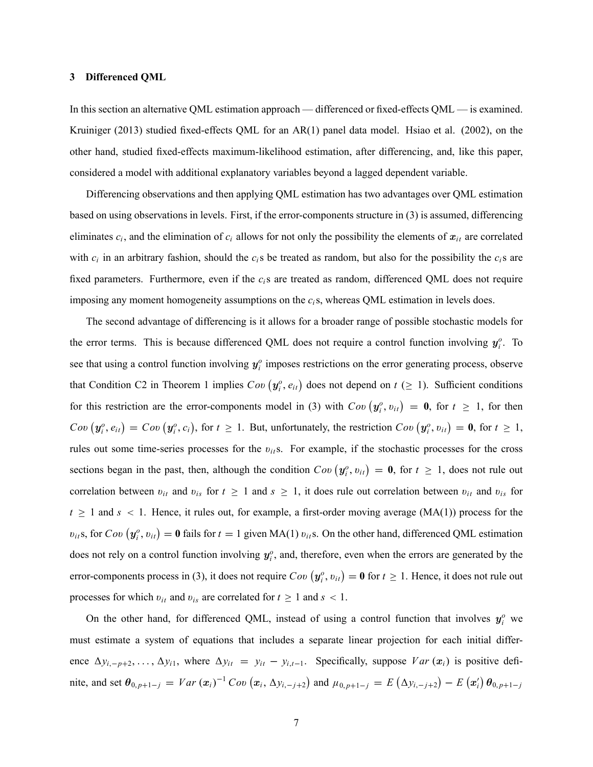## 3 Differenced QML

In this section an alternative QML estimation approach — differenced or fixed-effects QML — is examined. Kruiniger (2013) studied fixed-effects QML for an AR(1) panel data model. Hsiao et al. (2002), on the other hand, studied fixed-effects maximum-likelihood estimation, after differencing, and, like this paper, considered a model with additional explanatory variables beyond a lagged dependent variable.

Differencing observations and then applying QML estimation has two advantages over QML estimation based on using observations in levels. First, if the error-components structure in (3) is assumed, differencing eliminates $c_i$, and the elimination of $c_i$ allows for not only the possibility the elements of $\boldsymbol{x}_{it}$ are correlated with $c_i$ in an arbitrary fashion, should the $c_i$s be treated as random, but also for the possibility the $c_i$s are fixed parameters. Furthermore, even if the $c_i$s are treated as random, differenced QML does not require imposing any moment homogeneity assumptions on the $c_i$s, whereas QML estimation in levels does.

The second advantage of differencing is it allows for a broader range of possible stochastic models for the error terms. This is because differenced QML does not require a control function involving $\boldsymbol{y}_i^o$. To see that using a control function involving $\boldsymbol{y}_i^o$ imposes restrictions on the error generating process, observe that Condition C2 in Theorem 1 implies $Cov\left(\boldsymbol{y}_i^o, e_{it}\right)$ does not depend on $t$ $(\geq 1)$. Sufficient conditions for this restriction are the error-components model in (3) with $Cov\left(\boldsymbol{y}_i^o, \upsilon_{it}\right) = \boldsymbol{0}$, for $t \geq 1$, for then $Cov\left(\boldsymbol{y}_i^o, e_{it}\right) = Cov\left(\boldsymbol{y}_i^o, c_i\right)$, for $t \geq 1$. But, unfortunately, the restriction $Cov\left(\boldsymbol{y}_i^o, \upsilon_{it}\right) = \boldsymbol{0}$, for $t \geq 1$, rules out some time-series processes for the $\upsilon_{it}$s. For example, if the stochastic processes for the cross sections began in the past, then, although the condition $Cov\left(\boldsymbol{y}_i^o, \upsilon_{it}\right) = \boldsymbol{0}$, for $t \geq 1$, does not rule out correlation between $\upsilon_{it}$ and $\upsilon_{is}$ for $t \geq 1$ and $s \geq 1$, it does rule out correlation between $\upsilon_{it}$ and $\upsilon_{is}$ for $t \geq 1$ and $s < 1$. Hence, it rules out, for example, a first-order moving average (MA(1)) process for the $\upsilon_{it}$s, for $Cov\left(\boldsymbol{y}_i^o, \upsilon_{it}\right) = \boldsymbol{0}$ fails for $t = 1$ given MA(1) $\upsilon_{it}$s. On the other hand, differenced QML estimation does not rely on a control function involving $\boldsymbol{y}_i^o$, and, therefore, even when the errors are generated by the error-components process in (3), it does not require $Cov\left(\boldsymbol{y}_i^o, \upsilon_{it}\right) = \boldsymbol{0}$ for $t \geq 1$. Hence, it does not rule out processes for which $\upsilon_{it}$ and $\upsilon_{is}$ are correlated for $t \geq 1$ and $s < 1$.

On the other hand, for differenced QML, instead of using a control function that involves $\boldsymbol{y}_i^o$ we must estimate a system of equations that includes a separate linear projection for each initial difference $\Delta y_{i,-p+2}, \ldots, \Delta y_{i1}$, where $\Delta y_{it} = y_{it} - y_{i,t-1}$. Specifically, suppose $Var\left(\boldsymbol{x}_i\right)$ is positive definite, and set $\boldsymbol{\theta}_{0,p+1-j} = Var\left(\boldsymbol{x}_i\right)^{-1} Cov\left(\boldsymbol{x}_i, \Delta y_{i,-j+2}\right)$ and $\mu_{0,p+1-j} = E\left(\Delta y_{i,-j+2}\right) - E\left(\boldsymbol{x}_i'\right)\boldsymbol{\theta}_{0,p+1-j}$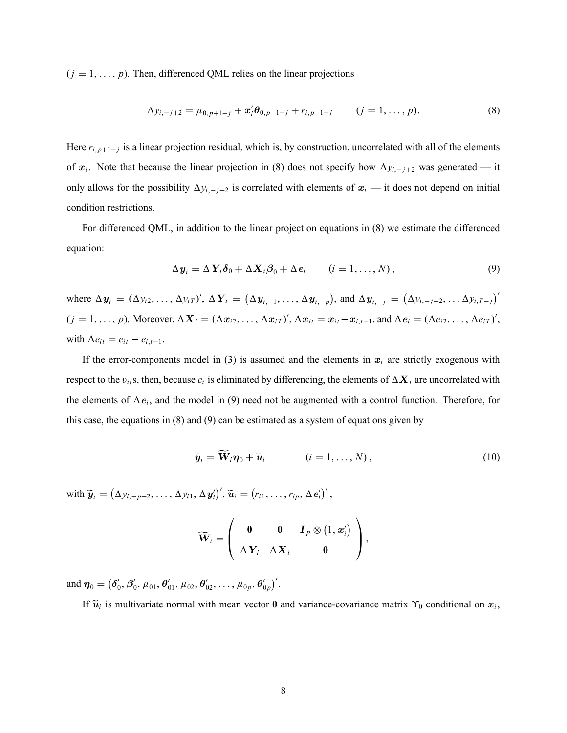($j = 1, \ldots, p$). Then, differenced QML relies on the linear projections

$$\Delta y_{i,-j+2} = \mu_{0,p+1-j} + \boldsymbol{x}_i' \boldsymbol{\theta}_{0,p+1-j} + r_{i,p+1-j} \qquad (j = 1, \ldots, p). \tag{8}$$

Here $r_{i,p+1-j}$ is a linear projection residual, which is, by construction, uncorrelated with all of the elements of $\boldsymbol{x}_i$. Note that because the linear projection in (8) does not specify how $\Delta y_{i,-j+2}$ was generated — it only allows for the possibility $\Delta y_{i,-j+2}$ is correlated with elements of $\boldsymbol{x}_i$ — it does not depend on initial condition restrictions.

For differenced QML, in addition to the linear projection equations in (8) we estimate the differenced equation:

$$\Delta \boldsymbol{y}_i = \Delta \boldsymbol{Y}_i \boldsymbol{\delta}_0 + \Delta \boldsymbol{X}_i \boldsymbol{\beta}_0 + \Delta \boldsymbol{e}_i \qquad (i = 1, \ldots, N), \tag{9}$$

where $\Delta \boldsymbol{y}_i = (\Delta y_{i2}, \ldots, \Delta y_{iT})'$, $\Delta \boldsymbol{Y}_i = \left(\Delta \boldsymbol{y}_{i,-1}, \ldots, \Delta \boldsymbol{y}_{i,-p}\right)$, and $\Delta \boldsymbol{y}_{i,-j} = \left(\Delta y_{i,-j+2}, \ldots \Delta y_{i,T-j}\right)'$ ($j = 1, \ldots, p$). Moreover, $\Delta \boldsymbol{X}_i = (\Delta \boldsymbol{x}_{i2}, \ldots, \Delta \boldsymbol{x}_{iT})'$, $\Delta \boldsymbol{x}_{it} = \boldsymbol{x}_{it} - \boldsymbol{x}_{i,t-1}$, and $\Delta \boldsymbol{e}_i = (\Delta e_{i2}, \ldots, \Delta e_{iT})'$, with $\Delta e_{it} = e_{it} - e_{i,t-1}$.

If the error-components model in (3) is assumed and the elements in $\boldsymbol{x}_i$ are strictly exogenous with respect to the $\upsilon_{it}$s, then, because $c_i$ is eliminated by differencing, the elements of $\Delta \boldsymbol{X}_i$ are uncorrelated with the elements of $\Delta \boldsymbol{e}_i$, and the model in (9) need not be augmented with a control function. Therefore, for this case, the equations in (8) and (9) can be estimated as a system of equations given by

$$\widetilde{\boldsymbol{y}}_i = \widetilde{\boldsymbol{W}}_i \boldsymbol{\eta}_0 + \widetilde{\boldsymbol{u}}_i \qquad (i = 1, \ldots, N), \tag{10}$$

with $\widetilde{\boldsymbol{y}}_i = \left(\Delta y_{i,-p+2}, \ldots, \Delta y_{i1}, \Delta \boldsymbol{y}_i'\right)'$, $\widetilde{\boldsymbol{u}}_i = \left(r_{i1}, \ldots, r_{ip}, \Delta \boldsymbol{e}_i'\right)'$,

$$\widetilde{\boldsymbol{W}}_i = \begin{pmatrix} \boldsymbol{0} & \boldsymbol{0} & \boldsymbol{I}_p \otimes \left(1, \boldsymbol{x}_i'\right) \\ \Delta \boldsymbol{Y}_i & \Delta \boldsymbol{X}_i & \boldsymbol{0} \end{pmatrix},$$

and $\boldsymbol{\eta}_0 = \left(\boldsymbol{\delta}_0', \boldsymbol{\beta}_0', \mu_{01}, \boldsymbol{\theta}_{01}', \mu_{02}, \boldsymbol{\theta}_{02}', \ldots, \mu_{0p}, \boldsymbol{\theta}_{0p}'\right)'$.

If $\widetilde{\boldsymbol{u}}_i$ is multivariate normal with mean vector $\boldsymbol{0}$ and variance-covariance matrix $\Upsilon_0$ conditional on $\boldsymbol{x}_i$,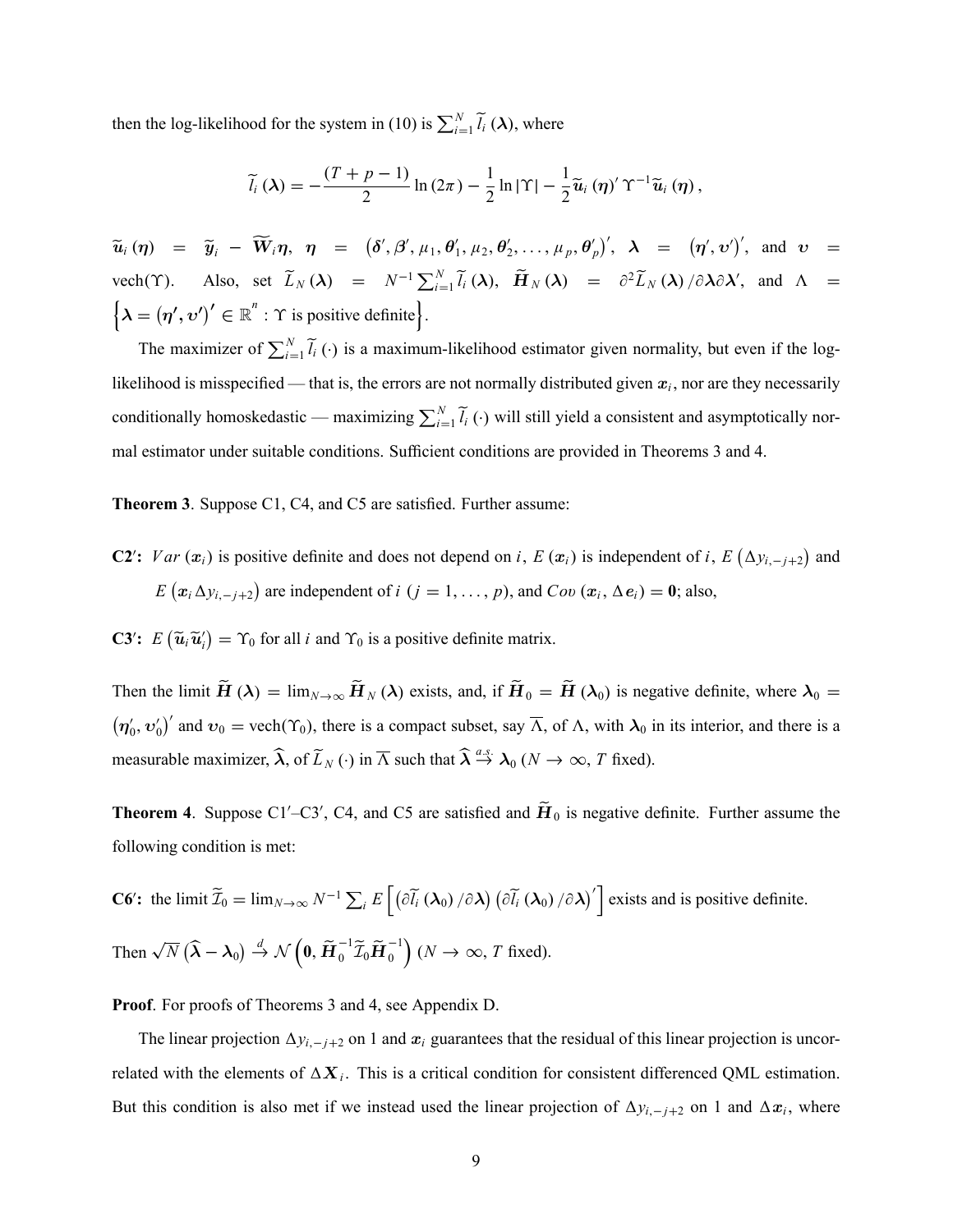then the log-likelihood for the system in (10) is $\sum_{i=1}^{N} \widetilde{l}_i(\boldsymbol{\lambda})$, where

$$\widetilde{l}_i(\boldsymbol{\lambda}) = -\frac{(T+p-1)}{2}\ln(2\pi) - \frac{1}{2}\ln|\Upsilon| - \frac{1}{2}\widetilde{\boldsymbol{u}}_i(\boldsymbol{\eta})' \Upsilon^{-1} \widetilde{\boldsymbol{u}}_i(\boldsymbol{\eta}),$$

$\widetilde{\boldsymbol{u}}_i(\boldsymbol{\eta}) = \widetilde{\boldsymbol{y}}_i - \widetilde{\boldsymbol{W}}_i \boldsymbol{\eta}$, $\boldsymbol{\eta} = (\boldsymbol{\delta}', \boldsymbol{\beta}', \mu_1, \boldsymbol{\theta}_1', \mu_2, \boldsymbol{\theta}_2', \ldots, \mu_p, \boldsymbol{\theta}_p')'$, $\boldsymbol{\lambda} = (\boldsymbol{\eta}', \boldsymbol{\upsilon}')'$, and $\boldsymbol{\upsilon} = \text{vech}(\Upsilon)$. Also, set $\widetilde{L}_N(\boldsymbol{\lambda}) = N^{-1}\sum_{i=1}^{N} \widetilde{l}_i(\boldsymbol{\lambda})$, $\widetilde{\boldsymbol{H}}_N(\boldsymbol{\lambda}) = \partial^2 \widetilde{L}_N(\boldsymbol{\lambda}) / \partial\boldsymbol{\lambda}\partial\boldsymbol{\lambda}'$, and $\Lambda = \left\{\boldsymbol{\lambda} = (\boldsymbol{\eta}', \boldsymbol{\upsilon}')' \in \mathbb{R}^n : \Upsilon \text{ is positive definite}\right\}$.

The maximizer of $\sum_{i=1}^{N} \widetilde{l}_i(\cdot)$ is a maximum-likelihood estimator given normality, but even if the log-likelihood is misspecified — that is, the errors are not normally distributed given $\boldsymbol{x}_i$, nor are they necessarily conditionally homoskedastic — maximizing $\sum_{i=1}^{N} \widetilde{l}_i(\cdot)$ will still yield a consistent and asymptotically normal estimator under suitable conditions. Sufficient conditions are provided in Theorems 3 and 4.

**Theorem 3**. Suppose C1, C4, and C5 are satisfied. Further assume:

**C2′:** $Var(\boldsymbol{x}_i)$ is positive definite and does not depend on $i$, $E(\boldsymbol{x}_i)$ is independent of $i$, $E(\Delta y_{i,-j+2})$ and $E(\boldsymbol{x}_i \Delta y_{i,-j+2})$ are independent of $i$ $(j = 1, \ldots, p)$, and $Cov(\boldsymbol{x}_i, \Delta \boldsymbol{e}_i) = \boldsymbol{0}$; also,

**C3′:** $E(\widetilde{\boldsymbol{u}}_i \widetilde{\boldsymbol{u}}_i') = \Upsilon_0$ for all $i$ and $\Upsilon_0$ is a positive definite matrix.

Then the limit $\widetilde{\boldsymbol{H}}(\boldsymbol{\lambda}) = \lim_{N\to\infty} \widetilde{\boldsymbol{H}}_N(\boldsymbol{\lambda})$ exists, and, if $\widetilde{\boldsymbol{H}}_0 = \widetilde{\boldsymbol{H}}(\boldsymbol{\lambda}_0)$ is negative definite, where $\boldsymbol{\lambda}_0 = (\boldsymbol{\eta}_0', \boldsymbol{\upsilon}_0')'$ and $\boldsymbol{\upsilon}_0 = \text{vech}(\Upsilon_0)$, there is a compact subset, say $\overline{\Lambda}$, of $\Lambda$, with $\boldsymbol{\lambda}_0$ in its interior, and there is a measurable maximizer, $\widehat{\boldsymbol{\lambda}}$, of $\widetilde{L}_N(\cdot)$ in $\overline{\Lambda}$ such that $\widehat{\boldsymbol{\lambda}} \stackrel{a.s.}{\to} \boldsymbol{\lambda}_0$ ($N \to \infty$, $T$ fixed).

**Theorem 4**. Suppose C1′–C3′, C4, and C5 are satisfied and $\widetilde{\boldsymbol{H}}_0$ is negative definite. Further assume the following condition is met:

**C6′:** the limit $\widetilde{\mathcal{I}}_0 = \lim_{N\to\infty} N^{-1}\sum_i E\left[\left(\partial \widetilde{l}_i(\boldsymbol{\lambda}_0)/\partial\boldsymbol{\lambda}\right)\left(\partial \widetilde{l}_i(\boldsymbol{\lambda}_0)/\partial\boldsymbol{\lambda}\right)'\right]$ exists and is positive definite.

Then $\sqrt{N}\left(\widehat{\boldsymbol{\lambda}} - \boldsymbol{\lambda}_0\right) \stackrel{d}{\to} \mathcal{N}\left(\boldsymbol{0}, \widetilde{\boldsymbol{H}}_0^{-1} \widetilde{\mathcal{I}}_0 \widetilde{\boldsymbol{H}}_0^{-1}\right)$ ($N \to \infty$, $T$ fixed).

**Proof**. For proofs of Theorems 3 and 4, see Appendix D.

The linear projection $\Delta y_{i,-j+2}$ on 1 and $\boldsymbol{x}_i$ guarantees that the residual of this linear projection is uncorrelated with the elements of $\Delta \boldsymbol{X}_i$. This is a critical condition for consistent differenced QML estimation. But this condition is also met if we instead used the linear projection of $\Delta y_{i,-j+2}$ on 1 and $\Delta \boldsymbol{x}_i$, where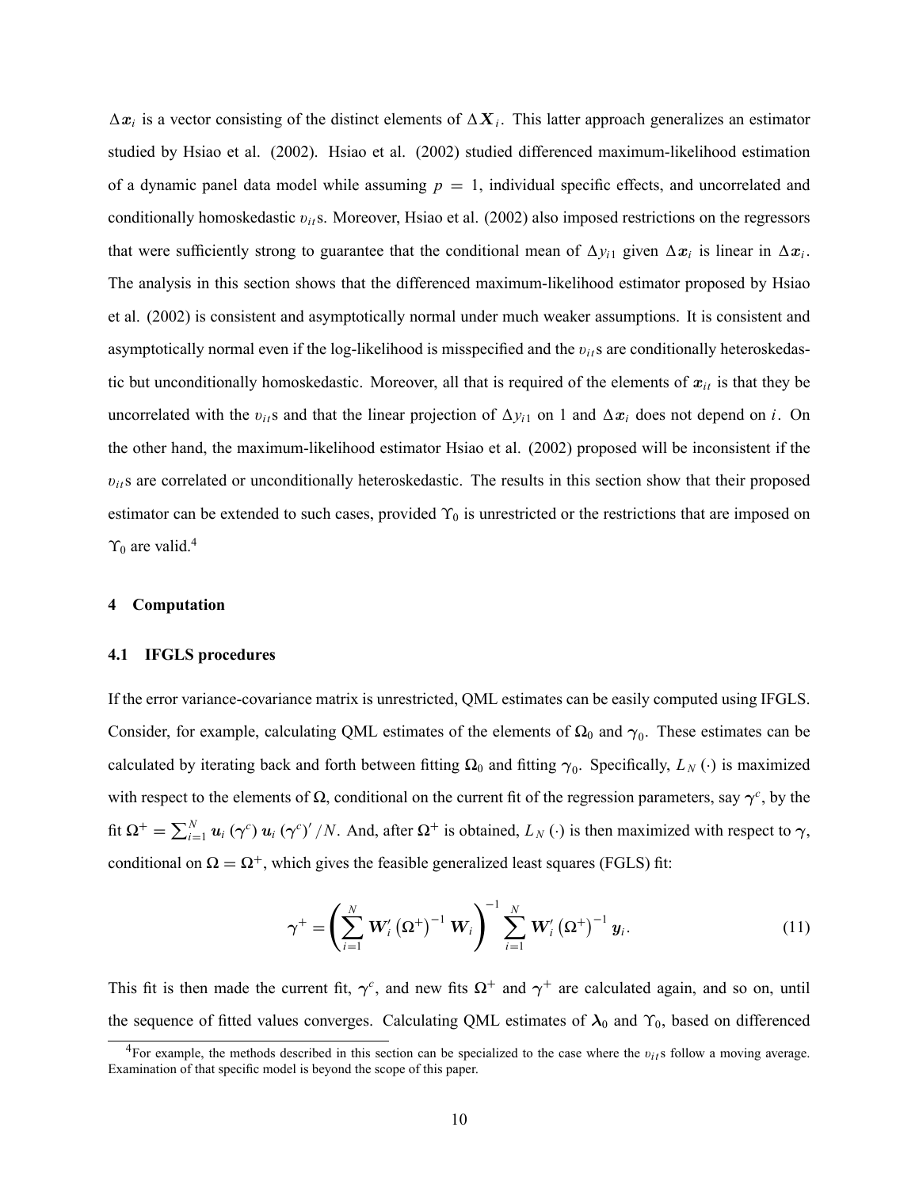$\Delta \boldsymbol{x}_i$ is a vector consisting of the distinct elements of $\Delta \boldsymbol{X}_i$. This latter approach generalizes an estimator studied by Hsiao et al. (2002). Hsiao et al. (2002) studied differenced maximum-likelihood estimation of a dynamic panel data model while assuming $p = 1$, individual specific effects, and uncorrelated and conditionally homoskedastic $\upsilon_{it}$s. Moreover, Hsiao et al. (2002) also imposed restrictions on the regressors that were sufficiently strong to guarantee that the conditional mean of $\Delta y_{i1}$ given $\Delta \boldsymbol{x}_i$ is linear in $\Delta \boldsymbol{x}_i$. The analysis in this section shows that the differenced maximum-likelihood estimator proposed by Hsiao et al. (2002) is consistent and asymptotically normal under much weaker assumptions. It is consistent and asymptotically normal even if the log-likelihood is misspecified and the $\upsilon_{it}$s are conditionally heteroskedastic but unconditionally homoskedastic. Moreover, all that is required of the elements of $\boldsymbol{x}_{it}$ is that they be uncorrelated with the $\upsilon_{it}$s and that the linear projection of $\Delta y_{i1}$ on 1 and $\Delta \boldsymbol{x}_i$ does not depend on $i$. On the other hand, the maximum-likelihood estimator Hsiao et al. (2002) proposed will be inconsistent if the $\upsilon_{it}$s are correlated or unconditionally heteroskedastic. The results in this section show that their proposed estimator can be extended to such cases, provided $\Upsilon_0$ is unrestricted or the restrictions that are imposed on $\Upsilon_0$ are valid.[4]

## 4 Computation

### 4.1 IFGLS procedures

If the error variance-covariance matrix is unrestricted, QML estimates can be easily computed using IFGLS. Consider, for example, calculating QML estimates of the elements of $\boldsymbol{\Omega}_0$ and $\boldsymbol{\gamma}_0$. These estimates can be calculated by iterating back and forth between fitting $\boldsymbol{\Omega}_0$ and fitting $\boldsymbol{\gamma}_0$. Specifically, $L_N(\cdot)$ is maximized with respect to the elements of $\boldsymbol{\Omega}$, conditional on the current fit of the regression parameters, say $\boldsymbol{\gamma}^c$, by the fit $\boldsymbol{\Omega}^+ = \sum_{i=1}^{N} \boldsymbol{u}_i(\boldsymbol{\gamma}^c)\, \boldsymbol{u}_i(\boldsymbol{\gamma}^c)'/N$. And, after $\boldsymbol{\Omega}^+$ is obtained, $L_N(\cdot)$ is then maximized with respect to $\boldsymbol{\gamma}$, conditional on $\boldsymbol{\Omega} = \boldsymbol{\Omega}^+$, which gives the feasible generalized least squares (FGLS) fit:

$$\boldsymbol{\gamma}^+ = \left( \sum_{i=1}^{N} \boldsymbol{W}_i' \left(\boldsymbol{\Omega}^+\right)^{-1} \boldsymbol{W}_i \right)^{-1} \sum_{i=1}^{N} \boldsymbol{W}_i' \left(\boldsymbol{\Omega}^+\right)^{-1} \boldsymbol{y}_i. \tag{11}$$

This fit is then made the current fit, $\boldsymbol{\gamma}^c$, and new fits $\boldsymbol{\Omega}^+$ and $\boldsymbol{\gamma}^+$ are calculated again, and so on, until the sequence of fitted values converges. Calculating QML estimates of $\boldsymbol{\lambda}_0$ and $\Upsilon_0$, based on differenced

[4] For example, the methods described in this section can be specialized to the case where the $\upsilon_{it}$s follow a moving average. Examination of that specific model is beyond the scope of this paper.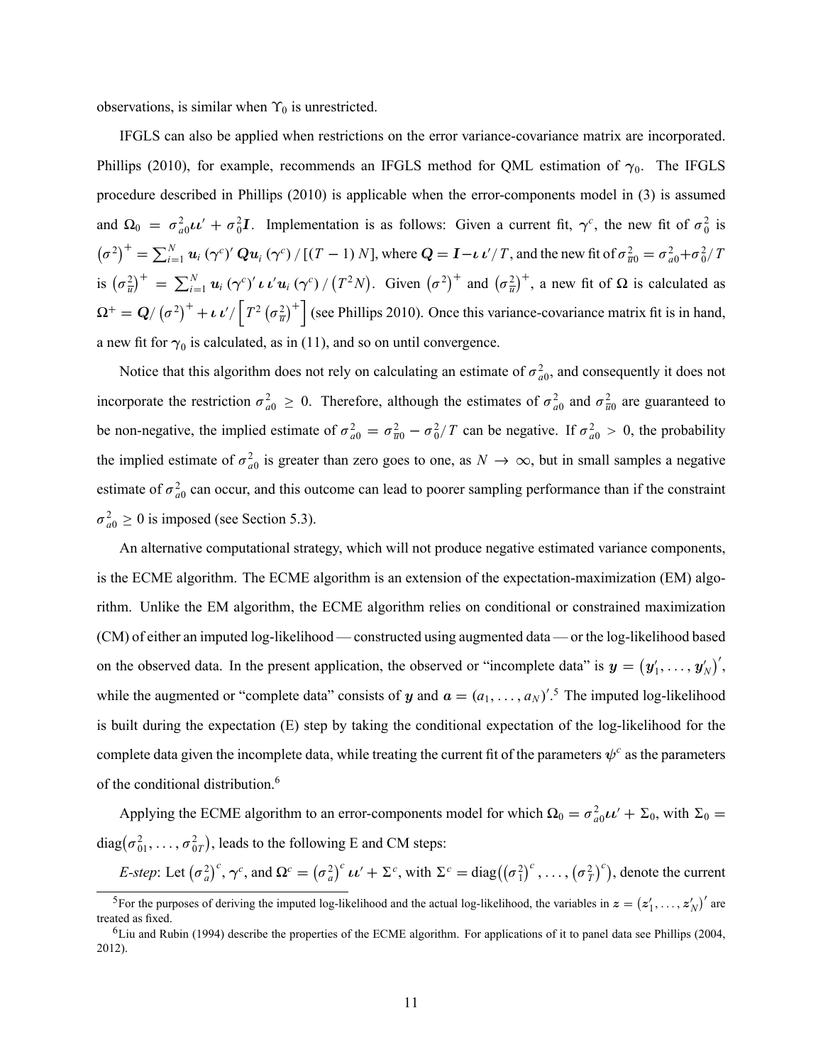observations, is similar when $\Upsilon_0$ is unrestricted.

IFGLS can also be applied when restrictions on the error variance-covariance matrix are incorporated. Phillips (2010), for example, recommends an IFGLS method for QML estimation of $\boldsymbol{\gamma}_0$. The IFGLS procedure described in Phillips (2010) is applicable when the error-components model in (3) is assumed and $\boldsymbol{\Omega}_0 = \sigma_{a0}^2 \boldsymbol{\iota}\boldsymbol{\iota}' + \sigma_0^2 \boldsymbol{I}$. Implementation is as follows: Given a current fit, $\boldsymbol{\gamma}^c$, the new fit of $\sigma_0^2$ is $\left(\sigma^2\right)^+ = \sum_{i=1}^N \boldsymbol{u}_i\left(\boldsymbol{\gamma}^c\right)' \boldsymbol{Q} \boldsymbol{u}_i\left(\boldsymbol{\gamma}^c\right) / \left[(T-1)N\right]$, where $\boldsymbol{Q} = \boldsymbol{I} - \boldsymbol{\iota}\boldsymbol{\iota}'/T$, and the new fit of $\sigma_{\bar{u}0}^2 = \sigma_{a0}^2 + \sigma_0^2/T$ is $\left(\sigma_{\bar{u}}^2\right)^+ = \sum_{i=1}^N \boldsymbol{u}_i\left(\boldsymbol{\gamma}^c\right)' \boldsymbol{\iota}\boldsymbol{\iota}' \boldsymbol{u}_i\left(\boldsymbol{\gamma}^c\right) / \left(T^2 N\right)$. Given $\left(\sigma^2\right)^+$ and $\left(\sigma_{\bar{u}}^2\right)^+$, a new fit of $\boldsymbol{\Omega}$ is calculated as $\boldsymbol{\Omega}^+ = \boldsymbol{Q}/\left(\sigma^2\right)^+ + \boldsymbol{\iota}\boldsymbol{\iota}'/\left[T^2\left(\sigma_{\bar{u}}^2\right)^+\right]$ (see Phillips 2010). Once this variance-covariance matrix fit is in hand, a new fit for $\boldsymbol{\gamma}_0$ is calculated, as in (11), and so on until convergence.

Notice that this algorithm does not rely on calculating an estimate of $\sigma_{a0}^2$, and consequently it does not incorporate the restriction $\sigma_{a0}^2 \geq 0$. Therefore, although the estimates of $\sigma_{a0}^2$ and $\sigma_{\bar{u}0}^2$ are guaranteed to be non-negative, the implied estimate of $\sigma_{a0}^2 = \sigma_{\bar{u}0}^2 - \sigma_0^2/T$ can be negative. If $\sigma_{a0}^2 > 0$, the probability the implied estimate of $\sigma_{a0}^2$ is greater than zero goes to one, as $N \to \infty$, but in small samples a negative estimate of $\sigma_{a0}^2$ can occur, and this outcome can lead to poorer sampling performance than if the constraint $\sigma_{a0}^2 \geq 0$ is imposed (see Section 5.3).

An alternative computational strategy, which will not produce negative estimated variance components, is the ECME algorithm. The ECME algorithm is an extension of the expectation-maximization (EM) algorithm. Unlike the EM algorithm, the ECME algorithm relies on conditional or constrained maximization (CM) of either an imputed log-likelihood — constructed using augmented data — or the log-likelihood based on the observed data. In the present application, the observed or "incomplete data" is $\boldsymbol{y} = \left(\boldsymbol{y}_1', \ldots, \boldsymbol{y}_N'\right)'$, while the augmented or "complete data" consists of $\boldsymbol{y}$ and $\boldsymbol{a} = (a_1, \ldots, a_N)'$.[5] The imputed log-likelihood is built during the expectation (E) step by taking the conditional expectation of the log-likelihood for the complete data given the incomplete data, while treating the current fit of the parameters $\boldsymbol{\psi}^c$ as the parameters of the conditional distribution.[6]

Applying the ECME algorithm to an error-components model for which $\Omega_0 = \sigma_{a0}^2 \boldsymbol{\iota}\boldsymbol{\iota}' + \Sigma_0$, with $\Sigma_0 = \text{diag}\left(\sigma_{01}^2, \ldots, \sigma_{0T}^2\right)$, leads to the following E and CM steps:

*E-step*: Let $\left(\sigma_a^2\right)^c$, $\boldsymbol{\gamma}^c$, and $\Omega^c = \left(\sigma_a^2\right)^c \boldsymbol{\iota}\boldsymbol{\iota}' + \Sigma^c$, with $\Sigma^c = \text{diag}\left(\left(\sigma_1^2\right)^c, \ldots, \left(\sigma_T^2\right)^c\right)$, denote the current

[5] For the purposes of deriving the imputed log-likelihood and the actual log-likelihood, the variables in $\boldsymbol{z} = \left(\boldsymbol{z}_1', \ldots, \boldsymbol{z}_N'\right)'$ are treated as fixed.

[6] Liu and Rubin (1994) describe the properties of the ECME algorithm. For applications of it to panel data see Phillips (2004, 2012).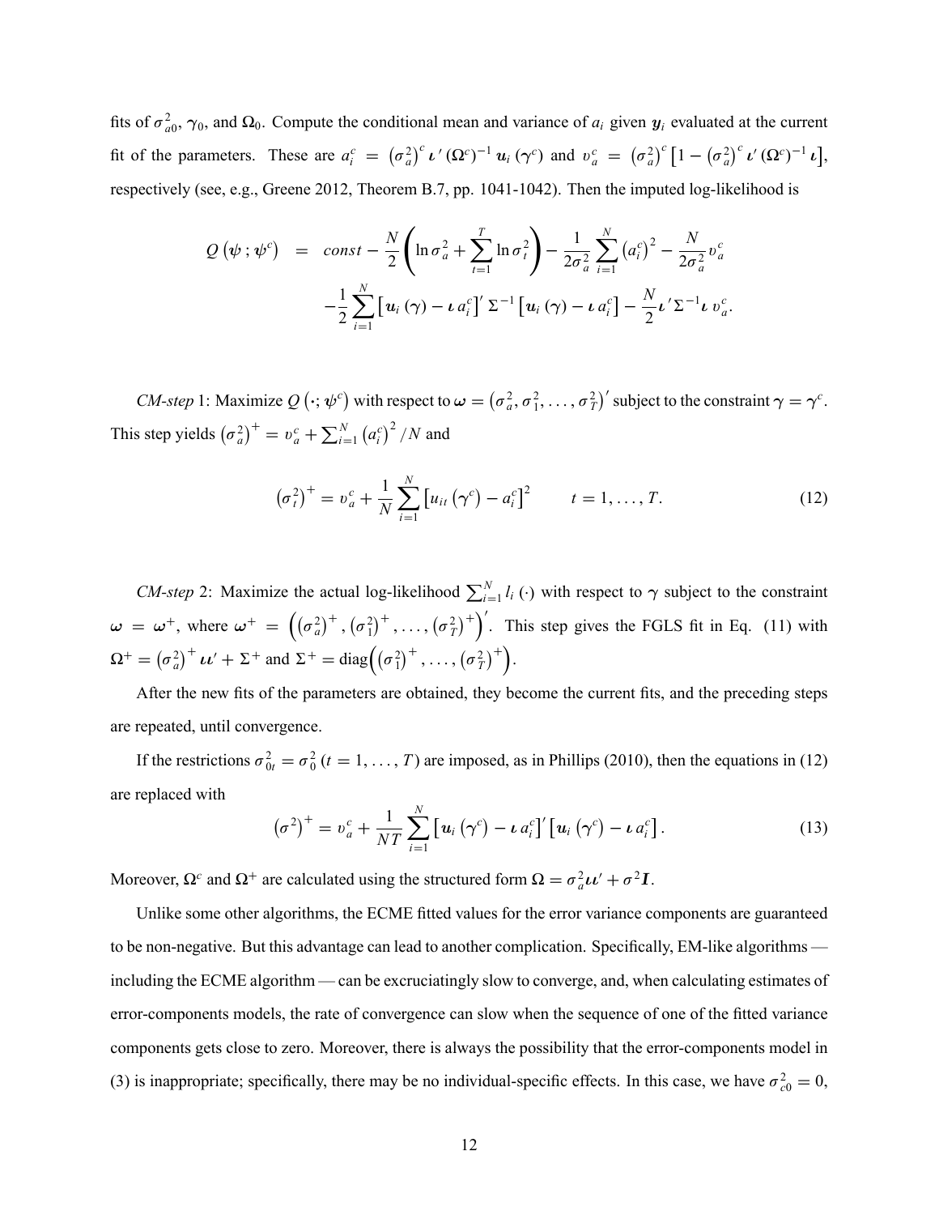fits of $\sigma^2_{a0}$, $\gamma_0$, and $\Omega_0$. Compute the conditional mean and variance of $a_i$ given $\boldsymbol{y}_i$ evaluated at the current fit of the parameters. These are $a_i^c = \left(\sigma_a^2\right)^c \boldsymbol{\iota}' \left(\Omega^c\right)^{-1} \boldsymbol{u}_i\left(\gamma^c\right)$ and $\upsilon_a^c = \left(\sigma_a^2\right)^c \left[1 - \left(\sigma_a^2\right)^c \boldsymbol{\iota}' \left(\Omega^c\right)^{-1} \boldsymbol{\iota}\right]$, respectively (see, e.g., Greene 2012, Theorem B.7, pp. 1041-1042). Then the imputed log-likelihood is

$$
\begin{aligned}
Q\left(\boldsymbol{\psi}\,;\boldsymbol{\psi}^c\right) &= const - \frac{N}{2}\left(\ln \sigma_a^2 + \sum_{t=1}^{T} \ln \sigma_t^2\right) - \frac{1}{2\sigma_a^2}\sum_{i=1}^{N}\left(a_i^c\right)^2 - \frac{N}{2\sigma_a^2}\upsilon_a^c \\
&\quad - \frac{1}{2}\sum_{i=1}^{N}\left[\boldsymbol{u}_i\left(\gamma\right) - \boldsymbol{\iota}\, a_i^c\right]' \Sigma^{-1}\left[\boldsymbol{u}_i\left(\gamma\right) - \boldsymbol{\iota}\, a_i^c\right] - \frac{N}{2}\boldsymbol{\iota}'\Sigma^{-1}\boldsymbol{\iota}\,\upsilon_a^c.
\end{aligned}
$$

*CM-step* 1: Maximize $Q\left(\cdot;\boldsymbol{\psi}^c\right)$ with respect to $\boldsymbol{\omega} = \left(\sigma_a^2, \sigma_1^2, \ldots, \sigma_T^2\right)'$ subject to the constraint $\boldsymbol{\gamma} = \boldsymbol{\gamma}^c$. This step yields $\left(\sigma_a^2\right)^+ = \upsilon_a^c + \sum_{i=1}^{N}\left(a_i^c\right)^2/N$ and

$$
\left(\sigma_t^2\right)^+ = \upsilon_a^c + \frac{1}{N}\sum_{i=1}^{N}\left[u_{it}\left(\gamma^c\right) - a_i^c\right]^2 \qquad t = 1, \ldots, T. \tag{12}
$$

*CM-step* 2: Maximize the actual log-likelihood $\sum_{i=1}^{N} l_i\left(\cdot\right)$ with respect to $\boldsymbol{\gamma}$ subject to the constraint $\boldsymbol{\omega} = \boldsymbol{\omega}^+$, where $\boldsymbol{\omega}^+ = \left(\left(\sigma_a^2\right)^+, \left(\sigma_1^2\right)^+, \ldots, \left(\sigma_T^2\right)^+\right)'$. This step gives the FGLS fit in Eq. (11) with $\Omega^+ = \left(\sigma_a^2\right)^+ \boldsymbol{\iota}\boldsymbol{\iota}' + \Sigma^+$ and $\Sigma^+ = \operatorname{diag}\left(\left(\sigma_1^2\right)^+, \ldots, \left(\sigma_T^2\right)^+\right)$.

After the new fits of the parameters are obtained, they become the current fits, and the preceding steps are repeated, until convergence.

If the restrictions $\sigma_{0t}^2 = \sigma_0^2$ $(t = 1, \ldots, T)$ are imposed, as in Phillips (2010), then the equations in (12) are replaced with

$$
\left(\sigma^2\right)^+ = \upsilon_a^c + \frac{1}{NT}\sum_{i=1}^{N}\left[\boldsymbol{u}_i\left(\gamma^c\right) - \boldsymbol{\iota}\, a_i^c\right]'\left[\boldsymbol{u}_i\left(\gamma^c\right) - \boldsymbol{\iota}\, a_i^c\right]. \tag{13}
$$

Moreover, $\Omega^c$ and $\Omega^+$ are calculated using the structured form $\Omega = \sigma_a^2\boldsymbol{\iota}\boldsymbol{\iota}' + \sigma^2\boldsymbol{I}$.

Unlike some other algorithms, the ECME fitted values for the error variance components are guaranteed to be non-negative. But this advantage can lead to another complication. Specifically, EM-like algorithms — including the ECME algorithm — can be excruciatingly slow to converge, and, when calculating estimates of error-components models, the rate of convergence can slow when the sequence of one of the fitted variance components gets close to zero. Moreover, there is always the possibility that the error-components model in (3) is inappropriate; specifically, there may be no individual-specific effects. In this case, we have $\sigma_{c0}^2 = 0$,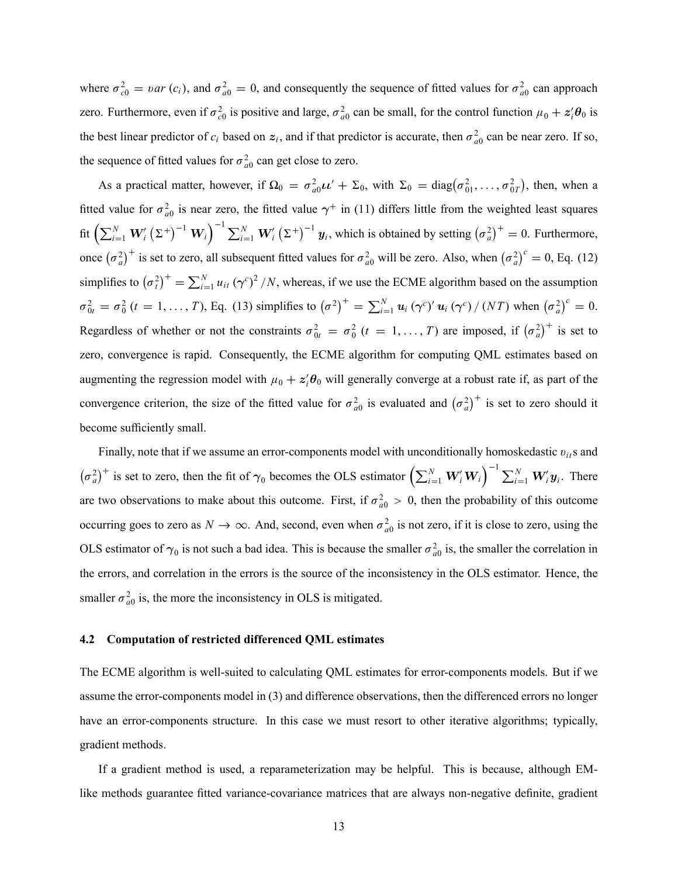where $\sigma_{c0}^2 = var(c_i)$, and $\sigma_{a0}^2 = 0$, and consequently the sequence of fitted values for $\sigma_{a0}^2$ can approach zero. Furthermore, even if $\sigma_{c0}^2$ is positive and large, $\sigma_{a0}^2$ can be small, for the control function $\mu_0 + \boldsymbol{z}_i'\boldsymbol{\theta}_0$ is the best linear predictor of $c_i$ based on $\boldsymbol{z}_i$, and if that predictor is accurate, then $\sigma_{a0}^2$ can be near zero. If so, the sequence of fitted values for $\sigma_{a0}^2$ can get close to zero.

As a practical matter, however, if $\Omega_0 = \sigma_{a0}^2 \boldsymbol{\iota}\boldsymbol{\iota}' + \Sigma_0$, with $\Sigma_0 = \text{diag}(\sigma_{01}^2, \ldots, \sigma_{0T}^2)$, then, when a fitted value for $\sigma_{a0}^2$ is near zero, the fitted value $\boldsymbol{\gamma}^+$ in (11) differs little from the weighted least squares fit $\left(\sum_{i=1}^N \boldsymbol{W}_i' \left(\Sigma^+\right)^{-1} \boldsymbol{W}_i\right)^{-1} \sum_{i=1}^N \boldsymbol{W}_i' \left(\Sigma^+\right)^{-1} \boldsymbol{y}_i$, which is obtained by setting $\left(\sigma_a^2\right)^+ = 0$. Furthermore, once $\left(\sigma_a^2\right)^+$ is set to zero, all subsequent fitted values for $\sigma_{a0}^2$ will be zero. Also, when $\left(\sigma_a^2\right)^c = 0$, Eq. (12) simplifies to $\left(\sigma_t^2\right)^+ = \sum_{i=1}^N u_{it} \left(\boldsymbol{\gamma}^c\right)^2 / N$, whereas, if we use the ECME algorithm based on the assumption $\sigma_{0t}^2 = \sigma_0^2$ $(t = 1, \ldots, T)$, Eq. (13) simplifies to $\left(\sigma^2\right)^+ = \sum_{i=1}^N \boldsymbol{u}_i \left(\boldsymbol{\gamma}^c\right)' \boldsymbol{u}_i \left(\boldsymbol{\gamma}^c\right) / (NT)$ when $\left(\sigma_a^2\right)^c = 0$. Regardless of whether or not the constraints $\sigma_{0t}^2 = \sigma_0^2$ $(t = 1, \ldots, T)$ are imposed, if $\left(\sigma_a^2\right)^+$ is set to zero, convergence is rapid. Consequently, the ECME algorithm for computing QML estimates based on augmenting the regression model with $\mu_0 + \boldsymbol{z}_i'\boldsymbol{\theta}_0$ will generally converge at a robust rate if, as part of the convergence criterion, the size of the fitted value for $\sigma_{a0}^2$ is evaluated and $\left(\sigma_a^2\right)^+$ is set to zero should it become sufficiently small.

Finally, note that if we assume an error-components model with unconditionally homoskedastic $v_{it}$s and $\left(\sigma_a^2\right)^+$ is set to zero, then the fit of $\boldsymbol{\gamma}_0$ becomes the OLS estimator $\left(\sum_{i=1}^N \boldsymbol{W}_i' \boldsymbol{W}_i\right)^{-1} \sum_{i=1}^N \boldsymbol{W}_i' \boldsymbol{y}_i$. There are two observations to make about this outcome. First, if $\sigma_{a0}^2 > 0$, then the probability of this outcome occurring goes to zero as $N \to \infty$. And, second, even when $\sigma_{a0}^2$ is not zero, if it is close to zero, using the OLS estimator of $\boldsymbol{\gamma}_0$ is not such a bad idea. This is because the smaller $\sigma_{a0}^2$ is, the smaller the correlation in the errors, and correlation in the errors is the source of the inconsistency in the OLS estimator. Hence, the smaller $\sigma_{a0}^2$ is, the more the inconsistency in OLS is mitigated.

### 4.2 Computation of restricted differenced QML estimates

The ECME algorithm is well-suited to calculating QML estimates for error-components models. But if we assume the error-components model in (3) and difference observations, then the differenced errors no longer have an error-components structure. In this case we must resort to other iterative algorithms; typically, gradient methods.

If a gradient method is used, a reparameterization may be helpful. This is because, although EM-like methods guarantee fitted variance-covariance matrices that are always non-negative definite, gradient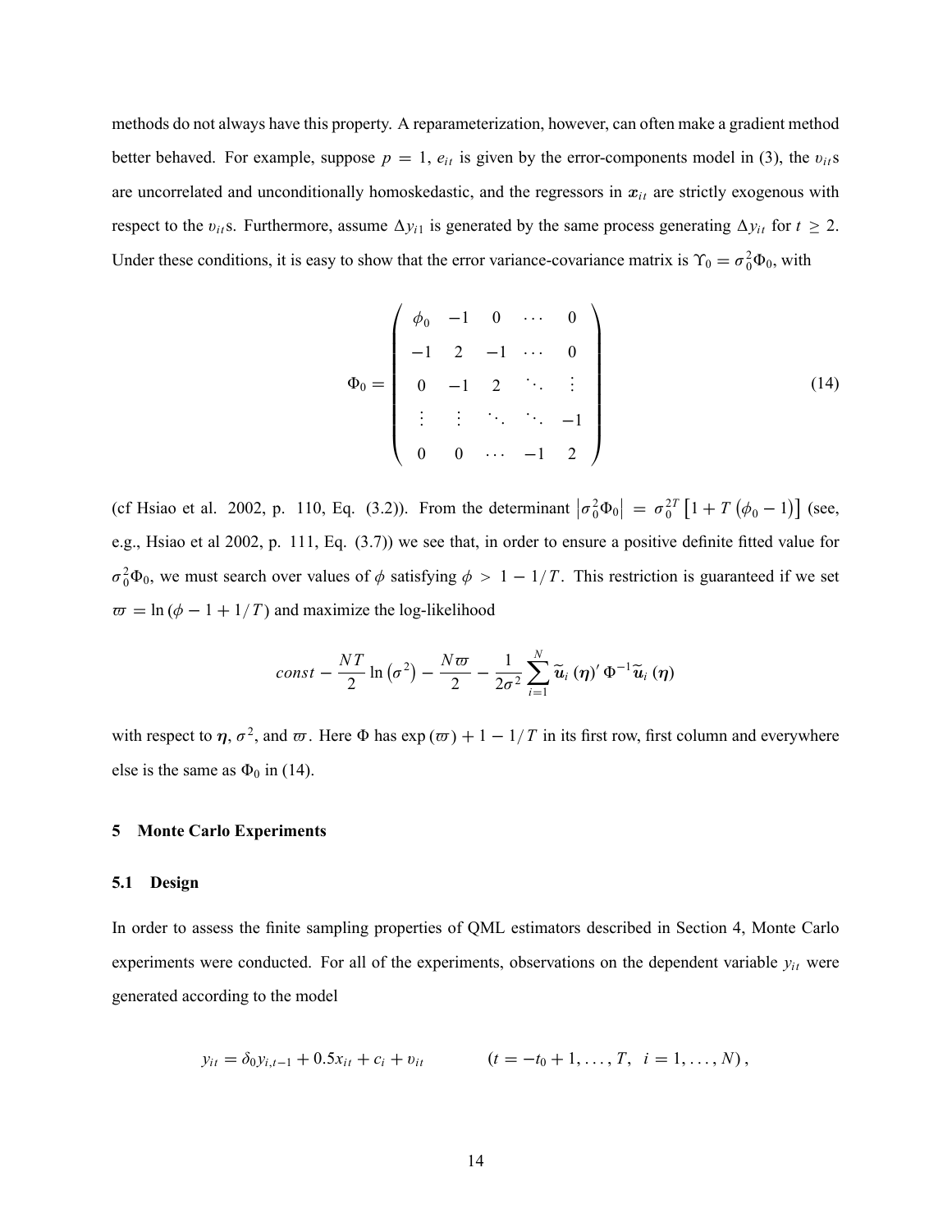methods do not always have this property. A reparameterization, however, can often make a gradient method better behaved. For example, suppose $p = 1$, $e_{it}$ is given by the error-components model in (3), the $\upsilon_{it}$s are uncorrelated and unconditionally homoskedastic, and the regressors in $\boldsymbol{x}_{it}$ are strictly exogenous with respect to the $\upsilon_{it}$s. Furthermore, assume $\Delta y_{i1}$ is generated by the same process generating $\Delta y_{it}$ for $t \geq 2$. Under these conditions, it is easy to show that the error variance-covariance matrix is $\Upsilon_0 = \sigma_0^2 \Phi_0$, with

$$\Phi_0 = \begin{pmatrix} \phi_0 & -1 & 0 & \cdots & 0 \\ -1 & 2 & -1 & \cdots & 0 \\ 0 & -1 & 2 & \ddots & \vdots \\ \vdots & \vdots & \ddots & \ddots & -1 \\ 0 & 0 & \cdots & -1 & 2 \end{pmatrix} \tag{14}$$

(cf Hsiao et al. 2002, p. 110, Eq. (3.2)). From the determinant $\left|\sigma_0^2 \Phi_0\right| = \sigma_0^{2T}\left[1 + T\left(\phi_0 - 1\right)\right]$ (see, e.g., Hsiao et al 2002, p. 111, Eq. (3.7)) we see that, in order to ensure a positive definite fitted value for $\sigma_0^2 \Phi_0$, we must search over values of $\phi$ satisfying $\phi > 1 - 1/T$. This restriction is guaranteed if we set $\varpi = \ln\left(\phi - 1 + 1/T\right)$ and maximize the log-likelihood

$$const - \frac{NT}{2}\ln\left(\sigma^2\right) - \frac{N\varpi}{2} - \frac{1}{2\sigma^2}\sum_{i=1}^{N} \widetilde{\boldsymbol{u}}_i\left(\boldsymbol{\eta}\right)' \Phi^{-1} \widetilde{\boldsymbol{u}}_i\left(\boldsymbol{\eta}\right)$$

with respect to $\boldsymbol{\eta}$, $\sigma^2$, and $\varpi$. Here $\Phi$ has $\exp\left(\varpi\right) + 1 - 1/T$ in its first row, first column and everywhere else is the same as $\Phi_0$ in (14).

## 5 Monte Carlo Experiments

### 5.1 Design

In order to assess the finite sampling properties of QML estimators described in Section 4, Monte Carlo experiments were conducted. For all of the experiments, observations on the dependent variable $y_{it}$ were generated according to the model

$$y_{it} = \delta_0 y_{i,t-1} + 0.5 x_{it} + c_i + \upsilon_{it} \qquad \left(t = -t_0 + 1, \ldots, T, \;\; i = 1, \ldots, N\right),$$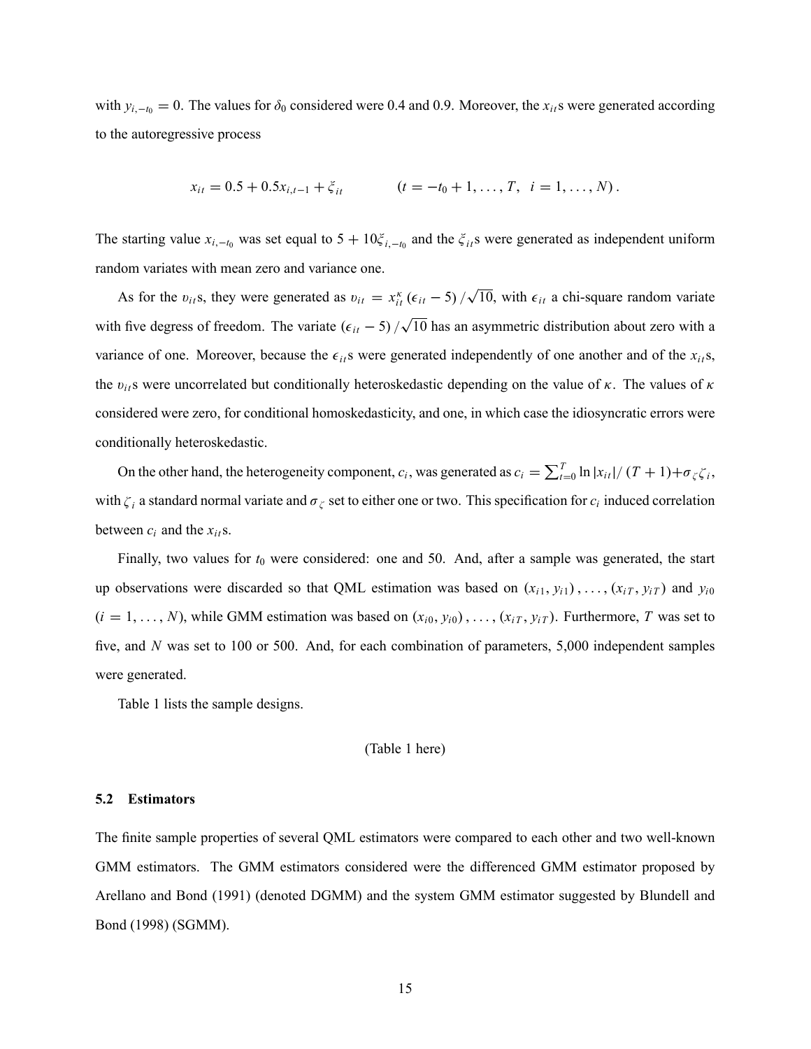with $y_{i,-t_0} = 0$. The values for $\delta_0$ considered were 0.4 and 0.9. Moreover, the $x_{it}$s were generated according to the autoregressive process

$$x_{it} = 0.5 + 0.5x_{i,t-1} + \xi_{it} \qquad (t = -t_0 + 1, \ldots, T, \ \ i = 1, \ldots, N).$$

The starting value $x_{i,-t_0}$ was set equal to $5 + 10\xi_{i,-t_0}$ and the $\xi_{it}$s were generated as independent uniform random variates with mean zero and variance one.

As for the $\upsilon_{it}$s, they were generated as $\upsilon_{it} = x_{it}^{\kappa}\left(\epsilon_{it} - 5\right)/\sqrt{10}$, with $\epsilon_{it}$ a chi-square random variate with five degress of freedom. The variate $\left(\epsilon_{it} - 5\right)/\sqrt{10}$ has an asymmetric distribution about zero with a variance of one. Moreover, because the $\epsilon_{it}$s were generated independently of one another and of the $x_{it}$s, the $\upsilon_{it}$s were uncorrelated but conditionally heteroskedastic depending on the value of $\kappa$. The values of $\kappa$ considered were zero, for conditional homoskedasticity, and one, in which case the idiosyncratic errors were conditionally heteroskedastic.

On the other hand, the heterogeneity component, $c_i$, was generated as $c_i = \sum_{t=0}^{T} \ln|x_{it}|/\left(T+1\right) + \sigma_{\zeta}\zeta_i$, with $\zeta_i$ a standard normal variate and $\sigma_{\zeta}$ set to either one or two. This specification for $c_i$ induced correlation between $c_i$ and the $x_{it}$s.

Finally, two values for $t_0$ were considered: one and 50. And, after a sample was generated, the start up observations were discarded so that QML estimation was based on $\left(x_{i1}, y_{i1}\right), \ldots, \left(x_{iT}, y_{iT}\right)$ and $y_{i0}$ ($i = 1, \ldots, N$), while GMM estimation was based on $\left(x_{i0}, y_{i0}\right), \ldots, \left(x_{iT}, y_{iT}\right)$. Furthermore, $T$ was set to five, and $N$ was set to 100 or 500. And, for each combination of parameters, 5,000 independent samples were generated.

Table 1 lists the sample designs.

(Table 1 here)

### 5.2 Estimators

The finite sample properties of several QML estimators were compared to each other and two well-known GMM estimators. The GMM estimators considered were the differenced GMM estimator proposed by Arellano and Bond (1991) (denoted DGMM) and the system GMM estimator suggested by Blundell and Bond (1998) (SGMM).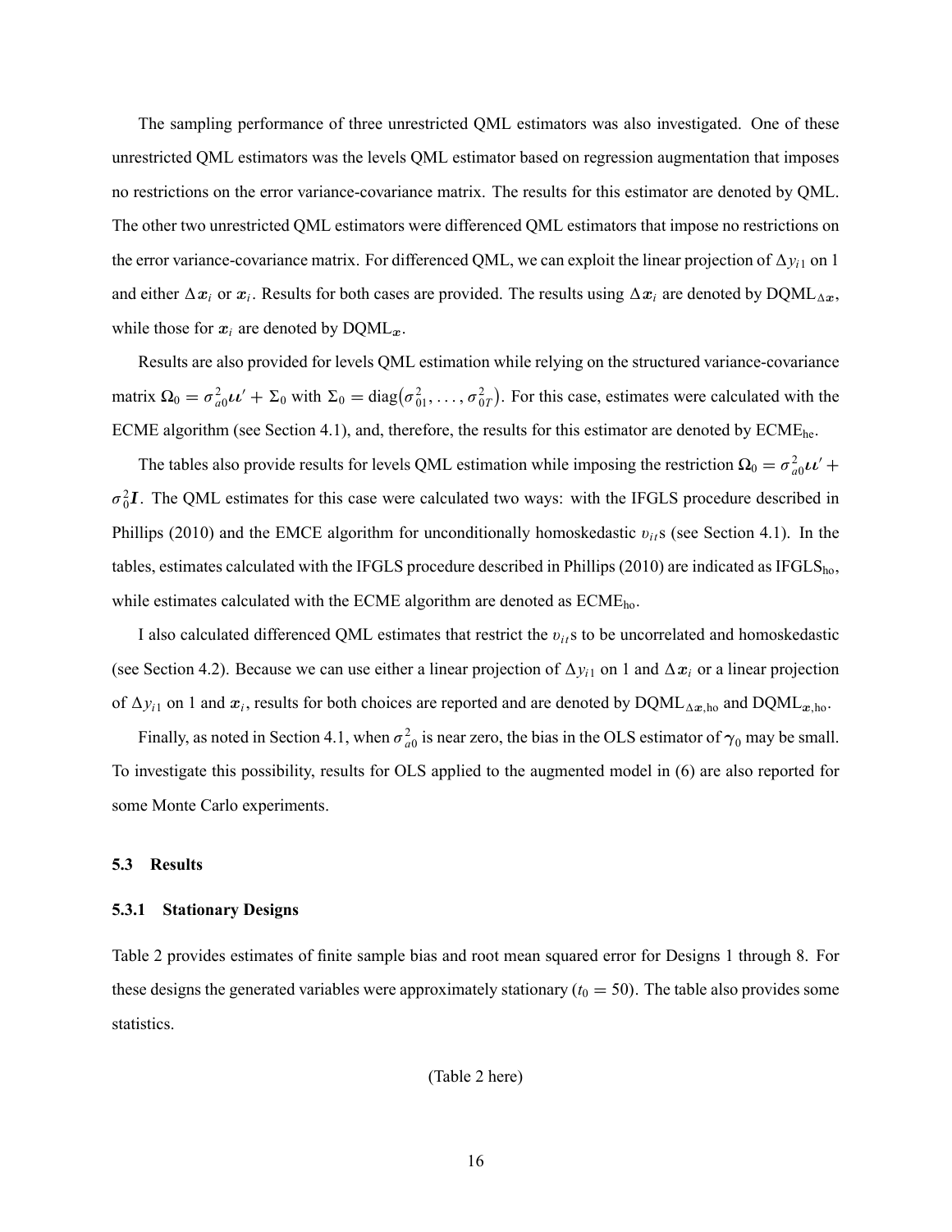The sampling performance of three unrestricted QML estimators was also investigated. One of these unrestricted QML estimators was the levels QML estimator based on regression augmentation that imposes no restrictions on the error variance-covariance matrix. The results for this estimator are denoted by QML. The other two unrestricted QML estimators were differenced QML estimators that impose no restrictions on the error variance-covariance matrix. For differenced QML, we can exploit the linear projection of $\Delta y_{i1}$ on 1 and either $\Delta \boldsymbol{x}_i$ or $\boldsymbol{x}_i$. Results for both cases are provided. The results using $\Delta \boldsymbol{x}_i$ are denoted by $\text{DQML}_{\Delta \boldsymbol{x}}$, while those for $\boldsymbol{x}_i$ are denoted by $\text{DQML}_{\boldsymbol{x}}$.

Results are also provided for levels QML estimation while relying on the structured variance-covariance matrix $\Omega_0 = \sigma_{a0}^2 \boldsymbol{\iota}\boldsymbol{\iota}' + \Sigma_0$ with $\Sigma_0 = \text{diag}(\sigma_{01}^2, \ldots, \sigma_{0T}^2)$. For this case, estimates were calculated with the ECME algorithm (see Section 4.1), and, therefore, the results for this estimator are denoted by $\text{ECME}_{\text{he}}$.

The tables also provide results for levels QML estimation while imposing the restriction $\Omega_0 = \sigma_{a0}^2 \boldsymbol{\iota}\boldsymbol{\iota}' + \sigma_0^2 \boldsymbol{I}$. The QML estimates for this case were calculated two ways: with the IFGLS procedure described in Phillips (2010) and the EMCE algorithm for unconditionally homoskedastic $v_{it}$s (see Section 4.1). In the tables, estimates calculated with the IFGLS procedure described in Phillips (2010) are indicated as $\text{IFGLS}_{\text{ho}}$, while estimates calculated with the ECME algorithm are denoted as $\text{ECME}_{\text{ho}}$.

I also calculated differenced QML estimates that restrict the $v_{it}$s to be uncorrelated and homoskedastic (see Section 4.2). Because we can use either a linear projection of $\Delta y_{i1}$ on 1 and $\Delta \boldsymbol{x}_i$ or a linear projection of $\Delta y_{i1}$ on 1 and $\boldsymbol{x}_i$, results for both choices are reported and are denoted by $\text{DQML}_{\Delta \boldsymbol{x},\text{ho}}$ and $\text{DQML}_{\boldsymbol{x},\text{ho}}$.

Finally, as noted in Section 4.1, when $\sigma_{a0}^2$ is near zero, the bias in the OLS estimator of $\boldsymbol{\gamma}_0$ may be small. To investigate this possibility, results for OLS applied to the augmented model in (6) are also reported for some Monte Carlo experiments.

### 5.3 Results

#### 5.3.1 Stationary Designs

Table 2 provides estimates of finite sample bias and root mean squared error for Designs 1 through 8. For these designs the generated variables were approximately stationary ($t_0 = 50$). The table also provides some statistics.

(Table 2 here)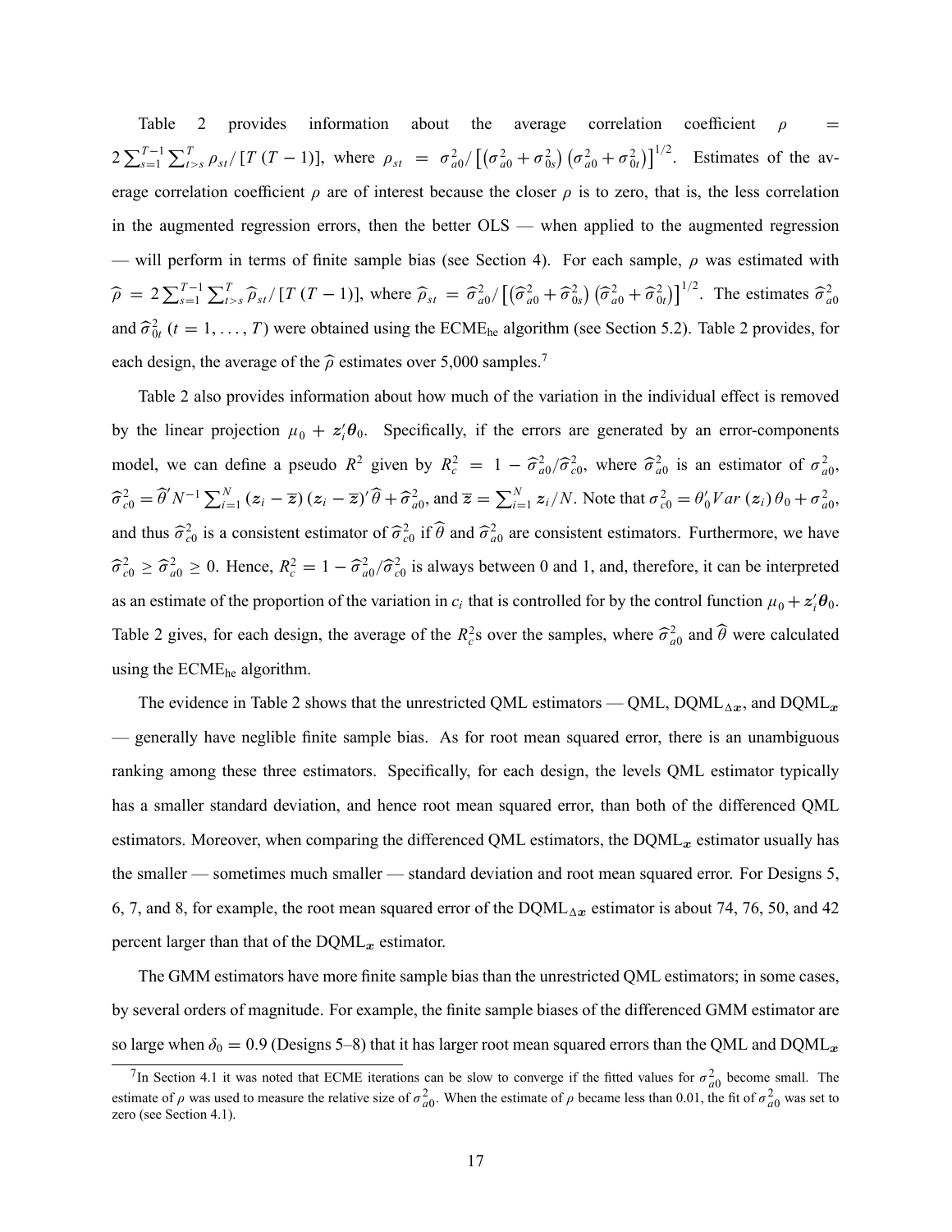Table 2 provides information about the average correlation coefficient $\rho = 2\sum_{s=1}^{T-1}\sum_{t>s}^{T}\rho_{st}/[T(T-1)]$, where $\rho_{st} = \sigma_{a0}^2/\left[\left(\sigma_{a0}^2+\sigma_{0s}^2\right)\left(\sigma_{a0}^2+\sigma_{0t}^2\right)\right]^{1/2}$. Estimates of the average correlation coefficient $\rho$ are of interest because the closer $\rho$ is to zero, that is, the less correlation in the augmented regression errors, then the better OLS — when applied to the augmented regression — will perform in terms of finite sample bias (see Section 4). For each sample, $\rho$ was estimated with $\widehat{\rho} = 2\sum_{s=1}^{T-1}\sum_{t>s}^{T}\widehat{\rho}_{st}/[T(T-1)]$, where $\widehat{\rho}_{st} = \widehat{\sigma}_{a0}^2/\left[\left(\widehat{\sigma}_{a0}^2+\widehat{\sigma}_{0s}^2\right)\left(\widehat{\sigma}_{a0}^2+\widehat{\sigma}_{0t}^2\right)\right]^{1/2}$. The estimates $\widehat{\sigma}_{a0}^2$ and $\widehat{\sigma}_{0t}^2$ $(t=1,\ldots,T)$ were obtained using the ECME$_{\text{he}}$ algorithm (see Section 5.2). Table 2 provides, for each design, the average of the $\widehat{\rho}$ estimates over 5,000 samples.[7]

Table 2 also provides information about how much of the variation in the individual effect is removed by the linear projection $\mu_0 + \boldsymbol{z}_i'\boldsymbol{\theta}_0$. Specifically, if the errors are generated by an error-components model, we can define a pseudo $R^2$ given by $R_c^2 = 1 - \widehat{\sigma}_{a0}^2/\widehat{\sigma}_{c0}^2$, where $\widehat{\sigma}_{a0}^2$ is an estimator of $\sigma_{a0}^2$, $\widehat{\sigma}_{c0}^2 = \widehat{\theta}'N^{-1}\sum_{i=1}^{N}(\boldsymbol{z}_i-\overline{\boldsymbol{z}})(\boldsymbol{z}_i-\overline{\boldsymbol{z}})'\widehat{\theta}+\widehat{\sigma}_{a0}^2$, and $\overline{\boldsymbol{z}} = \sum_{i=1}^{N}\boldsymbol{z}_i/N$. Note that $\sigma_{c0}^2 = \theta_0'Var(\boldsymbol{z}_i)\theta_0 + \sigma_{a0}^2$, and thus $\widehat{\sigma}_{c0}^2$ is a consistent estimator of $\widehat{\sigma}_{c0}^2$ if $\widehat{\theta}$ and $\widehat{\sigma}_{a0}^2$ are consistent estimators. Furthermore, we have $\widehat{\sigma}_{c0}^2 \geq \widehat{\sigma}_{a0}^2 \geq 0$. Hence, $R_c^2 = 1 - \widehat{\sigma}_{a0}^2/\widehat{\sigma}_{c0}^2$ is always between 0 and 1, and, therefore, it can be interpreted as an estimate of the proportion of the variation in $c_i$ that is controlled for by the control function $\mu_0 + \boldsymbol{z}_i'\boldsymbol{\theta}_0$. Table 2 gives, for each design, the average of the $R_c^2$s over the samples, where $\widehat{\sigma}_{a0}^2$ and $\widehat{\theta}$ were calculated using the ECME$_{\text{he}}$ algorithm.

The evidence in Table 2 shows that the unrestricted QML estimators — QML, DQML$_{\Delta\boldsymbol{x}}$, and DQML$_{\boldsymbol{x}}$ — generally have neglible finite sample bias. As for root mean squared error, there is an unambiguous ranking among these three estimators. Specifically, for each design, the levels QML estimator typically has a smaller standard deviation, and hence root mean squared error, than both of the differenced QML estimators. Moreover, when comparing the differenced QML estimators, the DQML$_{\boldsymbol{x}}$ estimator usually has the smaller — sometimes much smaller — standard deviation and root mean squared error. For Designs 5, 6, 7, and 8, for example, the root mean squared error of the DQML$_{\Delta\boldsymbol{x}}$ estimator is about 74, 76, 50, and 42 percent larger than that of the DQML$_{\boldsymbol{x}}$ estimator.

The GMM estimators have more finite sample bias than the unrestricted QML estimators; in some cases, by several orders of magnitude. For example, the finite sample biases of the differenced GMM estimator are so large when $\delta_0 = 0.9$ (Designs 5–8) that it has larger root mean squared errors than the QML and DQML$_{\boldsymbol{x}}$

[7] In Section 4.1 it was noted that ECME iterations can be slow to converge if the fitted values for $\sigma_{a0}^2$ become small. The estimate of $\rho$ was used to measure the relative size of $\sigma_{a0}^2$. When the estimate of $\rho$ became less than 0.01, the fit of $\sigma_{a0}^2$ was set to zero (see Section 4.1).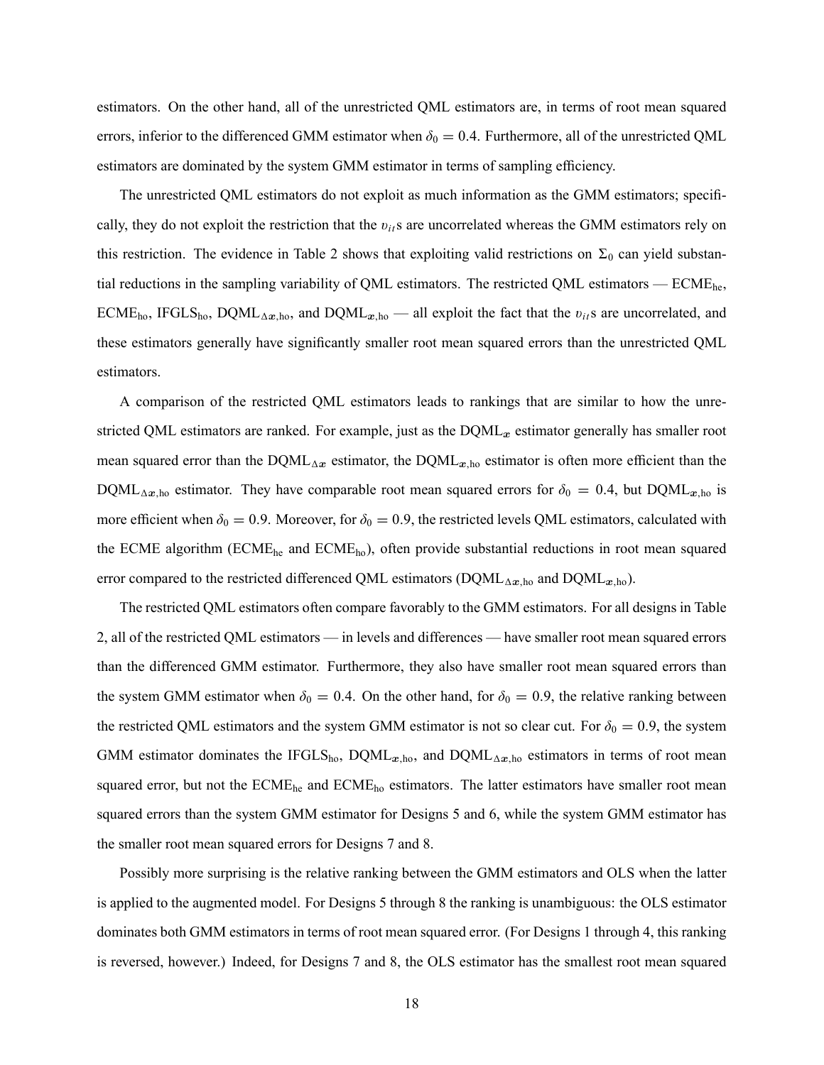estimators. On the other hand, all of the unrestricted QML estimators are, in terms of root mean squared errors, inferior to the differenced GMM estimator when $\delta_0 = 0.4$. Furthermore, all of the unrestricted QML estimators are dominated by the system GMM estimator in terms of sampling efficiency.

The unrestricted QML estimators do not exploit as much information as the GMM estimators; specifically, they do not exploit the restriction that the $\upsilon_{it}$s are uncorrelated whereas the GMM estimators rely on this restriction. The evidence in Table 2 shows that exploiting valid restrictions on $\Sigma_0$ can yield substantial reductions in the sampling variability of QML estimators. The restricted QML estimators — $\text{ECME}_{\text{he}}$, $\text{ECME}_{\text{ho}}$, $\text{IFGLS}_{\text{ho}}$, $\text{DQML}_{\Delta\boldsymbol{x},\text{ho}}$, and $\text{DQML}_{\boldsymbol{x},\text{ho}}$ — all exploit the fact that the $\upsilon_{it}$s are uncorrelated, and these estimators generally have significantly smaller root mean squared errors than the unrestricted QML estimators.

A comparison of the restricted QML estimators leads to rankings that are similar to how the unrestricted QML estimators are ranked. For example, just as the $\text{DQML}_{\boldsymbol{x}}$ estimator generally has smaller root mean squared error than the $\text{DQML}_{\Delta\boldsymbol{x}}$ estimator, the $\text{DQML}_{\boldsymbol{x},\text{ho}}$ estimator is often more efficient than the $\text{DQML}_{\Delta\boldsymbol{x},\text{ho}}$ estimator. They have comparable root mean squared errors for $\delta_0 = 0.4$, but $\text{DQML}_{\boldsymbol{x},\text{ho}}$ is more efficient when $\delta_0 = 0.9$. Moreover, for $\delta_0 = 0.9$, the restricted levels QML estimators, calculated with the ECME algorithm ($\text{ECME}_{\text{he}}$ and $\text{ECME}_{\text{ho}}$), often provide substantial reductions in root mean squared error compared to the restricted differenced QML estimators ($\text{DQML}_{\Delta\boldsymbol{x},\text{ho}}$ and $\text{DQML}_{\boldsymbol{x},\text{ho}}$).

The restricted QML estimators often compare favorably to the GMM estimators. For all designs in Table 2, all of the restricted QML estimators — in levels and differences — have smaller root mean squared errors than the differenced GMM estimator. Furthermore, they also have smaller root mean squared errors than the system GMM estimator when $\delta_0 = 0.4$. On the other hand, for $\delta_0 = 0.9$, the relative ranking between the restricted QML estimators and the system GMM estimator is not so clear cut. For $\delta_0 = 0.9$, the system GMM estimator dominates the $\text{IFGLS}_{\text{ho}}$, $\text{DQML}_{\boldsymbol{x},\text{ho}}$, and $\text{DQML}_{\Delta\boldsymbol{x},\text{ho}}$ estimators in terms of root mean squared error, but not the $\text{ECME}_{\text{he}}$ and $\text{ECME}_{\text{ho}}$ estimators. The latter estimators have smaller root mean squared errors than the system GMM estimator for Designs 5 and 6, while the system GMM estimator has the smaller root mean squared errors for Designs 7 and 8.

Possibly more surprising is the relative ranking between the GMM estimators and OLS when the latter is applied to the augmented model. For Designs 5 through 8 the ranking is unambiguous: the OLS estimator dominates both GMM estimators in terms of root mean squared error. (For Designs 1 through 4, this ranking is reversed, however.) Indeed, for Designs 7 and 8, the OLS estimator has the smallest root mean squared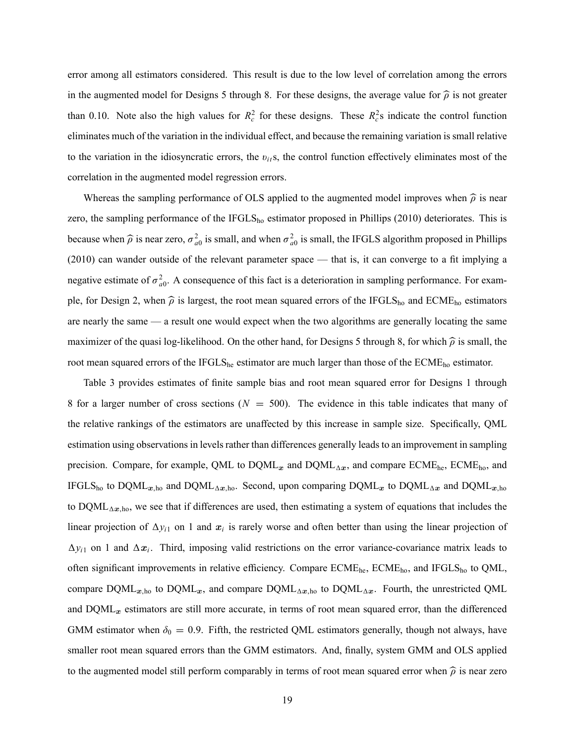error among all estimators considered. This result is due to the low level of correlation among the errors in the augmented model for Designs 5 through 8. For these designs, the average value for $\widehat{\rho}$ is not greater than 0.10. Note also the high values for $R_c^2$ for these designs. These $R_c^2$s indicate the control function eliminates much of the variation in the individual effect, and because the remaining variation is small relative to the variation in the idiosyncratic errors, the $v_{it}$s, the control function effectively eliminates most of the correlation in the augmented model regression errors.

Whereas the sampling performance of OLS applied to the augmented model improves when $\widehat{\rho}$ is near zero, the sampling performance of the $\text{IFGLS}_{\text{ho}}$ estimator proposed in Phillips (2010) deteriorates. This is because when $\widehat{\rho}$ is near zero, $\sigma_{a0}^2$ is small, and when $\sigma_{a0}^2$ is small, the IFGLS algorithm proposed in Phillips (2010) can wander outside of the relevant parameter space — that is, it can converge to a fit implying a negative estimate of $\sigma_{a0}^2$. A consequence of this fact is a deterioration in sampling performance. For example, for Design 2, when $\widehat{\rho}$ is largest, the root mean squared errors of the $\text{IFGLS}_{\text{ho}}$ and $\text{ECME}_{\text{ho}}$ estimators are nearly the same — a result one would expect when the two algorithms are generally locating the same maximizer of the quasi log-likelihood. On the other hand, for Designs 5 through 8, for which $\widehat{\rho}$ is small, the root mean squared errors of the $\text{IFGLS}_{\text{he}}$ estimator are much larger than those of the $\text{ECME}_{\text{ho}}$ estimator.

Table 3 provides estimates of finite sample bias and root mean squared error for Designs 1 through 8 for a larger number of cross sections ($N = 500$). The evidence in this table indicates that many of the relative rankings of the estimators are unaffected by this increase in sample size. Specifically, QML estimation using observations in levels rather than differences generally leads to an improvement in sampling precision. Compare, for example, QML to $\text{DQML}_{\boldsymbol{x}}$ and $\text{DQML}_{\Delta\boldsymbol{x}}$, and compare $\text{ECME}_{\text{he}}$, $\text{ECME}_{\text{ho}}$, and $\text{IFGLS}_{\text{ho}}$ to $\text{DQML}_{\boldsymbol{x},\text{ho}}$ and $\text{DQML}_{\Delta\boldsymbol{x},\text{ho}}$. Second, upon comparing $\text{DQML}_{\boldsymbol{x}}$ to $\text{DQML}_{\Delta\boldsymbol{x}}$ and $\text{DQML}_{\boldsymbol{x},\text{ho}}$ to $\text{DQML}_{\Delta\boldsymbol{x},\text{ho}}$, we see that if differences are used, then estimating a system of equations that includes the linear projection of $\Delta y_{i1}$ on 1 and $\boldsymbol{x}_i$ is rarely worse and often better than using the linear projection of $\Delta y_{i1}$ on 1 and $\Delta\boldsymbol{x}_i$. Third, imposing valid restrictions on the error variance-covariance matrix leads to often significant improvements in relative efficiency. Compare $\text{ECME}_{\text{he}}$, $\text{ECME}_{\text{ho}}$, and $\text{IFGLS}_{\text{ho}}$ to QML, compare $\text{DQML}_{\boldsymbol{x},\text{ho}}$ to $\text{DQML}_{\boldsymbol{x}}$, and compare $\text{DQML}_{\Delta\boldsymbol{x},\text{ho}}$ to $\text{DQML}_{\Delta\boldsymbol{x}}$. Fourth, the unrestricted QML and $\text{DQML}_{\boldsymbol{x}}$ estimators are still more accurate, in terms of root mean squared error, than the differenced GMM estimator when $\delta_0 = 0.9$. Fifth, the restricted QML estimators generally, though not always, have smaller root mean squared errors than the GMM estimators. And, finally, system GMM and OLS applied to the augmented model still perform comparably in terms of root mean squared error when $\widehat{\rho}$ is near zero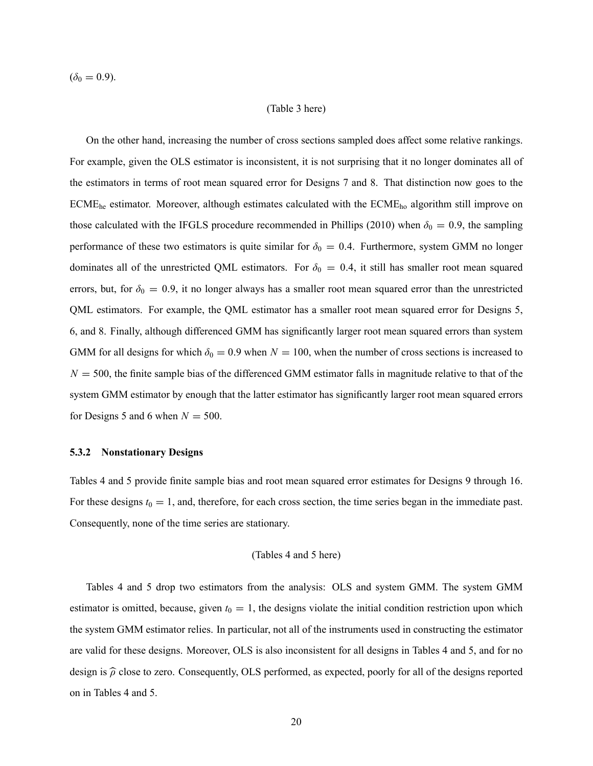($\delta_0 = 0.9$).

(Table 3 here)

On the other hand, increasing the number of cross sections sampled does affect some relative rankings. For example, given the OLS estimator is inconsistent, it is not surprising that it no longer dominates all of the estimators in terms of root mean squared error for Designs 7 and 8. That distinction now goes to the $\text{ECME}_{\text{he}}$ estimator. Moreover, although estimates calculated with the $\text{ECME}_{\text{ho}}$ algorithm still improve on those calculated with the IFGLS procedure recommended in Phillips (2010) when $\delta_0 = 0.9$, the sampling performance of these two estimators is quite similar for $\delta_0 = 0.4$. Furthermore, system GMM no longer dominates all of the unrestricted QML estimators. For $\delta_0 = 0.4$, it still has smaller root mean squared errors, but, for $\delta_0 = 0.9$, it no longer always has a smaller root mean squared error than the unrestricted QML estimators. For example, the QML estimator has a smaller root mean squared error for Designs 5, 6, and 8. Finally, although differenced GMM has significantly larger root mean squared errors than system GMM for all designs for which $\delta_0 = 0.9$ when $N = 100$, when the number of cross sections is increased to $N = 500$, the finite sample bias of the differenced GMM estimator falls in magnitude relative to that of the system GMM estimator by enough that the latter estimator has significantly larger root mean squared errors for Designs 5 and 6 when $N = 500$.

### 5.3.2 Nonstationary Designs

Tables 4 and 5 provide finite sample bias and root mean squared error estimates for Designs 9 through 16. For these designs $t_0 = 1$, and, therefore, for each cross section, the time series began in the immediate past. Consequently, none of the time series are stationary.

(Tables 4 and 5 here)

Tables 4 and 5 drop two estimators from the analysis: OLS and system GMM. The system GMM estimator is omitted, because, given $t_0 = 1$, the designs violate the initial condition restriction upon which the system GMM estimator relies. In particular, not all of the instruments used in constructing the estimator are valid for these designs. Moreover, OLS is also inconsistent for all designs in Tables 4 and 5, and for no design is $\widehat{\rho}$ close to zero. Consequently, OLS performed, as expected, poorly for all of the designs reported on in Tables 4 and 5.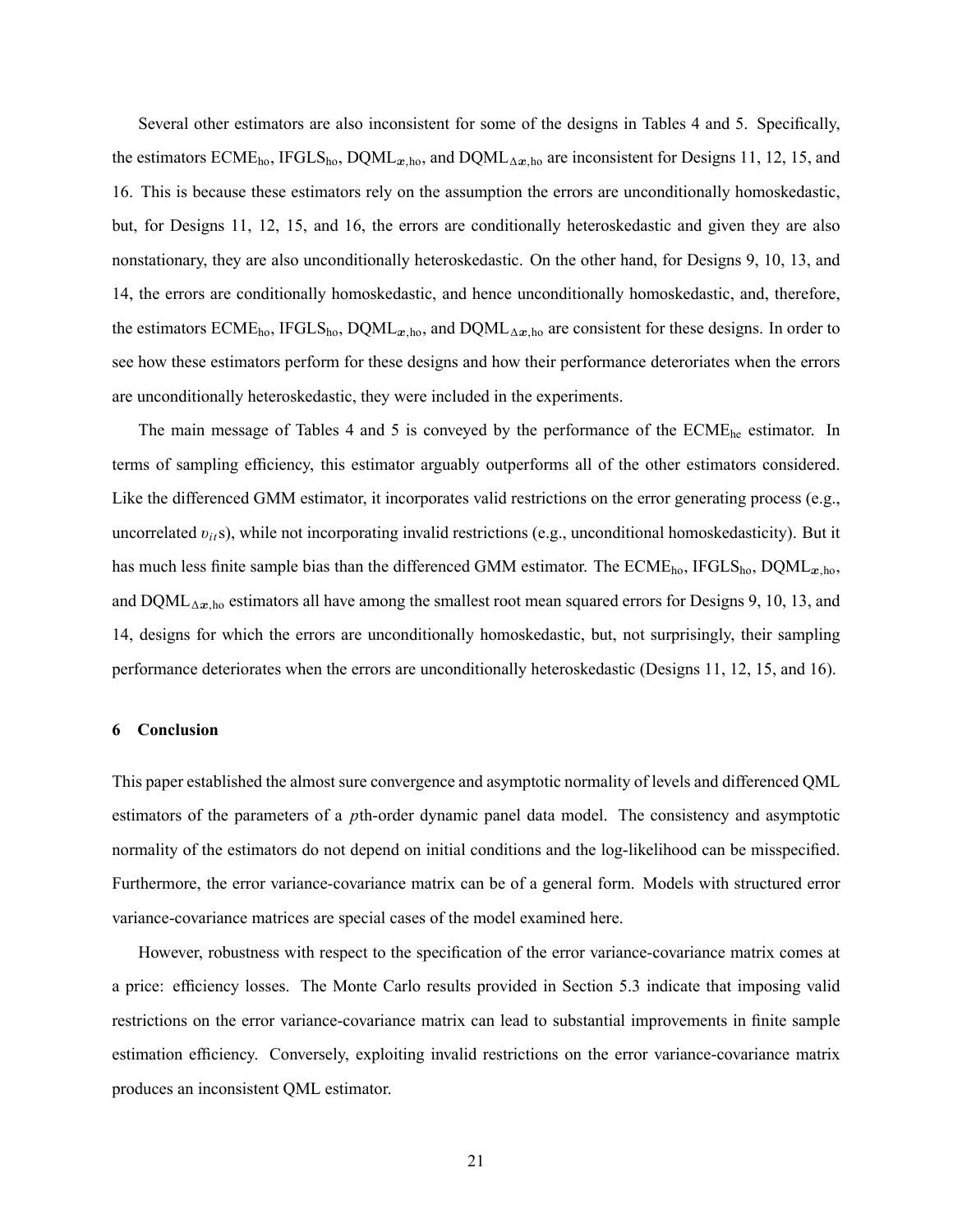Several other estimators are also inconsistent for some of the designs in Tables 4 and 5. Specifically, the estimators $\text{ECME}_{\text{ho}}$, $\text{IFGLS}_{\text{ho}}$, $\text{DQML}_{\boldsymbol{x},\text{ho}}$, and $\text{DQML}_{\Delta\boldsymbol{x},\text{ho}}$ are inconsistent for Designs 11, 12, 15, and 16. This is because these estimators rely on the assumption the errors are unconditionally homoskedastic, but, for Designs 11, 12, 15, and 16, the errors are conditionally heteroskedastic and given they are also nonstationary, they are also unconditionally heteroskedastic. On the other hand, for Designs 9, 10, 13, and 14, the errors are conditionally homoskedastic, and hence unconditionally homoskedastic, and, therefore, the estimators $\text{ECME}_{\text{ho}}$, $\text{IFGLS}_{\text{ho}}$, $\text{DQML}_{\boldsymbol{x},\text{ho}}$, and $\text{DQML}_{\Delta\boldsymbol{x},\text{ho}}$ are consistent for these designs. In order to see how these estimators perform for these designs and how their performance deteriorates when the errors are unconditionally heteroskedastic, they were included in the experiments.

The main message of Tables 4 and 5 is conveyed by the performance of the $\text{ECME}_{\text{he}}$ estimator. In terms of sampling efficiency, this estimator arguably outperforms all of the other estimators considered. Like the differenced GMM estimator, it incorporates valid restrictions on the error generating process (e.g., uncorrelated $v_{it}$s), while not incorporating invalid restrictions (e.g., unconditional homoskedasticity). But it has much less finite sample bias than the differenced GMM estimator. The $\text{ECME}_{\text{ho}}$, $\text{IFGLS}_{\text{ho}}$, $\text{DQML}_{\boldsymbol{x},\text{ho}}$, and $\text{DQML}_{\Delta\boldsymbol{x},\text{ho}}$ estimators all have among the smallest root mean squared errors for Designs 9, 10, 13, and 14, designs for which the errors are unconditionally homoskedastic, but, not surprisingly, their sampling performance deteriorates when the errors are unconditionally heteroskedastic (Designs 11, 12, 15, and 16).

## 6 Conclusion

This paper established the almost sure convergence and asymptotic normality of levels and differenced QML estimators of the parameters of a $p$th-order dynamic panel data model. The consistency and asymptotic normality of the estimators do not depend on initial conditions and the log-likelihood can be misspecified. Furthermore, the error variance-covariance matrix can be of a general form. Models with structured error variance-covariance matrices are special cases of the model examined here.

However, robustness with respect to the specification of the error variance-covariance matrix comes at a price: efficiency losses. The Monte Carlo results provided in Section 5.3 indicate that imposing valid restrictions on the error variance-covariance matrix can lead to substantial improvements in finite sample estimation efficiency. Conversely, exploiting invalid restrictions on the error variance-covariance matrix produces an inconsistent QML estimator.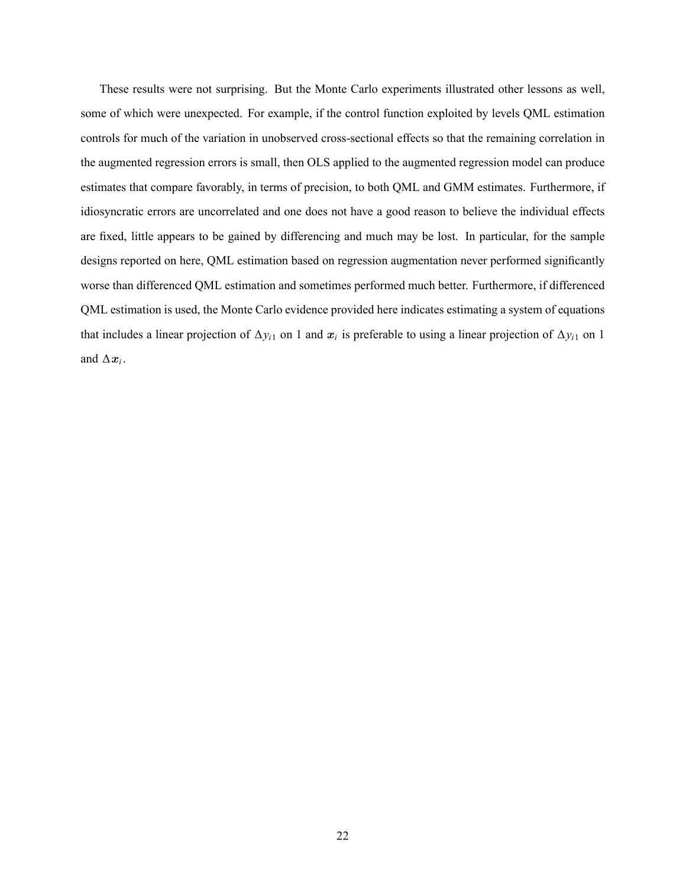These results were not surprising. But the Monte Carlo experiments illustrated other lessons as well, some of which were unexpected. For example, if the control function exploited by levels QML estimation controls for much of the variation in unobserved cross-sectional effects so that the remaining correlation in the augmented regression errors is small, then OLS applied to the augmented regression model can produce estimates that compare favorably, in terms of precision, to both QML and GMM estimates. Furthermore, if idiosyncratic errors are uncorrelated and one does not have a good reason to believe the individual effects are fixed, little appears to be gained by differencing and much may be lost. In particular, for the sample designs reported on here, QML estimation based on regression augmentation never performed significantly worse than differenced QML estimation and sometimes performed much better. Furthermore, if differenced QML estimation is used, the Monte Carlo evidence provided here indicates estimating a system of equations that includes a linear projection of $\Delta y_{i1}$ on 1 and $\boldsymbol{x}_i$ is preferable to using a linear projection of $\Delta y_{i1}$ on 1 and $\Delta \boldsymbol{x}_i$.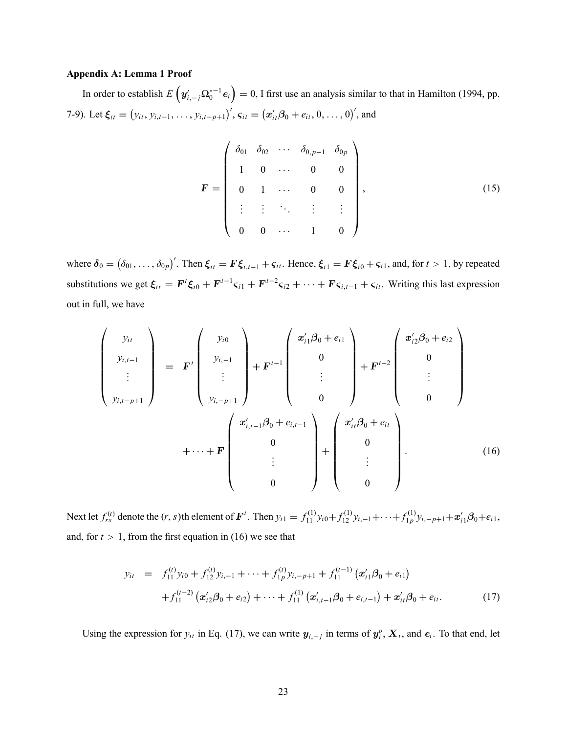**Appendix A: Lemma 1 Proof**

In order to establish $E\left(\boldsymbol{y}_{i,-j}'\boldsymbol{\Omega}_0^{*-1}\boldsymbol{e}_i\right) = 0$, I first use an analysis similar to that in Hamilton (1994, pp. 7-9). Let $\boldsymbol{\xi}_{it} = \left(y_{it}, y_{i,t-1}, \ldots, y_{i,t-p+1}\right)'$, $\boldsymbol{\varsigma}_{it} = \left(\boldsymbol{x}_{it}'\boldsymbol{\beta}_0 + e_{it}, 0, \ldots, 0\right)'$, and

$$\boldsymbol{F} = \begin{pmatrix} \delta_{01} & \delta_{02} & \cdots & \delta_{0,p-1} & \delta_{0p} \\ 1 & 0 & \cdots & 0 & 0 \\ 0 & 1 & \cdots & 0 & 0 \\ \vdots & \vdots & \ddots & \vdots & \vdots \\ 0 & 0 & \cdots & 1 & 0 \end{pmatrix}, \tag{15}$$

where $\boldsymbol{\delta}_0 = \left(\delta_{01}, \ldots, \delta_{0p}\right)'$. Then $\boldsymbol{\xi}_{it} = \boldsymbol{F}\boldsymbol{\xi}_{i,t-1} + \boldsymbol{\varsigma}_{it}$. Hence, $\boldsymbol{\xi}_{i1} = \boldsymbol{F}\boldsymbol{\xi}_{i0} + \boldsymbol{\varsigma}_{i1}$, and, for $t > 1$, by repeated substitutions we get $\boldsymbol{\xi}_{it} = \boldsymbol{F}^t\boldsymbol{\xi}_{i0} + \boldsymbol{F}^{t-1}\boldsymbol{\varsigma}_{i1} + \boldsymbol{F}^{t-2}\boldsymbol{\varsigma}_{i2} + \cdots + \boldsymbol{F}\boldsymbol{\varsigma}_{i,t-1} + \boldsymbol{\varsigma}_{it}$. Writing this last expression out in full, we have

$$\begin{aligned} \begin{pmatrix} y_{it} \\ y_{i,t-1} \\ \vdots \\ y_{i,t-p+1} \end{pmatrix} &= \boldsymbol{F}^t \begin{pmatrix} y_{i0} \\ y_{i,-1} \\ \vdots \\ y_{i,-p+1} \end{pmatrix} + \boldsymbol{F}^{t-1} \begin{pmatrix} \boldsymbol{x}_{i1}'\boldsymbol{\beta}_0 + e_{i1} \\ 0 \\ \vdots \\ 0 \end{pmatrix} + \boldsymbol{F}^{t-2} \begin{pmatrix} \boldsymbol{x}_{i2}'\boldsymbol{\beta}_0 + e_{i2} \\ 0 \\ \vdots \\ 0 \end{pmatrix} \\ &\quad + \cdots + \boldsymbol{F} \begin{pmatrix} \boldsymbol{x}_{i,t-1}'\boldsymbol{\beta}_0 + e_{i,t-1} \\ 0 \\ \vdots \\ 0 \end{pmatrix} + \begin{pmatrix} \boldsymbol{x}_{it}'\boldsymbol{\beta}_0 + e_{it} \\ 0 \\ \vdots \\ 0 \end{pmatrix}. \end{aligned} \tag{16}$$

Next let $f_{rs}^{(t)}$ denote the $(r, s)$th element of $\boldsymbol{F}^t$. Then $y_{i1} = f_{11}^{(1)}y_{i0} + f_{12}^{(1)}y_{i,-1} + \cdots + f_{1p}^{(1)}y_{i,-p+1} + \boldsymbol{x}_{i1}'\boldsymbol{\beta}_0 + e_{i1}$, and, for $t > 1$, from the first equation in (16) we see that

$$\begin{aligned} y_{it} &= f_{11}^{(t)}y_{i0} + f_{12}^{(t)}y_{i,-1} + \cdots + f_{1p}^{(t)}y_{i,-p+1} + f_{11}^{(t-1)}\left(\boldsymbol{x}_{i1}'\boldsymbol{\beta}_0 + e_{i1}\right) \\ &\quad + f_{11}^{(t-2)}\left(\boldsymbol{x}_{i2}'\boldsymbol{\beta}_0 + e_{i2}\right) + \cdots + f_{11}^{(1)}\left(\boldsymbol{x}_{i,t-1}'\boldsymbol{\beta}_0 + e_{i,t-1}\right) + \boldsymbol{x}_{it}'\boldsymbol{\beta}_0 + e_{it}. \end{aligned} \tag{17}$$

Using the expression for $y_{it}$ in Eq. (17), we can write $\boldsymbol{y}_{i,-j}$ in terms of $\boldsymbol{y}_i^o$, $\boldsymbol{X}_i$, and $\boldsymbol{e}_i$. To that end, let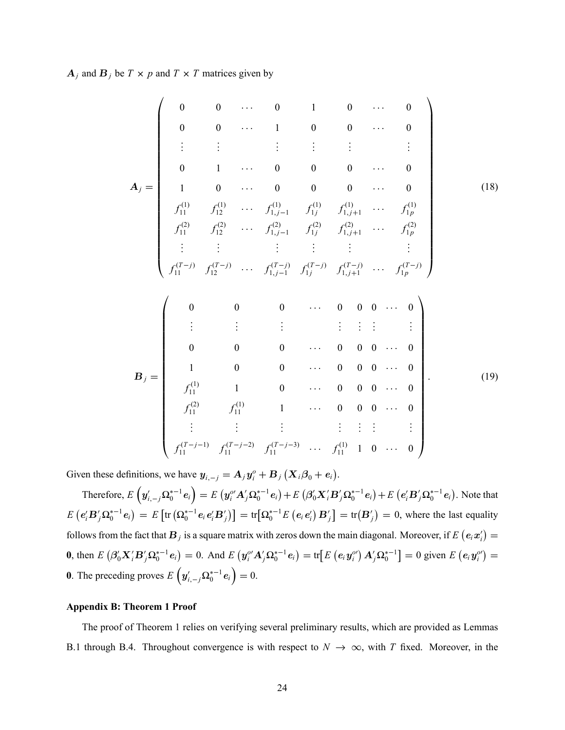$\boldsymbol{A}_j$ and $\boldsymbol{B}_j$ be $T \times p$ and $T \times T$ matrices given by

$$
\boldsymbol{A}_j = \begin{pmatrix}
0 & 0 & \cdots & 0 & 1 & 0 & \cdots & 0 \\
0 & 0 & \cdots & 1 & 0 & 0 & \cdots & 0 \\
\vdots & \vdots & & \vdots & \vdots & \vdots & & \vdots \\
0 & 1 & \cdots & 0 & 0 & 0 & \cdots & 0 \\
1 & 0 & \cdots & 0 & 0 & 0 & \cdots & 0 \\
f_{11}^{(1)} & f_{12}^{(1)} & \cdots & f_{1,j-1}^{(1)} & f_{1j}^{(1)} & f_{1,j+1}^{(1)} & \cdots & f_{1p}^{(1)} \\
f_{11}^{(2)} & f_{12}^{(2)} & \cdots & f_{1,j-1}^{(2)} & f_{1j}^{(2)} & f_{1,j+1}^{(2)} & \cdots & f_{1p}^{(2)} \\
\vdots & \vdots & & \vdots & \vdots & \vdots & & \vdots \\
f_{11}^{(T-j)} & f_{12}^{(T-j)} & \cdots & f_{1,j-1}^{(T-j)} & f_{1j}^{(T-j)} & f_{1,j+1}^{(T-j)} & \cdots & f_{1p}^{(T-j)}
\end{pmatrix} \tag{18}
$$

$$
\boldsymbol{B}_j = \begin{pmatrix}
0 & 0 & 0 & \cdots & 0 & 0 & 0 & \cdots & 0 \\
\vdots & \vdots & \vdots & & \vdots & \vdots & \vdots & & \vdots \\
0 & 0 & 0 & \cdots & 0 & 0 & 0 & \cdots & 0 \\
1 & 0 & 0 & \cdots & 0 & 0 & 0 & \cdots & 0 \\
f_{11}^{(1)} & 1 & 0 & \cdots & 0 & 0 & 0 & \cdots & 0 \\
f_{11}^{(2)} & f_{11}^{(1)} & 1 & \cdots & 0 & 0 & 0 & \cdots & 0 \\
\vdots & \vdots & \vdots & & \vdots & \vdots & \vdots & & \vdots \\
f_{11}^{(T-j-1)} & f_{11}^{(T-j-2)} & f_{11}^{(T-j-3)} & \cdots & f_{11}^{(1)} & 1 & 0 & \cdots & 0
\end{pmatrix}. \tag{19}
$$

Given these definitions, we have $\boldsymbol{y}_{i,-j} = \boldsymbol{A}_j \boldsymbol{y}_i^o + \boldsymbol{B}_j \left( \boldsymbol{X}_i \boldsymbol{\beta}_0 + \boldsymbol{e}_i \right)$.

Therefore, $E\left(\boldsymbol{y}_{i,-j}' \boldsymbol{\Omega}_0^{*-1} \boldsymbol{e}_i\right) = E\left(\boldsymbol{y}_i^{o\prime} \boldsymbol{A}_j' \boldsymbol{\Omega}_0^{*-1} \boldsymbol{e}_i\right) + E\left(\boldsymbol{\beta}_0' \boldsymbol{X}_i' \boldsymbol{B}_j' \boldsymbol{\Omega}_0^{*-1} \boldsymbol{e}_i\right) + E\left(\boldsymbol{e}_i' \boldsymbol{B}_j' \boldsymbol{\Omega}_0^{*-1} \boldsymbol{e}_i\right)$. Note that $E\left(\boldsymbol{e}_i' \boldsymbol{B}_j' \boldsymbol{\Omega}_0^{*-1} \boldsymbol{e}_i\right) = E\left[\operatorname{tr}\left(\boldsymbol{\Omega}_0^{*-1} \boldsymbol{e}_i \boldsymbol{e}_i' \boldsymbol{B}_j'\right)\right] = \operatorname{tr}\left[\boldsymbol{\Omega}_0^{*-1} E\left(\boldsymbol{e}_i \boldsymbol{e}_i'\right) \boldsymbol{B}_j'\right] = \operatorname{tr}\left(\boldsymbol{B}_j'\right) = 0$, where the last equality follows from the fact that $\boldsymbol{B}_j$ is a square matrix with zeros down the main diagonal. Moreover, if $E\left(\boldsymbol{e}_i \boldsymbol{x}_i'\right) = \boldsymbol{0}$, then $E\left(\boldsymbol{\beta}_0' \boldsymbol{X}_i' \boldsymbol{B}_j' \boldsymbol{\Omega}_0^{*-1} \boldsymbol{e}_i\right) = 0$. And $E\left(\boldsymbol{y}_i^{o\prime} \boldsymbol{A}_j' \boldsymbol{\Omega}_0^{*-1} \boldsymbol{e}_i\right) = \operatorname{tr}\left[E\left(\boldsymbol{e}_i \boldsymbol{y}_i^{o\prime}\right) \boldsymbol{A}_j' \boldsymbol{\Omega}_0^{*-1}\right] = 0$ given $E\left(\boldsymbol{e}_i \boldsymbol{y}_i^{o\prime}\right) = \boldsymbol{0}$. The preceding proves $E\left(\boldsymbol{y}_{i,-j}' \boldsymbol{\Omega}_0^{*-1} \boldsymbol{e}_i\right) = 0$.

### Appendix B: Theorem 1 Proof

The proof of Theorem 1 relies on verifying several preliminary results, which are provided as Lemmas B.1 through B.4. Throughout convergence is with respect to $N \to \infty$, with $T$ fixed. Moreover, in the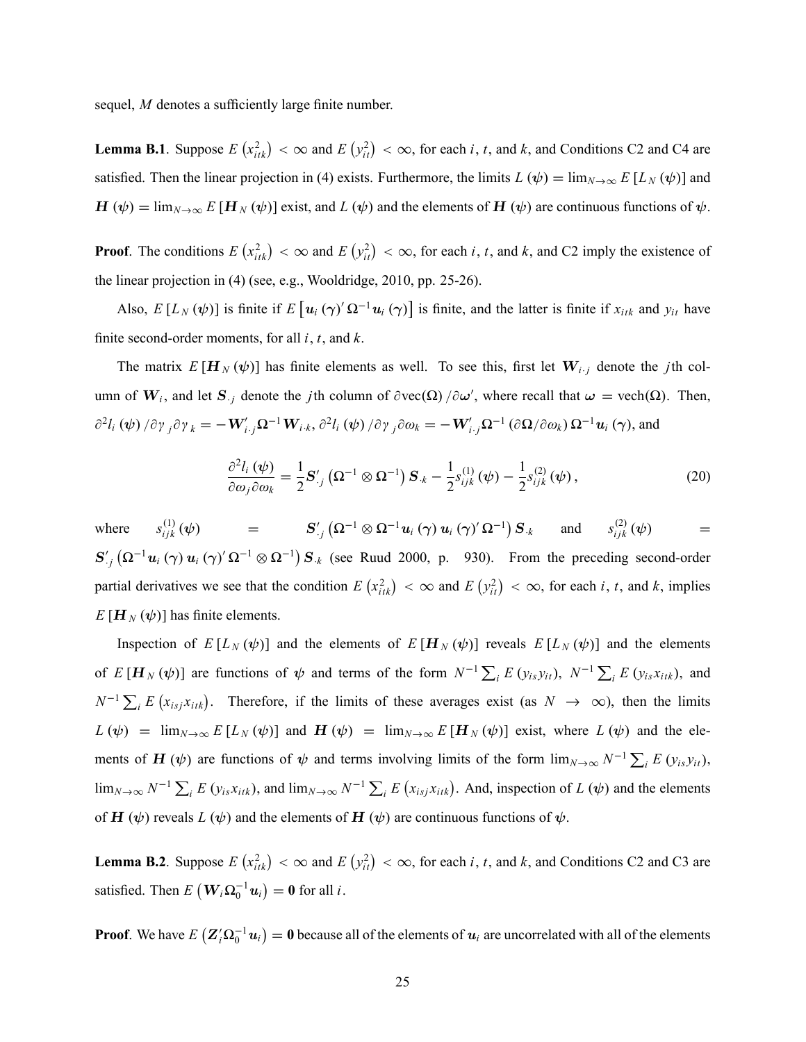sequel, $M$ denotes a sufficiently large finite number.

**Lemma B.1**. Suppose $E\left(x_{itk}^2\right) < \infty$ and $E\left(y_{it}^2\right) < \infty$, for each $i$, $t$, and $k$, and Conditions C2 and C4 are satisfied. Then the linear projection in (4) exists. Furthermore, the limits $L(\boldsymbol{\psi}) = \lim_{N\to\infty} E\left[L_N(\boldsymbol{\psi})\right]$ and $\boldsymbol{H}(\boldsymbol{\psi}) = \lim_{N\to\infty} E\left[\boldsymbol{H}_N(\boldsymbol{\psi})\right]$ exist, and $L(\boldsymbol{\psi})$ and the elements of $\boldsymbol{H}(\boldsymbol{\psi})$ are continuous functions of $\boldsymbol{\psi}$.

**Proof**. The conditions $E\left(x_{itk}^2\right) < \infty$ and $E\left(y_{it}^2\right) < \infty$, for each $i$, $t$, and $k$, and C2 imply the existence of the linear projection in (4) (see, e.g., Wooldridge, 2010, pp. 25-26).

Also, $E\left[L_N(\boldsymbol{\psi})\right]$ is finite if $E\left[\boldsymbol{u}_i(\boldsymbol{\gamma})' \Omega^{-1} \boldsymbol{u}_i(\boldsymbol{\gamma})\right]$ is finite, and the latter is finite if $x_{itk}$ and $y_{it}$ have finite second-order moments, for all $i$, $t$, and $k$.

The matrix $E\left[\boldsymbol{H}_N(\boldsymbol{\psi})\right]$ has finite elements as well. To see this, first let $\boldsymbol{W}_{i\cdot j}$ denote the $j$th column of $\boldsymbol{W}_i$, and let $\boldsymbol{S}_{\cdot j}$ denote the $j$th column of $\partial \text{vec}(\Omega)/\partial \boldsymbol{\omega}'$, where recall that $\boldsymbol{\omega} = \text{vech}(\Omega)$. Then, $\partial^2 l_i(\boldsymbol{\psi})/\partial\gamma_j\partial\gamma_k = -\boldsymbol{W}_{i\cdot j}'\Omega^{-1}\boldsymbol{W}_{i\cdot k}$, $\partial^2 l_i(\boldsymbol{\psi})/\partial\gamma_j\partial\omega_k = -\boldsymbol{W}_{i\cdot j}'\Omega^{-1}\left(\partial\Omega/\partial\omega_k\right)\Omega^{-1}\boldsymbol{u}_i(\boldsymbol{\gamma})$, and

$$\frac{\partial^2 l_i(\boldsymbol{\psi})}{\partial\omega_j\partial\omega_k} = \frac{1}{2}\boldsymbol{S}_{\cdot j}'\left(\Omega^{-1}\otimes\Omega^{-1}\right)\boldsymbol{S}_{\cdot k} - \frac{1}{2}s_{ijk}^{(1)}(\boldsymbol{\psi}) - \frac{1}{2}s_{ijk}^{(2)}(\boldsymbol{\psi}), \tag{20}$$

where $s_{ijk}^{(1)}(\boldsymbol{\psi}) = \boldsymbol{S}_{\cdot j}'\left(\Omega^{-1}\otimes\Omega^{-1}\boldsymbol{u}_i(\boldsymbol{\gamma})\boldsymbol{u}_i(\boldsymbol{\gamma})'\Omega^{-1}\right)\boldsymbol{S}_{\cdot k}$ and $s_{ijk}^{(2)}(\boldsymbol{\psi}) = \boldsymbol{S}_{\cdot j}'\left(\Omega^{-1}\boldsymbol{u}_i(\boldsymbol{\gamma})\boldsymbol{u}_i(\boldsymbol{\gamma})'\Omega^{-1}\otimes\Omega^{-1}\right)\boldsymbol{S}_{\cdot k}$ (see Ruud 2000, p. 930). From the preceding second-order partial derivatives we see that the condition $E\left(x_{itk}^2\right) < \infty$ and $E\left(y_{it}^2\right) < \infty$, for each $i$, $t$, and $k$, implies $E\left[\boldsymbol{H}_N(\boldsymbol{\psi})\right]$ has finite elements.

Inspection of $E\left[L_N(\boldsymbol{\psi})\right]$ and the elements of $E\left[\boldsymbol{H}_N(\boldsymbol{\psi})\right]$ reveals $E\left[L_N(\boldsymbol{\psi})\right]$ and the elements of $E\left[\boldsymbol{H}_N(\boldsymbol{\psi})\right]$ are functions of $\boldsymbol{\psi}$ and terms of the form $N^{-1}\sum_i E\left(y_{is}y_{it}\right)$, $N^{-1}\sum_i E\left(y_{is}x_{itk}\right)$, and $N^{-1}\sum_i E\left(x_{isj}x_{itk}\right)$. Therefore, if the limits of these averages exist (as $N\to\infty$), then the limits $L(\boldsymbol{\psi}) = \lim_{N\to\infty} E\left[L_N(\boldsymbol{\psi})\right]$ and $\boldsymbol{H}(\boldsymbol{\psi}) = \lim_{N\to\infty} E\left[\boldsymbol{H}_N(\boldsymbol{\psi})\right]$ exist, where $L(\boldsymbol{\psi})$ and the elements of $\boldsymbol{H}(\boldsymbol{\psi})$ are functions of $\boldsymbol{\psi}$ and terms involving limits of the form $\lim_{N\to\infty} N^{-1}\sum_i E\left(y_{is}y_{it}\right)$, $\lim_{N\to\infty} N^{-1}\sum_i E\left(y_{is}x_{itk}\right)$, and $\lim_{N\to\infty} N^{-1}\sum_i E\left(x_{isj}x_{itk}\right)$. And, inspection of $L(\boldsymbol{\psi})$ and the elements of $\boldsymbol{H}(\boldsymbol{\psi})$ reveals $L(\boldsymbol{\psi})$ and the elements of $\boldsymbol{H}(\boldsymbol{\psi})$ are continuous functions of $\boldsymbol{\psi}$.

**Lemma B.2**. Suppose $E\left(x_{itk}^2\right) < \infty$ and $E\left(y_{it}^2\right) < \infty$, for each $i$, $t$, and $k$, and Conditions C2 and C3 are satisfied. Then $E\left(\boldsymbol{W}_i\Omega_0^{-1}\boldsymbol{u}_i\right) = \boldsymbol{0}$ for all $i$.

**Proof**. We have $E\left(\boldsymbol{Z}_i'\Omega_0^{-1}\boldsymbol{u}_i\right) = \boldsymbol{0}$ because all of the elements of $\boldsymbol{u}_i$ are uncorrelated with all of the elements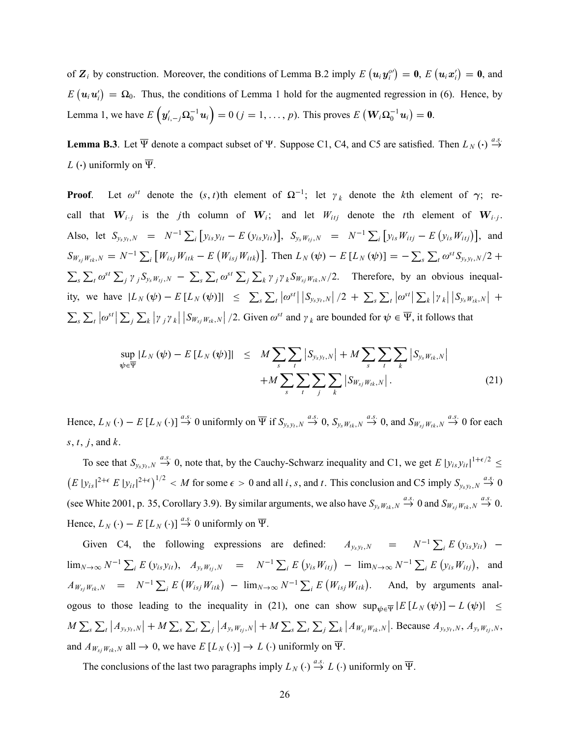of $\boldsymbol{Z}_i$ by construction. Moreover, the conditions of Lemma B.2 imply $E\left(\boldsymbol{u}_i \boldsymbol{y}_i^{o\prime}\right) = \boldsymbol{0}$, $E\left(\boldsymbol{u}_i \boldsymbol{x}_i'\right) = \boldsymbol{0}$, and $E\left(\boldsymbol{u}_i \boldsymbol{u}_i'\right) = \Omega_0$. Thus, the conditions of Lemma 1 hold for the augmented regression in (6). Hence, by Lemma 1, we have $E\left(\boldsymbol{y}_{i,-j}' \Omega_0^{-1} \boldsymbol{u}_i\right) = 0$ $(j = 1, \ldots, p)$. This proves $E\left(\boldsymbol{W}_i \Omega_0^{-1} \boldsymbol{u}_i\right) = \boldsymbol{0}$.

**Lemma B.3**. Let $\overline{\Psi}$ denote a compact subset of $\Psi$. Suppose C1, C4, and C5 are satisfied. Then $L_N(\cdot) \overset{a.s.}{\to} L(\cdot)$ uniformly on $\overline{\Psi}$.

**Proof**. Let $\omega^{st}$ denote the $(s,t)$th element of $\Omega^{-1}$; let $\gamma_k$ denote the $k$th element of $\boldsymbol{\gamma}$; recall that $\boldsymbol{W}_{i \cdot j}$ is the $j$th column of $\boldsymbol{W}_i$; and let $W_{itj}$ denote the $t$th element of $\boldsymbol{W}_{i \cdot j}$. Also, let $S_{y_s y_t, N} = N^{-1} \sum_i \left[y_{is} y_{it} - E\left(y_{is} y_{it}\right)\right]$, $S_{y_s W_{tj}, N} = N^{-1} \sum_i \left[y_{is} W_{itj} - E\left(y_{is} W_{itj}\right)\right]$, and $S_{W_{sj} W_{tk}, N} = N^{-1} \sum_i \left[W_{isj} W_{itk} - E\left(W_{isj} W_{itk}\right)\right]$. Then $L_N(\boldsymbol{\psi}) - E\left[L_N(\boldsymbol{\psi})\right] = -\sum_s \sum_t \omega^{st} S_{y_s y_t, N}/2 + \sum_s \sum_t \omega^{st} \sum_j \gamma_j S_{y_s W_{tj}, N} - \sum_s \sum_t \omega^{st} \sum_j \sum_k \gamma_j \gamma_k S_{W_{sj} W_{tk}, N}/2$. Therefore, by an obvious inequality, we have $\left|L_N(\boldsymbol{\psi}) - E\left[L_N(\boldsymbol{\psi})\right]\right| \leq \sum_s \sum_t \left|\omega^{st}\right| \left|S_{y_s y_t, N}\right|/2 + \sum_s \sum_t \left|\omega^{st}\right| \sum_k \left|\gamma_k\right| \left|S_{y_s W_{tk}, N}\right| + \sum_s \sum_t \left|\omega^{st}\right| \sum_j \sum_k \left|\gamma_j \gamma_k\right| \left|S_{W_{sj} W_{tk}, N}\right|/2$. Given $\omega^{st}$ and $\gamma_k$ are bounded for $\boldsymbol{\psi} \in \overline{\Psi}$, it follows that

$$
\begin{aligned}
\sup_{\boldsymbol{\psi} \in \overline{\Psi}} \left|L_N(\boldsymbol{\psi}) - E\left[L_N(\boldsymbol{\psi})\right]\right| \leq\ & M \sum_s \sum_t \left|S_{y_s y_t, N}\right| + M \sum_s \sum_t \sum_k \left|S_{y_s W_{tk}, N}\right| \\
& + M \sum_s \sum_t \sum_j \sum_k \left|S_{W_{sj} W_{tk}, N}\right|. \qquad (21)
\end{aligned}
$$

Hence, $L_N(\cdot) - E\left[L_N(\cdot)\right] \overset{a.s.}{\to} 0$ uniformly on $\overline{\Psi}$ if $S_{y_s y_t, N} \overset{a.s.}{\to} 0$, $S_{y_s W_{tk}, N} \overset{a.s.}{\to} 0$, and $S_{W_{sj} W_{tk}, N} \overset{a.s.}{\to} 0$ for each $s$, $t$, $j$, and $k$.

To see that $S_{y_s y_t, N} \overset{a.s.}{\to} 0$, note that, by the Cauchy-Schwarz inequality and C1, we get $E\left|y_{is} y_{it}\right|^{1+\epsilon/2} \leq \left(E\left|y_{is}\right|^{2+\epsilon} E\left|y_{it}\right|^{2+\epsilon}\right)^{1/2} < M$ for some $\epsilon > 0$ and all $i$, $s$, and $t$. This conclusion and C5 imply $S_{y_s y_t, N} \overset{a.s.}{\to} 0$ (see White 2001, p. 35, Corollary 3.9). By similar arguments, we also have $S_{y_s W_{tk}, N} \overset{a.s.}{\to} 0$ and $S_{W_{sj} W_{tk}, N} \overset{a.s.}{\to} 0$. Hence, $L_N(\cdot) - E\left[L_N(\cdot)\right] \overset{a.s.}{\to} 0$ uniformly on $\overline{\Psi}$.

Given C4, the following expressions are defined: $A_{y_s y_t, N} = N^{-1} \sum_i E\left(y_{is} y_{it}\right) - \lim_{N \to \infty} N^{-1} \sum_i E\left(y_{is} y_{it}\right)$, $A_{y_s W_{tj}, N} = N^{-1} \sum_i E\left(y_{is} W_{itj}\right) - \lim_{N \to \infty} N^{-1} \sum_i E\left(y_{is} W_{itj}\right)$, and $A_{W_{sj} W_{tk}, N} = N^{-1} \sum_i E\left(W_{isj} W_{itk}\right) - \lim_{N \to \infty} N^{-1} \sum_i E\left(W_{isj} W_{itk}\right)$. And, by arguments analogous to those leading to the inequality in (21), one can show $\sup_{\boldsymbol{\psi} \in \overline{\Psi}} \left|E\left[L_N(\boldsymbol{\psi})\right] - L(\boldsymbol{\psi})\right| \leq M \sum_s \sum_t \left|A_{y_s y_t, N}\right| + M \sum_s \sum_t \sum_j \left|A_{y_s W_{tj}, N}\right| + M \sum_s \sum_t \sum_j \sum_k \left|A_{W_{sj} W_{tk}, N}\right|$. Because $A_{y_s y_t, N}$, $A_{y_s W_{tj}, N}$, and $A_{W_{sj} W_{tk}, N}$ all $\to 0$, we have $E\left[L_N(\cdot)\right] \to L(\cdot)$ uniformly on $\overline{\Psi}$.

The conclusions of the last two paragraphs imply $L_N(\cdot) \overset{a.s.}{\to} L(\cdot)$ uniformly on $\overline{\Psi}$.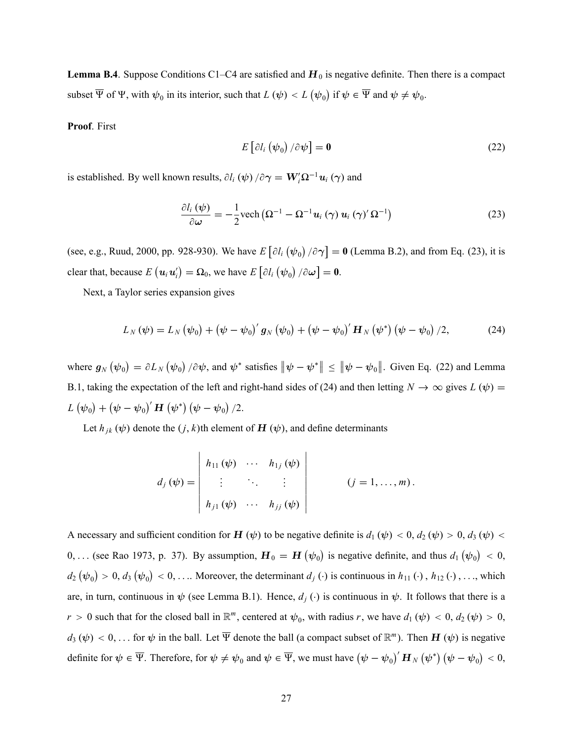**Lemma B.4**. Suppose Conditions C1–C4 are satisfied and $\boldsymbol{H}_0$ is negative definite. Then there is a compact subset $\overline{\Psi}$ of $\Psi$, with $\boldsymbol{\psi}_0$ in its interior, such that $L(\boldsymbol{\psi}) < L(\boldsymbol{\psi}_0)$ if $\boldsymbol{\psi} \in \overline{\Psi}$ and $\boldsymbol{\psi} \neq \boldsymbol{\psi}_0$.

**Proof**. First

$$E\left[\partial l_i\left(\boldsymbol{\psi}_0\right)/\partial \boldsymbol{\psi}\right] = \mathbf{0} \tag{22}$$

is established. By well known results, $\partial l_i(\boldsymbol{\psi})/\partial \boldsymbol{\gamma} = \boldsymbol{W}_i' \boldsymbol{\Omega}^{-1} \boldsymbol{u}_i(\boldsymbol{\gamma})$ and

$$\frac{\partial l_i(\boldsymbol{\psi})}{\partial \boldsymbol{\omega}} = -\frac{1}{2}\text{vech}\left(\boldsymbol{\Omega}^{-1} - \boldsymbol{\Omega}^{-1}\boldsymbol{u}_i(\boldsymbol{\gamma})\,\boldsymbol{u}_i(\boldsymbol{\gamma})'\,\boldsymbol{\Omega}^{-1}\right) \tag{23}$$

(see, e.g., Ruud, 2000, pp. 928-930). We have $E\left[\partial l_i\left(\boldsymbol{\psi}_0\right)/\partial \boldsymbol{\gamma}\right] = \mathbf{0}$ (Lemma B.2), and from Eq. (23), it is clear that, because $E\left(\boldsymbol{u}_i \boldsymbol{u}_i'\right) = \boldsymbol{\Omega}_0$, we have $E\left[\partial l_i\left(\boldsymbol{\psi}_0\right)/\partial \boldsymbol{\omega}\right] = \mathbf{0}$.

Next, a Taylor series expansion gives

$$L_N(\boldsymbol{\psi}) = L_N\left(\boldsymbol{\psi}_0\right) + \left(\boldsymbol{\psi} - \boldsymbol{\psi}_0\right)' \boldsymbol{g}_N\left(\boldsymbol{\psi}_0\right) + \left(\boldsymbol{\psi} - \boldsymbol{\psi}_0\right)' \boldsymbol{H}_N\left(\boldsymbol{\psi}^*\right)\left(\boldsymbol{\psi} - \boldsymbol{\psi}_0\right)/2, \tag{24}$$

where $\boldsymbol{g}_N\left(\boldsymbol{\psi}_0\right) = \partial L_N\left(\boldsymbol{\psi}_0\right)/\partial \boldsymbol{\psi}$, and $\boldsymbol{\psi}^*$ satisfies $\left\|\boldsymbol{\psi} - \boldsymbol{\psi}^*\right\| \leq \left\|\boldsymbol{\psi} - \boldsymbol{\psi}_0\right\|$. Given Eq. (22) and Lemma B.1, taking the expectation of the left and right-hand sides of (24) and then letting $N \to \infty$ gives $L(\boldsymbol{\psi}) = L\left(\boldsymbol{\psi}_0\right) + \left(\boldsymbol{\psi} - \boldsymbol{\psi}_0\right)' \boldsymbol{H}\left(\boldsymbol{\psi}^*\right)\left(\boldsymbol{\psi} - \boldsymbol{\psi}_0\right)/2$.

Let $h_{jk}(\boldsymbol{\psi})$ denote the $(j,k)$th element of $\boldsymbol{H}(\boldsymbol{\psi})$, and define determinants

$$d_j(\boldsymbol{\psi}) = \begin{vmatrix} h_{11}(\boldsymbol{\psi}) & \cdots & h_{1j}(\boldsymbol{\psi}) \\ \vdots & \ddots & \vdots \\ h_{j1}(\boldsymbol{\psi}) & \cdots & h_{jj}(\boldsymbol{\psi}) \end{vmatrix} \qquad (j = 1, \ldots, m).$$

A necessary and sufficient condition for $\boldsymbol{H}(\boldsymbol{\psi})$ to be negative definite is $d_1(\boldsymbol{\psi}) < 0$, $d_2(\boldsymbol{\psi}) > 0$, $d_3(\boldsymbol{\psi}) < 0, \ldots$ (see Rao 1973, p. 37). By assumption, $\boldsymbol{H}_0 = \boldsymbol{H}\left(\boldsymbol{\psi}_0\right)$ is negative definite, and thus $d_1\left(\boldsymbol{\psi}_0\right) < 0$, $d_2\left(\boldsymbol{\psi}_0\right) > 0$, $d_3\left(\boldsymbol{\psi}_0\right) < 0, \ldots$. Moreover, the determinant $d_j(\cdot)$ is continuous in $h_{11}(\cdot)$, $h_{12}(\cdot), \ldots$, which are, in turn, continuous in $\boldsymbol{\psi}$ (see Lemma B.1). Hence, $d_j(\cdot)$ is continuous in $\boldsymbol{\psi}$. It follows that there is a $r > 0$ such that for the closed ball in $\mathbb{R}^m$, centered at $\boldsymbol{\psi}_0$, with radius $r$, we have $d_1(\boldsymbol{\psi}) < 0$, $d_2(\boldsymbol{\psi}) > 0$, $d_3(\boldsymbol{\psi}) < 0, \ldots$ for $\boldsymbol{\psi}$ in the ball. Let $\overline{\Psi}$ denote the ball (a compact subset of $\mathbb{R}^m$). Then $\boldsymbol{H}(\boldsymbol{\psi})$ is negative definite for $\boldsymbol{\psi} \in \overline{\Psi}$. Therefore, for $\boldsymbol{\psi} \neq \boldsymbol{\psi}_0$ and $\boldsymbol{\psi} \in \overline{\Psi}$, we must have $\left(\boldsymbol{\psi} - \boldsymbol{\psi}_0\right)' \boldsymbol{H}_N\left(\boldsymbol{\psi}^*\right)\left(\boldsymbol{\psi} - \boldsymbol{\psi}_0\right) < 0$,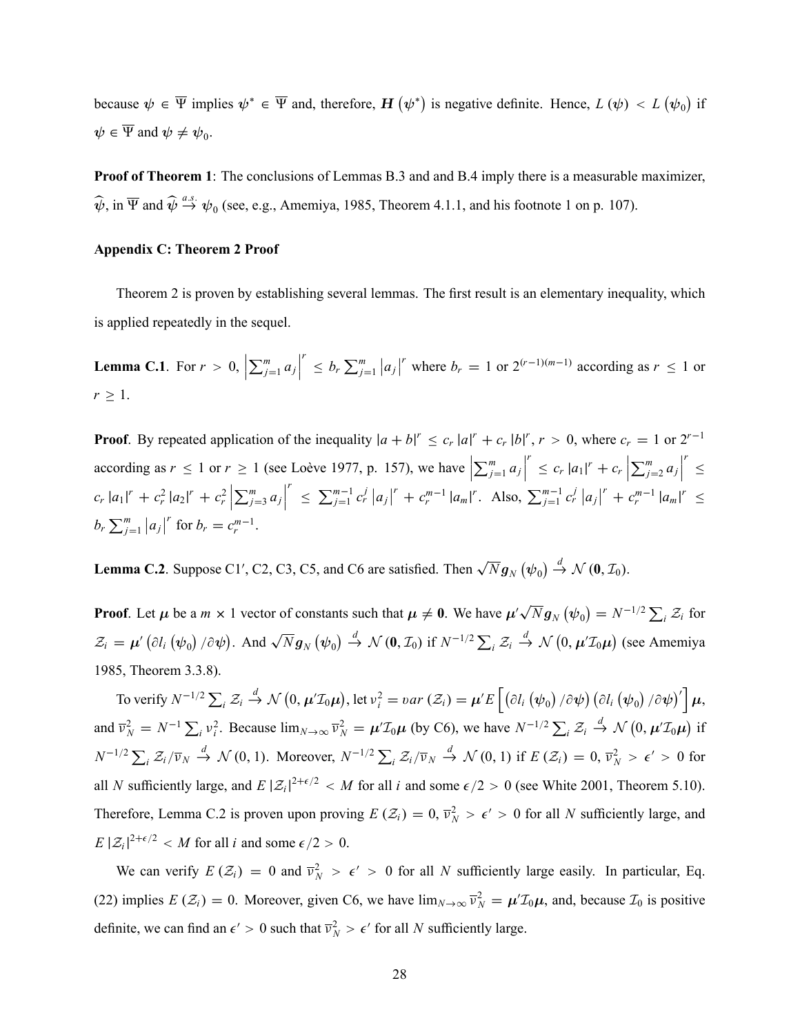because $\psi \in \overline{\Psi}$ implies $\psi^* \in \overline{\Psi}$ and, therefore, $\boldsymbol{H}(\psi^*)$ is negative definite. Hence, $L(\psi) < L(\psi_0)$ if $\psi \in \overline{\Psi}$ and $\psi \neq \psi_0$.

**Proof of Theorem 1**: The conclusions of Lemmas B.3 and and B.4 imply there is a measurable maximizer, $\widehat{\psi}$, in $\overline{\Psi}$ and $\widehat{\psi} \overset{a.s.}{\to} \psi_0$ (see, e.g., Amemiya, 1985, Theorem 4.1.1, and his footnote 1 on p. 107).

**Appendix C: Theorem 2 Proof**

Theorem 2 is proven by establishing several lemmas. The first result is an elementary inequality, which is applied repeatedly in the sequel.

**Lemma C.1**. For $r > 0$, $\left|\sum_{j=1}^{m} a_j\right|^r \leq b_r \sum_{j=1}^{m} \left|a_j\right|^r$ where $b_r = 1$ or $2^{(r-1)(m-1)}$ according as $r \leq 1$ or $r \geq 1$.

**Proof**. By repeated application of the inequality $|a+b|^r \leq c_r |a|^r + c_r |b|^r$, $r > 0$, where $c_r = 1$ or $2^{r-1}$ according as $r \leq 1$ or $r \geq 1$ (see Loève 1977, p. 157), we have $\left|\sum_{j=1}^{m} a_j\right|^r \leq c_r |a_1|^r + c_r \left|\sum_{j=2}^{m} a_j\right|^r \leq c_r |a_1|^r + c_r^2 |a_2|^r + c_r^2 \left|\sum_{j=3}^{m} a_j\right|^r \leq \sum_{j=1}^{m-1} c_r^j \left|a_j\right|^r + c_r^{m-1} |a_m|^r$. Also, $\sum_{j=1}^{m-1} c_r^j \left|a_j\right|^r + c_r^{m-1} |a_m|^r \leq b_r \sum_{j=1}^{m} \left|a_j\right|^r$ for $b_r = c_r^{m-1}$.

**Lemma C.2**. Suppose C1′, C2, C3, C5, and C6 are satisfied. Then $\sqrt{N}\boldsymbol{g}_N(\psi_0) \overset{d}{\to} \mathcal{N}(\boldsymbol{0}, \mathcal{I}_0)$.

**Proof**. Let $\boldsymbol{\mu}$ be a $m \times 1$ vector of constants such that $\boldsymbol{\mu} \neq \boldsymbol{0}$. We have $\boldsymbol{\mu}'\sqrt{N}\boldsymbol{g}_N(\psi_0) = N^{-1/2}\sum_i \mathcal{Z}_i$ for $\mathcal{Z}_i = \boldsymbol{\mu}'\left(\partial l_i(\psi_0)/\partial\psi\right)$. And $\sqrt{N}\boldsymbol{g}_N(\psi_0) \overset{d}{\to} \mathcal{N}(\boldsymbol{0}, \mathcal{I}_0)$ if $N^{-1/2}\sum_i \mathcal{Z}_i \overset{d}{\to} \mathcal{N}\left(0, \boldsymbol{\mu}'\mathcal{I}_0\boldsymbol{\mu}\right)$ (see Amemiya 1985, Theorem 3.3.8).

To verify $N^{-1/2}\sum_i \mathcal{Z}_i \overset{d}{\to} \mathcal{N}\left(0, \boldsymbol{\mu}'\mathcal{I}_0\boldsymbol{\mu}\right)$, let $v_i^2 = var(\mathcal{Z}_i) = \boldsymbol{\mu}' E\left[\left(\partial l_i(\psi_0)/\partial\psi\right)\left(\partial l_i(\psi_0)/\partial\psi\right)'\right]\boldsymbol{\mu}$, and $\overline{v}_N^2 = N^{-1}\sum_i v_i^2$. Because $\lim_{N\to\infty}\overline{v}_N^2 = \boldsymbol{\mu}'\mathcal{I}_0\boldsymbol{\mu}$ (by C6), we have $N^{-1/2}\sum_i \mathcal{Z}_i \overset{d}{\to} \mathcal{N}\left(0, \boldsymbol{\mu}'\mathcal{I}_0\boldsymbol{\mu}\right)$ if $N^{-1/2}\sum_i \mathcal{Z}_i/\overline{v}_N \overset{d}{\to} \mathcal{N}(0,1)$. Moreover, $N^{-1/2}\sum_i \mathcal{Z}_i/\overline{v}_N \overset{d}{\to} \mathcal{N}(0,1)$ if $E(\mathcal{Z}_i) = 0$, $\overline{v}_N^2 > \epsilon' > 0$ for all $N$ sufficiently large, and $E|\mathcal{Z}_i|^{2+\epsilon/2} < M$ for all $i$ and some $\epsilon/2 > 0$ (see White 2001, Theorem 5.10). Therefore, Lemma C.2 is proven upon proving $E(\mathcal{Z}_i) = 0$, $\overline{v}_N^2 > \epsilon' > 0$ for all $N$ sufficiently large, and $E|\mathcal{Z}_i|^{2+\epsilon/2} < M$ for all $i$ and some $\epsilon/2 > 0$.

We can verify $E(\mathcal{Z}_i) = 0$ and $\overline{v}_N^2 > \epsilon' > 0$ for all $N$ sufficiently large easily. In particular, Eq. (22) implies $E(\mathcal{Z}_i) = 0$. Moreover, given C6, we have $\lim_{N\to\infty}\overline{v}_N^2 = \boldsymbol{\mu}'\mathcal{I}_0\boldsymbol{\mu}$, and, because $\mathcal{I}_0$ is positive definite, we can find an $\epsilon' > 0$ such that $\overline{v}_N^2 > \epsilon'$ for all $N$ sufficiently large.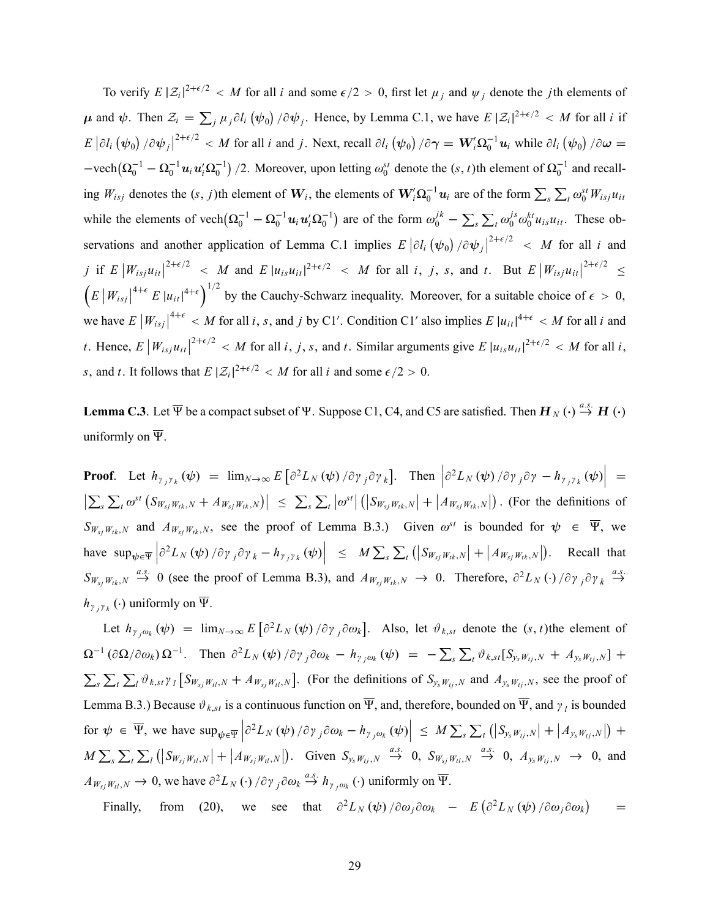To verify $E|\mathcal{Z}_i|^{2+\epsilon/2} < M$ for all $i$ and some $\epsilon/2 > 0$, first let $\mu_j$ and $\psi_j$ denote the $j$th elements of $\boldsymbol{\mu}$ and $\boldsymbol{\psi}$. Then $\mathcal{Z}_i = \sum_j \mu_j \partial l_i(\boldsymbol{\psi}_0)/\partial \psi_j$. Hence, by Lemma C.1, we have $E|\mathcal{Z}_i|^{2+\epsilon/2} < M$ for all $i$ if $E\left|\partial l_i(\boldsymbol{\psi}_0)/\partial \psi_j\right|^{2+\epsilon/2} < M$ for all $i$ and $j$. Next, recall $\partial l_i(\boldsymbol{\psi}_0)/\partial \boldsymbol{\gamma} = \boldsymbol{W}_i' \boldsymbol{\Omega}_0^{-1} \boldsymbol{u}_i$ while $\partial l_i(\boldsymbol{\psi}_0)/\partial \boldsymbol{\omega} = -\text{vech}\left(\boldsymbol{\Omega}_0^{-1} - \boldsymbol{\Omega}_0^{-1} \boldsymbol{u}_i \boldsymbol{u}_i' \boldsymbol{\Omega}_0^{-1}\right)/2$. Moreover, upon letting $\omega_0^{st}$ denote the $(s,t)$th element of $\boldsymbol{\Omega}_0^{-1}$ and recalling $W_{isj}$ denotes the $(s,j)$th element of $\boldsymbol{W}_i$, the elements of $\boldsymbol{W}_i' \boldsymbol{\Omega}_0^{-1} \boldsymbol{u}_i$ are of the form $\sum_s \sum_t \omega_0^{st} W_{isj} u_{it}$ while the elements of $\text{vech}\left(\boldsymbol{\Omega}_0^{-1} - \boldsymbol{\Omega}_0^{-1} \boldsymbol{u}_i \boldsymbol{u}_i' \boldsymbol{\Omega}_0^{-1}\right)$ are of the form $\omega_0^{jk} - \sum_s \sum_t \omega_0^{js} \omega_0^{kt} u_{is} u_{it}$. These observations and another application of Lemma C.1 implies $E\left|\partial l_i(\boldsymbol{\psi}_0)/\partial \psi_j\right|^{2+\epsilon/2} < M$ for all $i$ and $j$ if $E\left|W_{isj} u_{it}\right|^{2+\epsilon/2} < M$ and $E|u_{is} u_{it}|^{2+\epsilon/2} < M$ for all $i$, $j$, $s$, and $t$. But $E\left|W_{isj} u_{it}\right|^{2+\epsilon/2} \leq \left(E\left|W_{isj}\right|^{4+\epsilon} E|u_{it}|^{4+\epsilon}\right)^{1/2}$ by the Cauchy-Schwarz inequality. Moreover, for a suitable choice of $\epsilon > 0$, we have $E\left|W_{isj}\right|^{4+\epsilon} < M$ for all $i$, $s$, and $j$ by C1$'$. Condition C1$'$ also implies $E|u_{it}|^{4+\epsilon} < M$ for all $i$ and $t$. Hence, $E\left|W_{isj} u_{it}\right|^{2+\epsilon/2} < M$ for all $i$, $j$, $s$, and $t$. Similar arguments give $E|u_{is} u_{it}|^{2+\epsilon/2} < M$ for all $i$, $s$, and $t$. It follows that $E|\mathcal{Z}_i|^{2+\epsilon/2} < M$ for all $i$ and some $\epsilon/2 > 0$.

**Lemma C.3**. Let $\overline{\Psi}$ be a compact subset of $\Psi$. Suppose C1, C4, and C5 are satisfied. Then $\boldsymbol{H}_N(\cdot) \overset{a.s.}{\to} \boldsymbol{H}(\cdot)$ uniformly on $\overline{\Psi}$.

**Proof**. Let $h_{\gamma_j \gamma_k}(\boldsymbol{\psi}) = \lim_{N\to\infty} E\left[\partial^2 L_N(\boldsymbol{\psi})/\partial \gamma_j \partial \gamma_k\right]$. Then $\left|\partial^2 L_N(\boldsymbol{\psi})/\partial \gamma_j \partial \gamma - h_{\gamma_j \gamma_k}(\boldsymbol{\psi})\right| = \left|\sum_s \sum_t \omega^{st}\left(S_{W_{sj} W_{tk},N} + A_{W_{sj} W_{tk},N}\right)\right| \leq \sum_s \sum_t \left|\omega^{st}\right|\left(\left|S_{W_{sj} W_{tk},N}\right| + \left|A_{W_{sj} W_{tk},N}\right|\right)$. (For the definitions of $S_{W_{sj} W_{tk},N}$ and $A_{W_{sj} W_{tk},N}$, see the proof of Lemma B.3.) Given $\omega^{st}$ is bounded for $\boldsymbol{\psi} \in \overline{\Psi}$, we have $\sup_{\boldsymbol{\psi}\in\overline{\Psi}}\left|\partial^2 L_N(\boldsymbol{\psi})/\partial \gamma_j \partial \gamma_k - h_{\gamma_j \gamma_k}(\boldsymbol{\psi})\right| \leq M \sum_s \sum_t \left(\left|S_{W_{sj} W_{tk},N}\right| + \left|A_{W_{sj} W_{tk},N}\right|\right)$. Recall that $S_{W_{sj} W_{tk},N} \overset{a.s.}{\to} 0$ (see the proof of Lemma B.3), and $A_{W_{sj} W_{tk},N} \to 0$. Therefore, $\partial^2 L_N(\cdot)/\partial \gamma_j \partial \gamma_k \overset{a.s.}{\to} h_{\gamma_j \gamma_k}(\cdot)$ uniformly on $\overline{\Psi}$.

Let $h_{\gamma_j \omega_k}(\boldsymbol{\psi}) = \lim_{N\to\infty} E\left[\partial^2 L_N(\boldsymbol{\psi})/\partial \gamma_j \partial \omega_k\right]$. Also, let $\vartheta_{k,st}$ denote the $(s,t)$the element of $\boldsymbol{\Omega}^{-1}(\partial \boldsymbol{\Omega}/\partial \omega_k)\boldsymbol{\Omega}^{-1}$. Then $\partial^2 L_N(\boldsymbol{\psi})/\partial \gamma_j \partial \omega_k - h_{\gamma_j \omega_k}(\boldsymbol{\psi}) = -\sum_s \sum_t \vartheta_{k,st}[S_{y_s W_{tj},N} + A_{y_s W_{tj},N}] + \sum_s \sum_t \sum_l \vartheta_{k,st} \gamma_l \left[S_{W_{sj} W_{tl},N} + A_{W_{sj} W_{tl},N}\right]$. (For the definitions of $S_{y_s W_{tj},N}$ and $A_{y_s W_{tj},N}$, see the proof of Lemma B.3.) Because $\vartheta_{k,st}$ is a continuous function on $\overline{\Psi}$, and, therefore, bounded on $\overline{\Psi}$, and $\gamma_l$ is bounded for $\boldsymbol{\psi} \in \overline{\Psi}$, we have $\sup_{\boldsymbol{\psi}\in\overline{\Psi}}\left|\partial^2 L_N(\boldsymbol{\psi})/\partial \gamma_j \partial \omega_k - h_{\gamma_j \omega_k}(\boldsymbol{\psi})\right| \leq M \sum_s \sum_t \left(\left|S_{y_s W_{tj},N}\right| + \left|A_{y_s W_{tj},N}\right|\right) + M \sum_s \sum_t \sum_l \left(\left|S_{W_{sj} W_{tl},N}\right| + \left|A_{W_{sj} W_{tl},N}\right|\right)$. Given $S_{y_s W_{tj},N} \overset{a.s.}{\to} 0$, $S_{W_{sj} W_{tl},N} \overset{a.s.}{\to} 0$, $A_{y_s W_{tj},N} \to 0$, and $A_{W_{sj} W_{tl},N} \to 0$, we have $\partial^2 L_N(\cdot)/\partial \gamma_j \partial \omega_k \overset{a.s.}{\to} h_{\gamma_j \omega_k}(\cdot)$ uniformly on $\overline{\Psi}$.

Finally, from (20), we see that $\partial^2 L_N(\boldsymbol{\psi})/\partial \omega_j \partial \omega_k - E\left(\partial^2 L_N(\boldsymbol{\psi})/\partial \omega_j \partial \omega_k\right) =$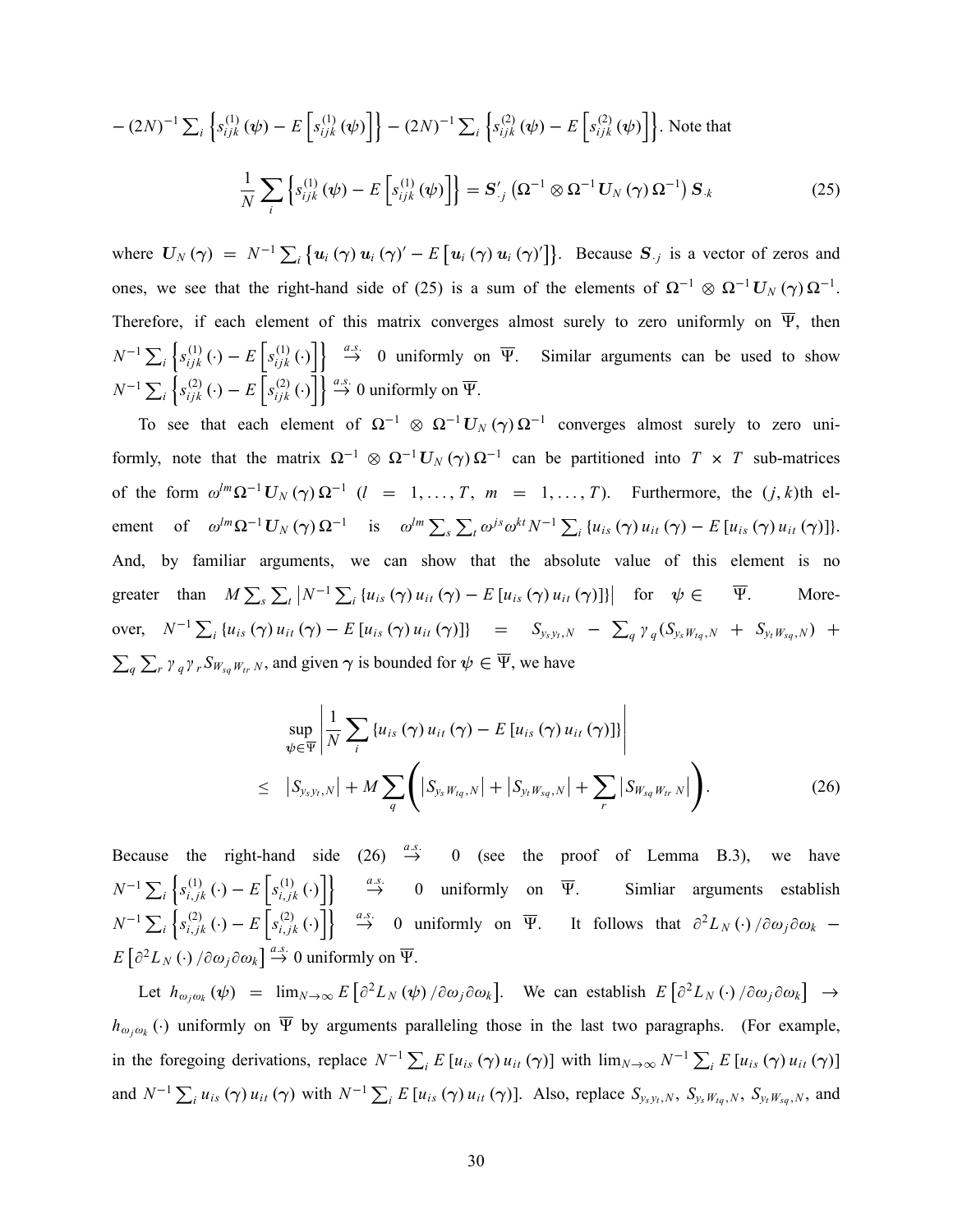$-(2N)^{-1}\sum_i \left\{s_{ijk}^{(1)}(\psi) - E\left[s_{ijk}^{(1)}(\psi)\right]\right\} - (2N)^{-1}\sum_i \left\{s_{ijk}^{(2)}(\psi) - E\left[s_{ijk}^{(2)}(\psi)\right]\right\}$. Note that

$$\frac{1}{N}\sum_i \left\{s_{ijk}^{(1)}(\psi) - E\left[s_{ijk}^{(1)}(\psi)\right]\right\} = \boldsymbol{S}'_{\cdot j}\left(\boldsymbol{\Omega}^{-1}\otimes\boldsymbol{\Omega}^{-1}\boldsymbol{U}_N(\boldsymbol{\gamma})\boldsymbol{\Omega}^{-1}\right)\boldsymbol{S}_{\cdot k} \tag{25}$$

where $\boldsymbol{U}_N(\boldsymbol{\gamma}) = N^{-1}\sum_i \left\{\boldsymbol{u}_i(\boldsymbol{\gamma})\boldsymbol{u}_i(\boldsymbol{\gamma})' - E\left[\boldsymbol{u}_i(\boldsymbol{\gamma})\boldsymbol{u}_i(\boldsymbol{\gamma})'\right]\right\}$. Because $\boldsymbol{S}_{\cdot j}$ is a vector of zeros and ones, we see that the right-hand side of (25) is a sum of the elements of $\boldsymbol{\Omega}^{-1}\otimes\boldsymbol{\Omega}^{-1}\boldsymbol{U}_N(\boldsymbol{\gamma})\boldsymbol{\Omega}^{-1}$. Therefore, if each element of this matrix converges almost surely to zero uniformly on $\overline{\Psi}$, then $N^{-1}\sum_i \left\{s_{ijk}^{(1)}(\cdot) - E\left[s_{ijk}^{(1)}(\cdot)\right]\right\} \overset{a.s.}{\to} 0$ uniformly on $\overline{\Psi}$. Similar arguments can be used to show $N^{-1}\sum_i \left\{s_{ijk}^{(2)}(\cdot) - E\left[s_{ijk}^{(2)}(\cdot)\right]\right\} \overset{a.s.}{\to} 0$ uniformly on $\overline{\Psi}$.

To see that each element of $\boldsymbol{\Omega}^{-1}\otimes\boldsymbol{\Omega}^{-1}\boldsymbol{U}_N(\boldsymbol{\gamma})\boldsymbol{\Omega}^{-1}$ converges almost surely to zero uniformly, note that the matrix $\boldsymbol{\Omega}^{-1}\otimes\boldsymbol{\Omega}^{-1}\boldsymbol{U}_N(\boldsymbol{\gamma})\boldsymbol{\Omega}^{-1}$ can be partitioned into $T \times T$ sub-matrices of the form $\omega^{lm}\boldsymbol{\Omega}^{-1}\boldsymbol{U}_N(\boldsymbol{\gamma})\boldsymbol{\Omega}^{-1}$ $(l = 1,\ldots,T,\ m = 1,\ldots,T)$. Furthermore, the $(j,k)$th element of $\omega^{lm}\boldsymbol{\Omega}^{-1}\boldsymbol{U}_N(\boldsymbol{\gamma})\boldsymbol{\Omega}^{-1}$ is $\omega^{lm}\sum_s\sum_t \omega^{js}\omega^{kt}N^{-1}\sum_i \{u_{is}(\boldsymbol{\gamma})u_{it}(\boldsymbol{\gamma}) - E[u_{is}(\boldsymbol{\gamma})u_{it}(\boldsymbol{\gamma})]\}$. And, by familiar arguments, we can show that the absolute value of this element is no greater than $M\sum_s\sum_t \left|N^{-1}\sum_i \{u_{is}(\boldsymbol{\gamma})u_{it}(\boldsymbol{\gamma}) - E[u_{is}(\boldsymbol{\gamma})u_{it}(\boldsymbol{\gamma})]\}\right|$ for $\psi \in \overline{\Psi}$. Moreover, $N^{-1}\sum_i \{u_{is}(\boldsymbol{\gamma})u_{it}(\boldsymbol{\gamma}) - E[u_{is}(\boldsymbol{\gamma})u_{it}(\boldsymbol{\gamma})]\} = S_{y_s y_t,N} - \sum_q \gamma_q(S_{y_s W_{tq},N} + S_{y_t W_{sq},N}) + \sum_q\sum_r \gamma_q\gamma_r S_{W_{sq}W_{tr}\,N}$, and given $\boldsymbol{\gamma}$ is bounded for $\psi \in \overline{\Psi}$, we have

$$\begin{aligned}
&\sup_{\psi\in\overline{\Psi}}\left|\frac{1}{N}\sum_i \{u_{is}(\boldsymbol{\gamma})u_{it}(\boldsymbol{\gamma}) - E[u_{is}(\boldsymbol{\gamma})u_{it}(\boldsymbol{\gamma})]\}\right| \\
\leq\ & \left|S_{y_s y_t,N}\right| + M\sum_q\left(\left|S_{y_s W_{tq},N}\right| + \left|S_{y_t W_{sq},N}\right| + \sum_r\left|S_{W_{sq}W_{tr}\,N}\right|\right).
\end{aligned} \tag{26}$$

Because the right-hand side (26) $\overset{a.s.}{\to} 0$ (see the proof of Lemma B.3), we have $N^{-1}\sum_i \left\{s_{i,jk}^{(1)}(\cdot) - E\left[s_{i,jk}^{(1)}(\cdot)\right]\right\} \overset{a.s.}{\to} 0$ uniformly on $\overline{\Psi}$. Simliar arguments establish $N^{-1}\sum_i \left\{s_{i,jk}^{(2)}(\cdot) - E\left[s_{i,jk}^{(2)}(\cdot)\right]\right\} \overset{a.s.}{\to} 0$ uniformly on $\overline{\Psi}$. It follows that $\partial^2 L_N(\cdot)/\partial\omega_j\partial\omega_k - E\left[\partial^2 L_N(\cdot)/\partial\omega_j\partial\omega_k\right] \overset{a.s.}{\to} 0$ uniformly on $\overline{\Psi}$.

Let $h_{\omega_j\omega_k}(\psi) = \lim_{N\to\infty} E\left[\partial^2 L_N(\psi)/\partial\omega_j\partial\omega_k\right]$. We can establish $E\left[\partial^2 L_N(\cdot)/\partial\omega_j\partial\omega_k\right] \to h_{\omega_j\omega_k}(\cdot)$ uniformly on $\overline{\Psi}$ by arguments paralleling those in the last two paragraphs. (For example, in the foregoing derivations, replace $N^{-1}\sum_i E[u_{is}(\boldsymbol{\gamma})u_{it}(\boldsymbol{\gamma})]$ with $\lim_{N\to\infty} N^{-1}\sum_i E[u_{is}(\boldsymbol{\gamma})u_{it}(\boldsymbol{\gamma})]$ and $N^{-1}\sum_i u_{is}(\boldsymbol{\gamma})u_{it}(\boldsymbol{\gamma})$ with $N^{-1}\sum_i E[u_{is}(\boldsymbol{\gamma})u_{it}(\boldsymbol{\gamma})]$. Also, replace $S_{y_s y_t,N}$, $S_{y_s W_{tq},N}$, $S_{y_t W_{sq},N}$, and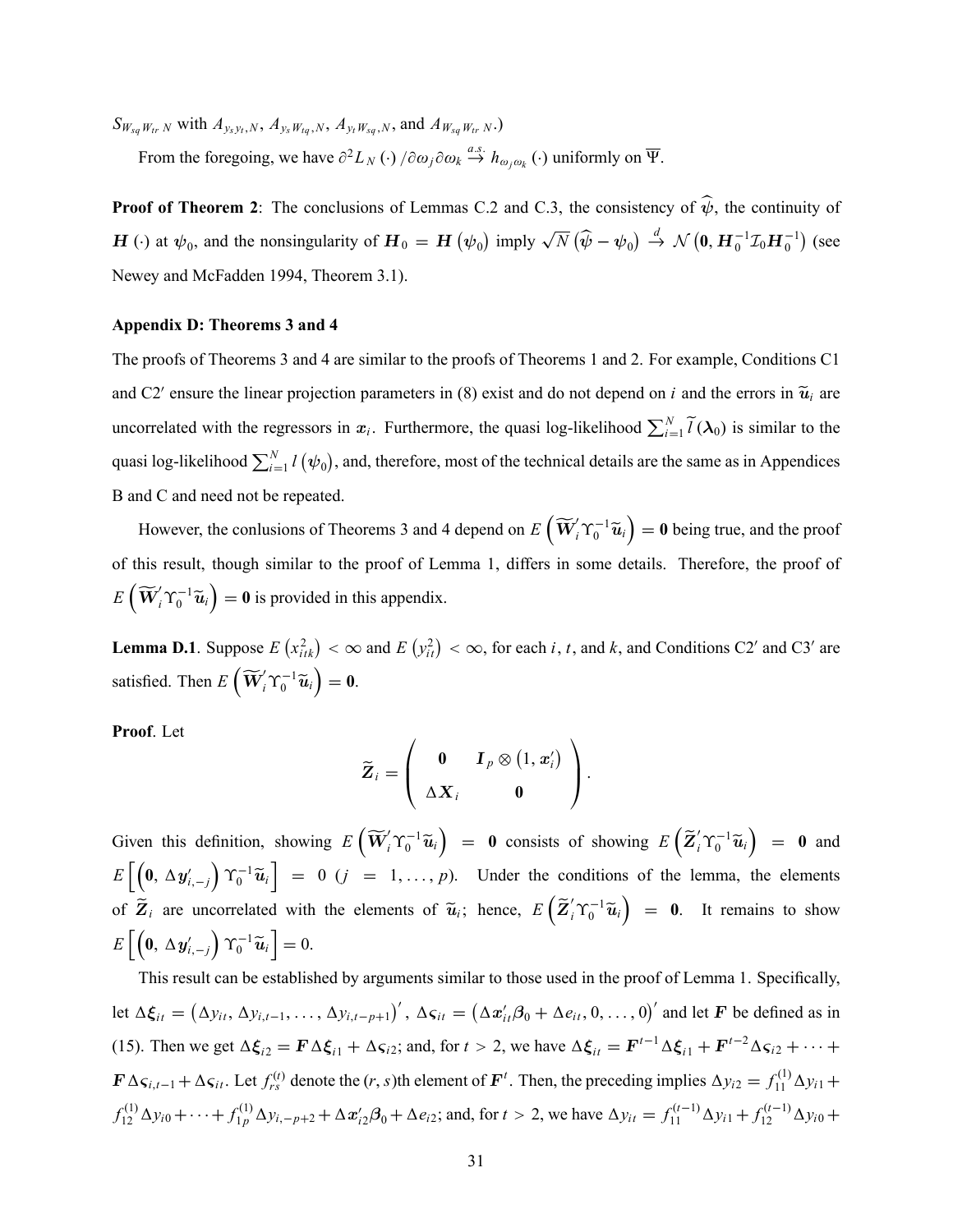$S_{W_{sq}W_{tr}\,N}$ with $A_{y_s y_t,N}$, $A_{y_s W_{tq},N}$, $A_{y_t W_{sq},N}$, and $A_{W_{sq}W_{tr}\,N}$.)

From the foregoing, we have $\partial^2 L_N(\cdot)/\partial\omega_j\partial\omega_k \overset{a.s.}{\to} h_{\omega_j\omega_k}(\cdot)$ uniformly on $\overline{\Psi}$.

**Proof of Theorem 2**: The conclusions of Lemmas C.2 and C.3, the consistency of $\widehat{\boldsymbol{\psi}}$, the continuity of $\boldsymbol{H}(\cdot)$ at $\boldsymbol{\psi}_0$, and the nonsingularity of $\boldsymbol{H}_0 = \boldsymbol{H}(\boldsymbol{\psi}_0)$ imply $\sqrt{N}\left(\widehat{\boldsymbol{\psi}} - \boldsymbol{\psi}_0\right) \overset{d}{\to} \mathcal{N}\left(\boldsymbol{0}, \boldsymbol{H}_0^{-1}\mathcal{I}_0\boldsymbol{H}_0^{-1}\right)$ (see Newey and McFadden 1994, Theorem 3.1).

**Appendix D: Theorems 3 and 4**

The proofs of Theorems 3 and 4 are similar to the proofs of Theorems 1 and 2. For example, Conditions C1 and C2′ ensure the linear projection parameters in (8) exist and do not depend on $i$ and the errors in $\widetilde{\boldsymbol{u}}_i$ are uncorrelated with the regressors in $\boldsymbol{x}_i$. Furthermore, the quasi log-likelihood $\sum_{i=1}^N \widetilde{l}(\boldsymbol{\lambda}_0)$ is similar to the quasi log-likelihood $\sum_{i=1}^N l(\boldsymbol{\psi}_0)$, and, therefore, most of the technical details are the same as in Appendices B and C and need not be repeated.

However, the conlusions of Theorems 3 and 4 depend on $E\left(\widetilde{\boldsymbol{W}}_i'\Upsilon_0^{-1}\widetilde{\boldsymbol{u}}_i\right) = \boldsymbol{0}$ being true, and the proof of this result, though similar to the proof of Lemma 1, differs in some details. Therefore, the proof of $E\left(\widetilde{\boldsymbol{W}}_i'\Upsilon_0^{-1}\widetilde{\boldsymbol{u}}_i\right) = \boldsymbol{0}$ is provided in this appendix.

**Lemma D.1**. Suppose $E\left(x_{itk}^2\right) < \infty$ and $E\left(y_{it}^2\right) < \infty$, for each $i$, $t$, and $k$, and Conditions C2′ and C3′ are satisfied. Then $E\left(\widetilde{\boldsymbol{W}}_i'\Upsilon_0^{-1}\widetilde{\boldsymbol{u}}_i\right) = \boldsymbol{0}$.

**Proof**. Let

$$\widetilde{\boldsymbol{Z}}_i = \begin{pmatrix} \boldsymbol{0} & \boldsymbol{I}_p \otimes \left(1, \boldsymbol{x}_i'\right) \\ \Delta\boldsymbol{X}_i & \boldsymbol{0} \end{pmatrix}.$$

Given this definition, showing $E\left(\widetilde{\boldsymbol{W}}_i'\Upsilon_0^{-1}\widetilde{\boldsymbol{u}}_i\right) = \boldsymbol{0}$ consists of showing $E\left(\widetilde{\boldsymbol{Z}}_i'\Upsilon_0^{-1}\widetilde{\boldsymbol{u}}_i\right) = \boldsymbol{0}$ and $E\left[\left(\boldsymbol{0},\, \Delta\boldsymbol{y}_{i,-j}'\right)\Upsilon_0^{-1}\widetilde{\boldsymbol{u}}_i\right] = 0$ ($j = 1, \ldots, p$). Under the conditions of the lemma, the elements of $\widetilde{\boldsymbol{Z}}_i$ are uncorrelated with the elements of $\widetilde{\boldsymbol{u}}_i$; hence, $E\left(\widetilde{\boldsymbol{Z}}_i'\Upsilon_0^{-1}\widetilde{\boldsymbol{u}}_i\right) = \boldsymbol{0}$. It remains to show $E\left[\left(\boldsymbol{0},\, \Delta\boldsymbol{y}_{i,-j}'\right)\Upsilon_0^{-1}\widetilde{\boldsymbol{u}}_i\right] = 0$.

This result can be established by arguments similar to those used in the proof of Lemma 1. Specifically, let $\Delta\boldsymbol{\xi}_{it} = \left(\Delta y_{it}, \Delta y_{i,t-1}, \ldots, \Delta y_{i,t-p+1}\right)'$, $\Delta\boldsymbol{\varsigma}_{it} = \left(\Delta\boldsymbol{x}_{it}'\boldsymbol{\beta}_0 + \Delta e_{it}, 0, \ldots, 0\right)'$ and let $\boldsymbol{F}$ be defined as in (15). Then we get $\Delta\boldsymbol{\xi}_{i2} = \boldsymbol{F}\Delta\boldsymbol{\xi}_{i1} + \Delta\boldsymbol{\varsigma}_{i2}$; and, for $t > 2$, we have $\Delta\boldsymbol{\xi}_{it} = \boldsymbol{F}^{t-1}\Delta\boldsymbol{\xi}_{i1} + \boldsymbol{F}^{t-2}\Delta\boldsymbol{\varsigma}_{i2} + \cdots + \boldsymbol{F}\Delta\boldsymbol{\varsigma}_{i,t-1} + \Delta\boldsymbol{\varsigma}_{it}$. Let $f_{rs}^{(t)}$ denote the $(r,s)$th element of $\boldsymbol{F}^t$. Then, the preceding implies $\Delta y_{i2} = f_{11}^{(1)}\Delta y_{i1} + f_{12}^{(1)}\Delta y_{i0} + \cdots + f_{1p}^{(1)}\Delta y_{i,-p+2} + \Delta\boldsymbol{x}_{i2}'\boldsymbol{\beta}_0 + \Delta e_{i2}$; and, for $t > 2$, we have $\Delta y_{it} = f_{11}^{(t-1)}\Delta y_{i1} + f_{12}^{(t-1)}\Delta y_{i0} +$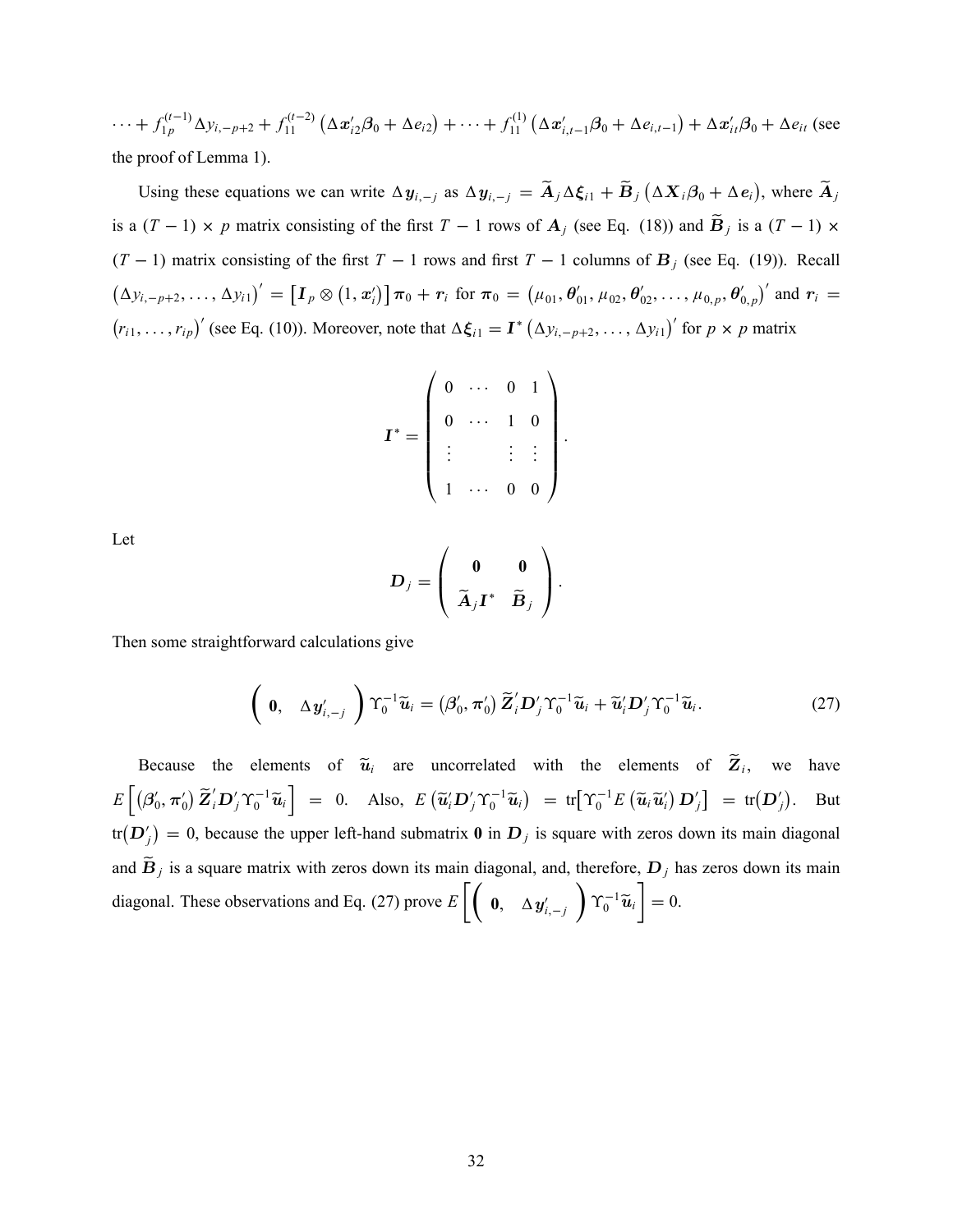$\cdots + f_{1p}^{(t-1)} \Delta y_{i,-p+2} + f_{11}^{(t-2)} \left( \Delta \boldsymbol{x}_{i2}' \boldsymbol{\beta}_0 + \Delta e_{i2} \right) + \cdots + f_{11}^{(1)} \left( \Delta \boldsymbol{x}_{i,t-1}' \boldsymbol{\beta}_0 + \Delta e_{i,t-1} \right) + \Delta \boldsymbol{x}_{it}' \boldsymbol{\beta}_0 + \Delta e_{it}$ (see the proof of Lemma 1).

Using these equations we can write $\Delta \boldsymbol{y}_{i,-j}$ as $\Delta \boldsymbol{y}_{i,-j} = \widetilde{\boldsymbol{A}}_j \Delta \boldsymbol{\xi}_{i1} + \widetilde{\boldsymbol{B}}_j \left( \Delta \boldsymbol{X}_i \boldsymbol{\beta}_0 + \Delta \boldsymbol{e}_i \right)$, where $\widetilde{\boldsymbol{A}}_j$ is a $(T-1) \times p$ matrix consisting of the first $T-1$ rows of $\boldsymbol{A}_j$ (see Eq. (18)) and $\widetilde{\boldsymbol{B}}_j$ is a $(T-1) \times (T-1)$ matrix consisting of the first $T-1$ rows and first $T-1$ columns of $\boldsymbol{B}_j$ (see Eq. (19)). Recall $\left( \Delta y_{i,-p+2}, \ldots, \Delta y_{i1} \right)' = \left[ \boldsymbol{I}_p \otimes \left( 1, \boldsymbol{x}_i' \right) \right] \boldsymbol{\pi}_0 + \boldsymbol{r}_i$ for $\boldsymbol{\pi}_0 = \left( \mu_{01}, \boldsymbol{\theta}_{01}', \mu_{02}, \boldsymbol{\theta}_{02}', \ldots, \mu_{0,p}, \boldsymbol{\theta}_{0,p}' \right)'$ and $\boldsymbol{r}_i = \left( r_{i1}, \ldots, r_{ip} \right)'$ (see Eq. (10)). Moreover, note that $\Delta \boldsymbol{\xi}_{i1} = \boldsymbol{I}^* \left( \Delta y_{i,-p+2}, \ldots, \Delta y_{i1} \right)'$ for $p \times p$ matrix

$$\boldsymbol{I}^* = \begin{pmatrix} 0 & \cdots & 0 & 1 \\ 0 & \cdots & 1 & 0 \\ \vdots & & \vdots & \vdots \\ 1 & \cdots & 0 & 0 \end{pmatrix}.$$

Let

$$\boldsymbol{D}_j = \begin{pmatrix} \boldsymbol{0} & \boldsymbol{0} \\ \widetilde{\boldsymbol{A}}_j \boldsymbol{I}^* & \widetilde{\boldsymbol{B}}_j \end{pmatrix}.$$

Then some straightforward calculations give

$$\begin{pmatrix} \boldsymbol{0}, & \Delta \boldsymbol{y}_{i,-j}' \end{pmatrix} \Upsilon_0^{-1} \widetilde{\boldsymbol{u}}_i = \left( \boldsymbol{\beta}_0', \boldsymbol{\pi}_0' \right) \widetilde{\boldsymbol{Z}}_i' \boldsymbol{D}_j' \Upsilon_0^{-1} \widetilde{\boldsymbol{u}}_i + \widetilde{\boldsymbol{u}}_i' \boldsymbol{D}_j' \Upsilon_0^{-1} \widetilde{\boldsymbol{u}}_i. \tag{27}$$

Because the elements of $\widetilde{\boldsymbol{u}}_i$ are uncorrelated with the elements of $\widetilde{\boldsymbol{Z}}_i$, we have $E\left[ \left( \boldsymbol{\beta}_0', \boldsymbol{\pi}_0' \right) \widetilde{\boldsymbol{Z}}_i' \boldsymbol{D}_j' \Upsilon_0^{-1} \widetilde{\boldsymbol{u}}_i \right] = 0$. Also, $E\left( \widetilde{\boldsymbol{u}}_i' \boldsymbol{D}_j' \Upsilon_0^{-1} \widetilde{\boldsymbol{u}}_i \right) = \mathrm{tr}\left[ \Upsilon_0^{-1} E\left( \widetilde{\boldsymbol{u}}_i \widetilde{\boldsymbol{u}}_i' \right) \boldsymbol{D}_j' \right] = \mathrm{tr}\left( \boldsymbol{D}_j' \right)$. But $\mathrm{tr}\left( \boldsymbol{D}_j' \right) = 0$, because the upper left-hand submatrix $\boldsymbol{0}$ in $\boldsymbol{D}_j$ is square with zeros down its main diagonal and $\widetilde{\boldsymbol{B}}_j$ is a square matrix with zeros down its main diagonal, and, therefore, $\boldsymbol{D}_j$ has zeros down its main diagonal. These observations and Eq. (27) prove $E\left[ \begin{pmatrix} \boldsymbol{0}, & \Delta \boldsymbol{y}_{i,-j}' \end{pmatrix} \Upsilon_0^{-1} \widetilde{\boldsymbol{u}}_i \right] = 0$.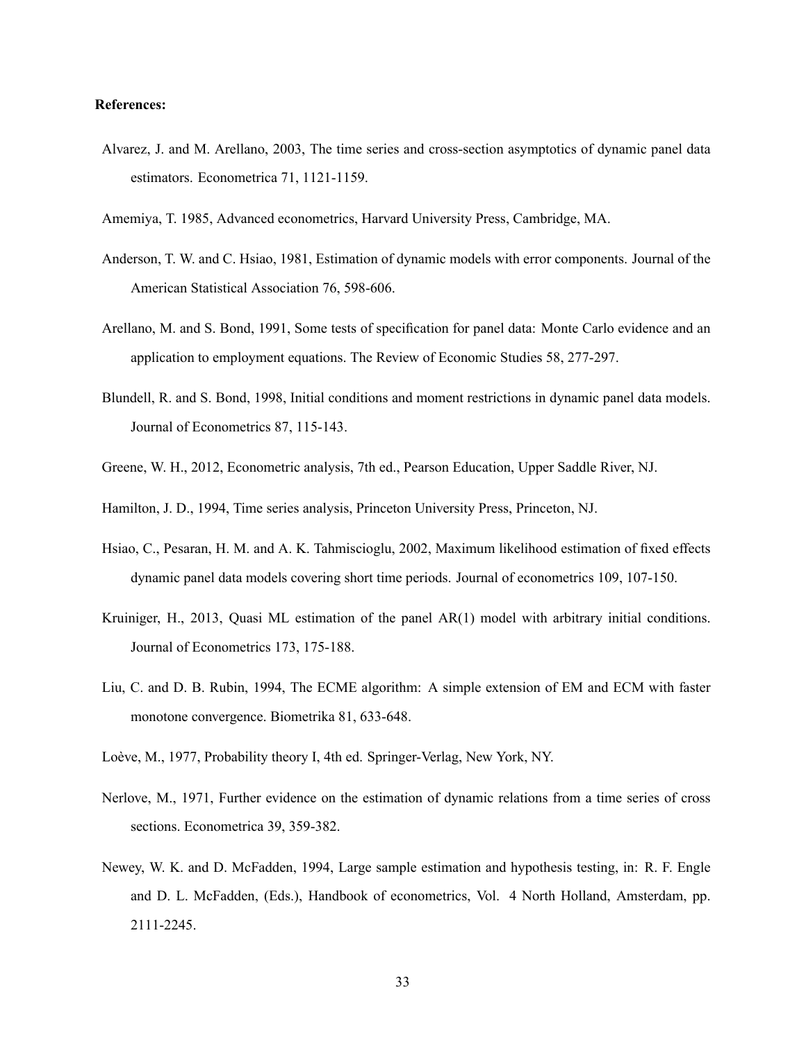**References:**

Alvarez, J. and M. Arellano, 2003, The time series and cross-section asymptotics of dynamic panel data estimators. Econometrica 71, 1121-1159.

Amemiya, T. 1985, Advanced econometrics, Harvard University Press, Cambridge, MA.

Anderson, T. W. and C. Hsiao, 1981, Estimation of dynamic models with error components. Journal of the American Statistical Association 76, 598-606.

Arellano, M. and S. Bond, 1991, Some tests of specification for panel data: Monte Carlo evidence and an application to employment equations. The Review of Economic Studies 58, 277-297.

Blundell, R. and S. Bond, 1998, Initial conditions and moment restrictions in dynamic panel data models. Journal of Econometrics 87, 115-143.

Greene, W. H., 2012, Econometric analysis, 7th ed., Pearson Education, Upper Saddle River, NJ.

Hamilton, J. D., 1994, Time series analysis, Princeton University Press, Princeton, NJ.

Hsiao, C., Pesaran, H. M. and A. K. Tahmiscioglu, 2002, Maximum likelihood estimation of fixed effects dynamic panel data models covering short time periods. Journal of econometrics 109, 107-150.

Kruiniger, H., 2013, Quasi ML estimation of the panel AR(1) model with arbitrary initial conditions. Journal of Econometrics 173, 175-188.

Liu, C. and D. B. Rubin, 1994, The ECME algorithm: A simple extension of EM and ECM with faster monotone convergence. Biometrika 81, 633-648.

Loève, M., 1977, Probability theory I, 4th ed. Springer-Verlag, New York, NY.

Nerlove, M., 1971, Further evidence on the estimation of dynamic relations from a time series of cross sections. Econometrica 39, 359-382.

Newey, W. K. and D. McFadden, 1994, Large sample estimation and hypothesis testing, in: R. F. Engle and D. L. McFadden, (Eds.), Handbook of econometrics, Vol. 4 North Holland, Amsterdam, pp. 2111-2245.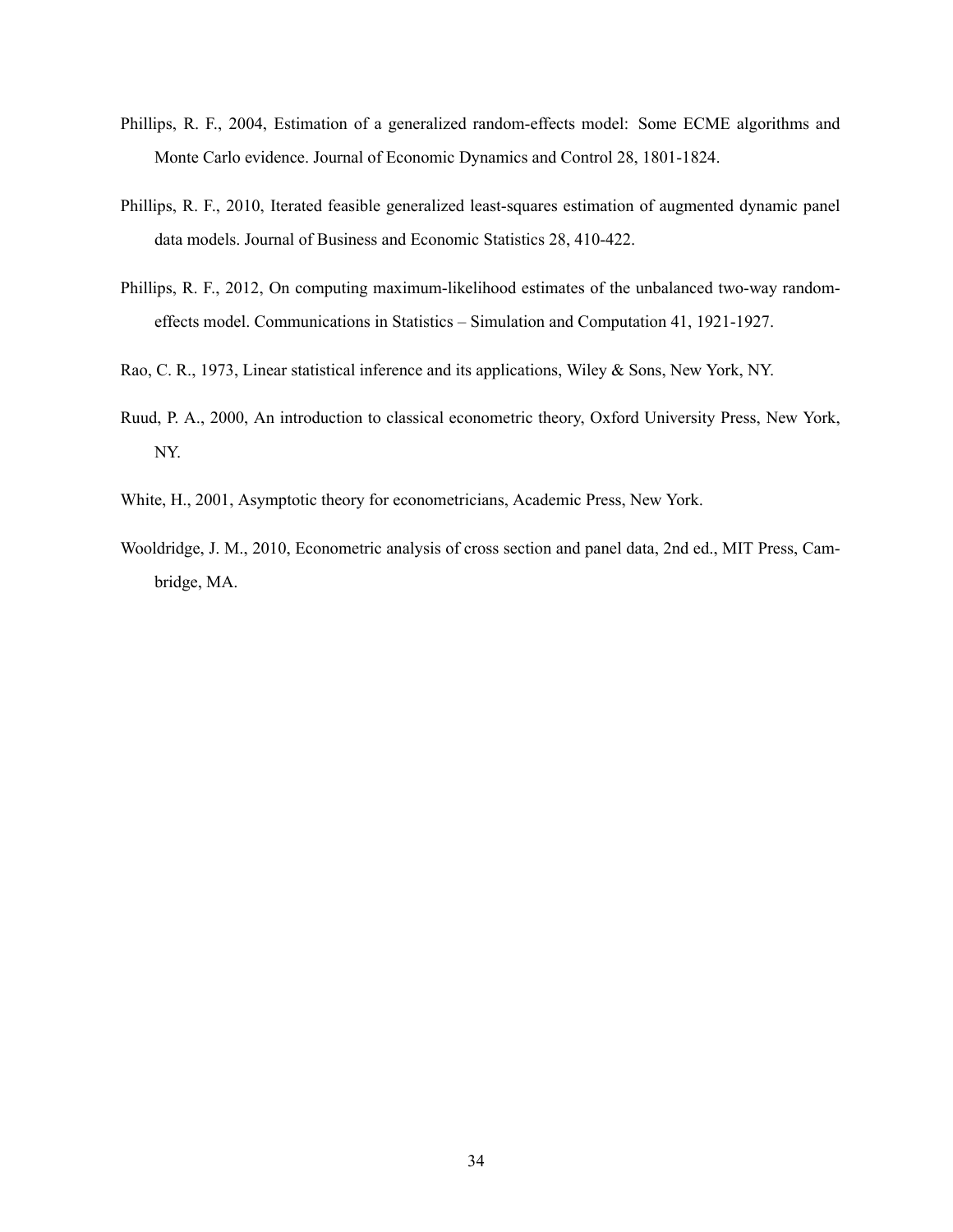Phillips, R. F., 2004, Estimation of a generalized random-effects model: Some ECME algorithms and Monte Carlo evidence. Journal of Economic Dynamics and Control 28, 1801-1824.

Phillips, R. F., 2010, Iterated feasible generalized least-squares estimation of augmented dynamic panel data models. Journal of Business and Economic Statistics 28, 410-422.

Phillips, R. F., 2012, On computing maximum-likelihood estimates of the unbalanced two-way random-effects model. Communications in Statistics – Simulation and Computation 41, 1921-1927.

Rao, C. R., 1973, Linear statistical inference and its applications, Wiley & Sons, New York, NY.

Ruud, P. A., 2000, An introduction to classical econometric theory, Oxford University Press, New York, NY.

White, H., 2001, Asymptotic theory for econometricians, Academic Press, New York.

Wooldridge, J. M., 2010, Econometric analysis of cross section and panel data, 2nd ed., MIT Press, Cambridge, MA.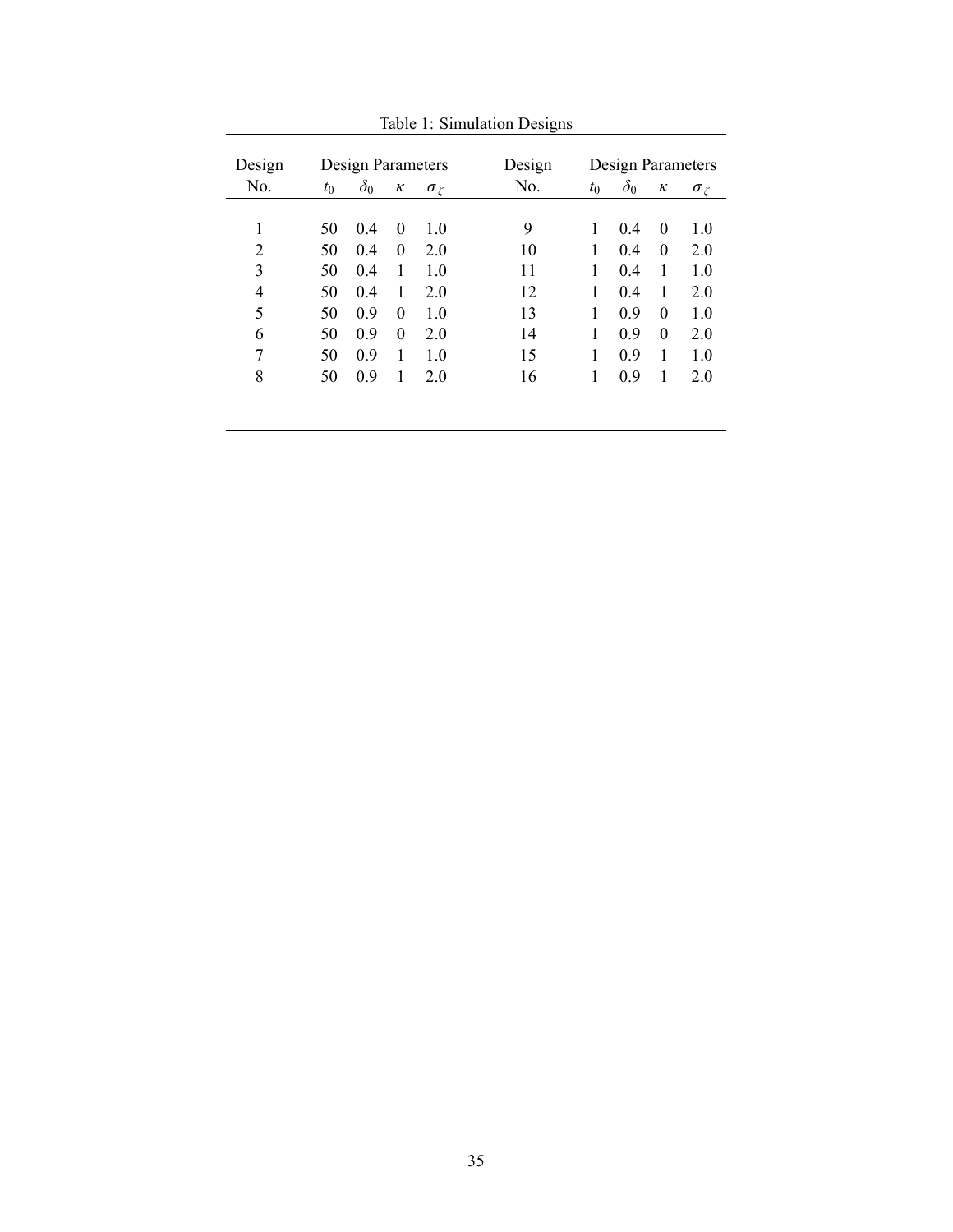Table 1: Simulation Designs

| Design No. | Design Parameters | | | | Design No. | Design Parameters | | | |
|---|---|---|---|---|---|---|---|---|---|
| | $t_0$ | $\delta_0$ | $\kappa$ | $\sigma_\zeta$ | | $t_0$ | $\delta_0$ | $\kappa$ | $\sigma_\zeta$ |
| 1 | 50 | 0.4 | 0 | 1.0 | 9 | 1 | 0.4 | 0 | 1.0 |
| 2 | 50 | 0.4 | 0 | 2.0 | 10 | 1 | 0.4 | 0 | 2.0 |
| 3 | 50 | 0.4 | 1 | 1.0 | 11 | 1 | 0.4 | 1 | 1.0 |
| 4 | 50 | 0.4 | 1 | 2.0 | 12 | 1 | 0.4 | 1 | 2.0 |
| 5 | 50 | 0.9 | 0 | 1.0 | 13 | 1 | 0.9 | 0 | 1.0 |
| 6 | 50 | 0.9 | 0 | 2.0 | 14 | 1 | 0.9 | 0 | 2.0 |
| 7 | 50 | 0.9 | 1 | 1.0 | 15 | 1 | 0.9 | 1 | 1.0 |
| 8 | 50 | 0.9 | 1 | 2.0 | 16 | 1 | 0.9 | 1 | 2.0 |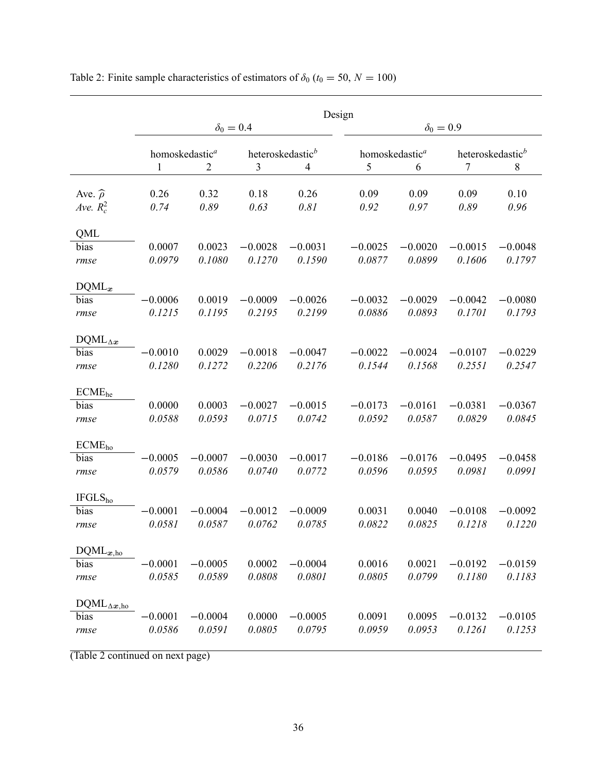Table 2: Finite sample characteristics of estimators of $\delta_0$ ($t_0 = 50$, $N = 100$)

| | Design | | | | | | | |
|---|---|---|---|---|---|---|---|---|
| | $\delta_0 = 0.4$ | | | | $\delta_0 = 0.9$ | | | |
| | homoskedastic[a] | | heteroskedastic[b] | | homoskedastic[a] | | heteroskedastic[b] | |
| | 1 | 2 | 3 | 4 | 5 | 6 | 7 | 8 |
| Ave. $\widehat{\rho}$ | 0.26 | 0.32 | 0.18 | 0.26 | 0.09 | 0.09 | 0.09 | 0.10 |
| *Ave.* $R_c^2$ | *0.74* | *0.89* | *0.63* | *0.81* | *0.92* | *0.97* | *0.89* | *0.96* |
| QML | | | | | | | | |
| bias | 0.0007 | 0.0023 | $-0.0028$ | $-0.0031$ | $-0.0025$ | $-0.0020$ | $-0.0015$ | $-0.0048$ |
| *rmse* | *0.0979* | *0.1080* | *0.1270* | *0.1590* | *0.0877* | *0.0899* | *0.1606* | *0.1797* |
| $\text{DQML}_{\boldsymbol{x}}$ | | | | | | | | |
| bias | $-0.0006$ | 0.0019 | $-0.0009$ | $-0.0026$ | $-0.0032$ | $-0.0029$ | $-0.0042$ | $-0.0080$ |
| *rmse* | *0.1215* | *0.1195* | *0.2195* | *0.2199* | *0.0886* | *0.0893* | *0.1701* | *0.1793* |
| $\text{DQML}_{\Delta\boldsymbol{x}}$ | | | | | | | | |
| bias | $-0.0010$ | 0.0029 | $-0.0018$ | $-0.0047$ | $-0.0022$ | $-0.0024$ | $-0.0107$ | $-0.0229$ |
| *rmse* | *0.1280* | *0.1272* | *0.2206* | *0.2176* | *0.1544* | *0.1568* | *0.2551* | *0.2547* |
| $\text{ECME}_{\text{he}}$ | | | | | | | | |
| bias | 0.0000 | 0.0003 | $-0.0027$ | $-0.0015$ | $-0.0173$ | $-0.0161$ | $-0.0381$ | $-0.0367$ |
| *rmse* | *0.0588* | *0.0593* | *0.0715* | *0.0742* | *0.0592* | *0.0587* | *0.0829* | *0.0845* |
| $\text{ECME}_{\text{ho}}$ | | | | | | | | |
| bias | $-0.0005$ | $-0.0007$ | $-0.0030$ | $-0.0017$ | $-0.0186$ | $-0.0176$ | $-0.0495$ | $-0.0458$ |
| *rmse* | *0.0579* | *0.0586* | *0.0740* | *0.0772* | *0.0596* | *0.0595* | *0.0981* | *0.0991* |
| $\text{IFGLS}_{\text{ho}}$ | | | | | | | | |
| bias | $-0.0001$ | $-0.0004$ | $-0.0012$ | $-0.0009$ | 0.0031 | 0.0040 | $-0.0108$ | $-0.0092$ |
| *rmse* | *0.0581* | *0.0587* | *0.0762* | *0.0785* | *0.0822* | *0.0825* | *0.1218* | *0.1220* |
| $\text{DQML}_{\boldsymbol{x},\text{ho}}$ | | | | | | | | |
| bias | $-0.0001$ | $-0.0005$ | 0.0002 | $-0.0004$ | 0.0016 | 0.0021 | $-0.0192$ | $-0.0159$ |
| *rmse* | *0.0585* | *0.0589* | *0.0808* | *0.0801* | *0.0805* | *0.0799* | *0.1180* | *0.1183* |
| $\text{DQML}_{\Delta\boldsymbol{x},\text{ho}}$ | | | | | | | | |
| bias | $-0.0001$ | $-0.0004$ | 0.0000 | $-0.0005$ | 0.0091 | 0.0095 | $-0.0132$ | $-0.0105$ |
| *rmse* | *0.0586* | *0.0591* | *0.0805* | *0.0795* | *0.0959* | *0.0953* | *0.1261* | *0.1253* |

(Table 2 continued on next page)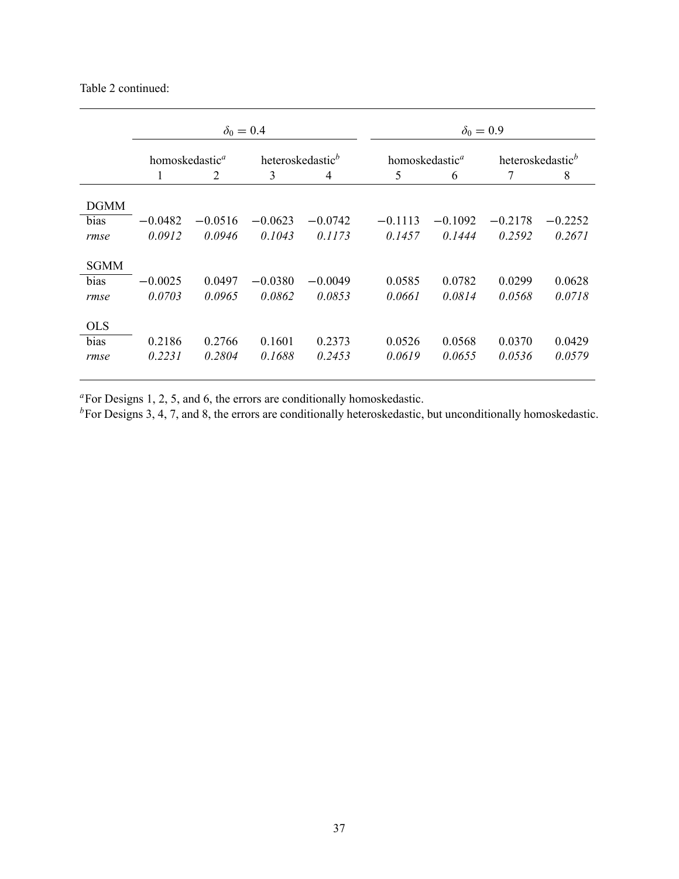Table 2 continued:

| | $\delta_0 = 0.4$ | | | | $\delta_0 = 0.9$ | | | |
|---|---|---|---|---|---|---|---|---|
| | homoskedastic[a] | | heteroskedastic[b] | | homoskedastic[a] | | heteroskedastic[b] | |
| | 1 | 2 | 3 | 4 | 5 | 6 | 7 | 8 |
| DGMM | | | | | | | | |
| bias | −0.0482 | −0.0516 | −0.0623 | −0.0742 | −0.1113 | −0.1092 | −0.2178 | −0.2252 |
| *rmse* | *0.0912* | *0.0946* | *0.1043* | *0.1173* | *0.1457* | *0.1444* | *0.2592* | *0.2671* |
| SGMM | | | | | | | | |
| bias | −0.0025 | 0.0497 | −0.0380 | −0.0049 | 0.0585 | 0.0782 | 0.0299 | 0.0628 |
| *rmse* | *0.0703* | *0.0965* | *0.0862* | *0.0853* | *0.0661* | *0.0814* | *0.0568* | *0.0718* |
| OLS | | | | | | | | |
| bias | 0.2186 | 0.2766 | 0.1601 | 0.2373 | 0.0526 | 0.0568 | 0.0370 | 0.0429 |
| *rmse* | *0.2231* | *0.2804* | *0.1688* | *0.2453* | *0.0619* | *0.0655* | *0.0536* | *0.0579* |

[a]For Designs 1, 2, 5, and 6, the errors are conditionally homoskedastic.
[b]For Designs 3, 4, 7, and 8, the errors are conditionally heteroskedastic, but unconditionally homoskedastic.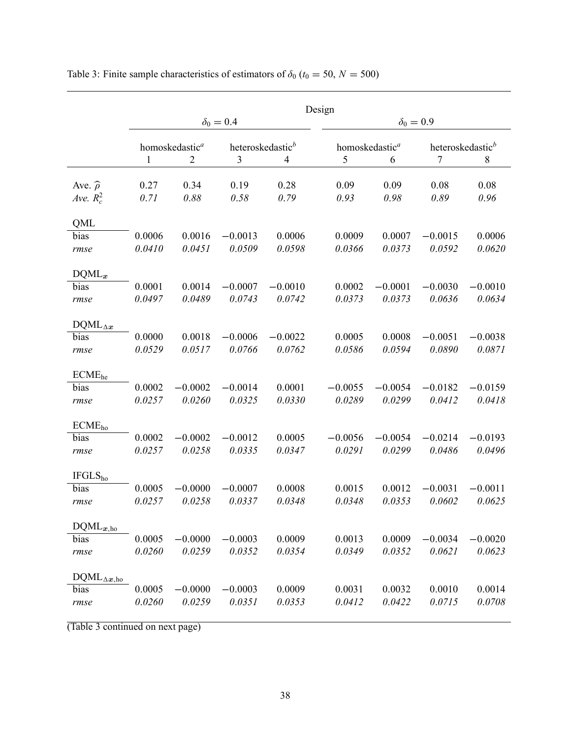Table 3: Finite sample characteristics of estimators of $\delta_0$ ($t_0 = 50$, $N = 500$)

| | Design | | | | | | | |
|---|---|---|---|---|---|---|---|---|
| | $\delta_0 = 0.4$ | | | | $\delta_0 = 0.9$ | | | |
| | homoskedastic[a] | | heteroskedastic[b] | | homoskedastic[a] | | heteroskedastic[b] | |
| | 1 | 2 | 3 | 4 | 5 | 6 | 7 | 8 |
| Ave. $\widehat{\rho}$ | 0.27 | 0.34 | 0.19 | 0.28 | 0.09 | 0.09 | 0.08 | 0.08 |
| *Ave.* $R_c^2$ | *0.71* | *0.88* | *0.58* | *0.79* | *0.93* | *0.98* | *0.89* | *0.96* |
| QML | | | | | | | | |
| bias | 0.0006 | 0.0016 | −0.0013 | 0.0006 | 0.0009 | 0.0007 | −0.0015 | 0.0006 |
| *rmse* | *0.0410* | *0.0451* | *0.0509* | *0.0598* | *0.0366* | *0.0373* | *0.0592* | *0.0620* |
| $\text{DQML}_{\boldsymbol{x}}$ | | | | | | | | |
| bias | 0.0001 | 0.0014 | −0.0007 | −0.0010 | 0.0002 | −0.0001 | −0.0030 | −0.0010 |
| *rmse* | *0.0497* | *0.0489* | *0.0743* | *0.0742* | *0.0373* | *0.0373* | *0.0636* | *0.0634* |
| $\text{DQML}_{\Delta\boldsymbol{x}}$ | | | | | | | | |
| bias | 0.0000 | 0.0018 | −0.0006 | −0.0022 | 0.0005 | 0.0008 | −0.0051 | −0.0038 |
| *rmse* | *0.0529* | *0.0517* | *0.0766* | *0.0762* | *0.0586* | *0.0594* | *0.0890* | *0.0871* |
| $\text{ECME}_{\text{he}}$ | | | | | | | | |
| bias | 0.0002 | −0.0002 | −0.0014 | 0.0001 | −0.0055 | −0.0054 | −0.0182 | −0.0159 |
| *rmse* | *0.0257* | *0.0260* | *0.0325* | *0.0330* | *0.0289* | *0.0299* | *0.0412* | *0.0418* |
| $\text{ECME}_{\text{ho}}$ | | | | | | | | |
| bias | 0.0002 | −0.0002 | −0.0012 | 0.0005 | −0.0056 | −0.0054 | −0.0214 | −0.0193 |
| *rmse* | *0.0257* | *0.0258* | *0.0335* | *0.0347* | *0.0291* | *0.0299* | *0.0486* | *0.0496* |
| $\text{IFGLS}_{\text{ho}}$ | | | | | | | | |
| bias | 0.0005 | −0.0000 | −0.0007 | 0.0008 | 0.0015 | 0.0012 | −0.0031 | −0.0011 |
| *rmse* | *0.0257* | *0.0258* | *0.0337* | *0.0348* | *0.0348* | *0.0353* | *0.0602* | *0.0625* |
| $\text{DQML}_{\boldsymbol{x},\text{ho}}$ | | | | | | | | |
| bias | 0.0005 | −0.0000 | −0.0003 | 0.0009 | 0.0013 | 0.0009 | −0.0034 | −0.0020 |
| *rmse* | *0.0260* | *0.0259* | *0.0352* | *0.0354* | *0.0349* | *0.0352* | *0.0621* | *0.0623* |
| $\text{DQML}_{\Delta\boldsymbol{x},\text{ho}}$ | | | | | | | | |
| bias | 0.0005 | −0.0000 | −0.0003 | 0.0009 | 0.0031 | 0.0032 | 0.0010 | 0.0014 |
| *rmse* | *0.0260* | *0.0259* | *0.0351* | *0.0353* | *0.0412* | *0.0422* | *0.0715* | *0.0708* |

(Table 3 continued on next page)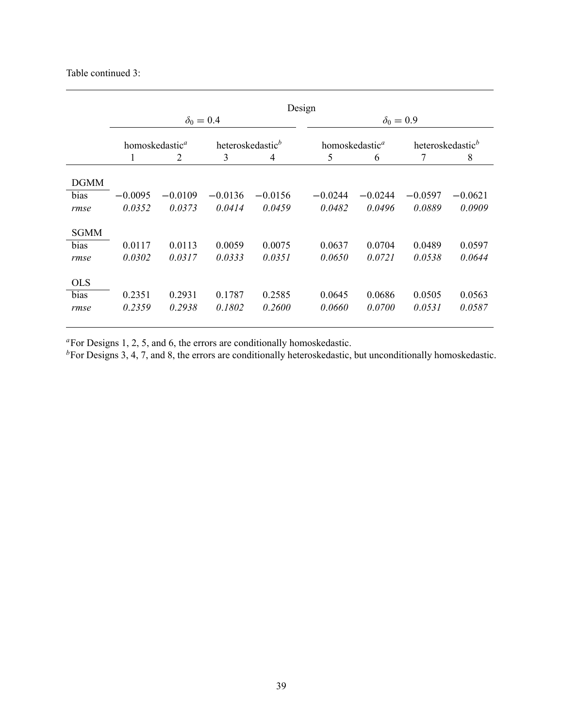Table continued 3:

| | Design | | | | | | | |
|---|---|---|---|---|---|---|---|---|
| | $\delta_0 = 0.4$ | | | | $\delta_0 = 0.9$ | | | |
| | homoskedastic[a] | | heteroskedastic[b] | | homoskedastic[a] | | heteroskedastic[b] | |
| | 1 | 2 | 3 | 4 | 5 | 6 | 7 | 8 |
| DGMM | | | | | | | | |
| bias | $-0.0095$ | $-0.0109$ | $-0.0136$ | $-0.0156$ | $-0.0244$ | $-0.0244$ | $-0.0597$ | $-0.0621$ |
| *rmse* | *0.0352* | *0.0373* | *0.0414* | *0.0459* | *0.0482* | *0.0496* | *0.0889* | *0.0909* |
| SGMM | | | | | | | | |
| bias | 0.0117 | 0.0113 | 0.0059 | 0.0075 | 0.0637 | 0.0704 | 0.0489 | 0.0597 |
| *rmse* | *0.0302* | *0.0317* | *0.0333* | *0.0351* | *0.0650* | *0.0721* | *0.0538* | *0.0644* |
| OLS | | | | | | | | |
| bias | 0.2351 | 0.2931 | 0.1787 | 0.2585 | 0.0645 | 0.0686 | 0.0505 | 0.0563 |
| *rmse* | *0.2359* | *0.2938* | *0.1802* | *0.2600* | *0.0660* | *0.0700* | *0.0531* | *0.0587* |

[a]For Designs 1, 2, 5, and 6, the errors are conditionally homoskedastic.
[b]For Designs 3, 4, 7, and 8, the errors are conditionally heteroskedastic, but unconditionally homoskedastic.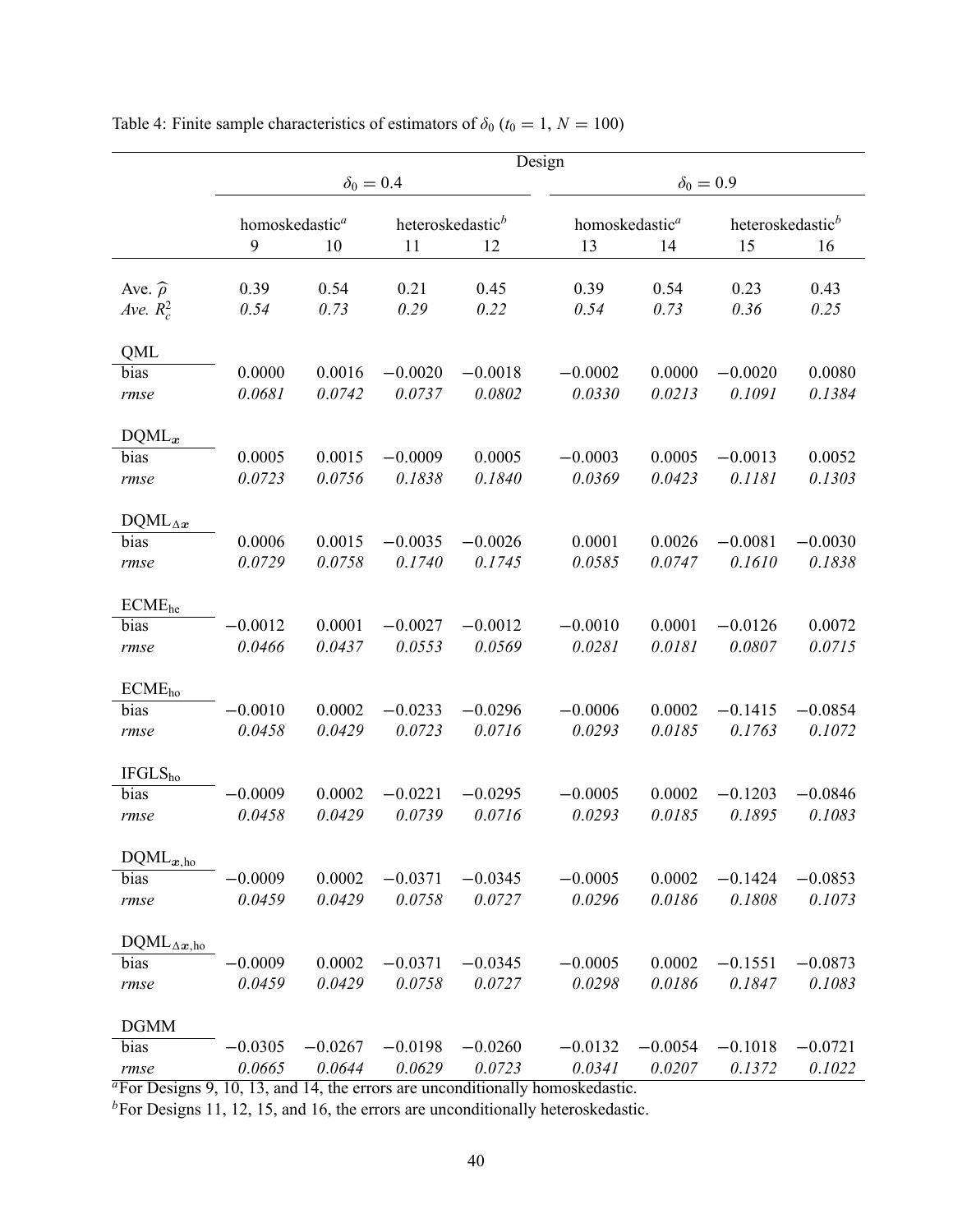Table 4: Finite sample characteristics of estimators of $\delta_0$ ($t_0 = 1$, $N = 100$)

| | Design | | | | | | | |
|---|---|---|---|---|---|---|---|---|
| | $\delta_0 = 0.4$ | | | | $\delta_0 = 0.9$ | | | |
| | homoskedastic[a] | | heteroskedastic[b] | | homoskedastic[a] | | heteroskedastic[b] | |
| | 9 | 10 | 11 | 12 | 13 | 14 | 15 | 16 |
| Ave. $\widehat{\rho}$ | 0.39 | 0.54 | 0.21 | 0.45 | 0.39 | 0.54 | 0.23 | 0.43 |
| *Ave.* $R_c^2$ | *0.54* | *0.73* | *0.29* | *0.22* | *0.54* | *0.73* | *0.36* | *0.25* |
| QML | | | | | | | | |
| bias | 0.0000 | 0.0016 | −0.0020 | −0.0018 | −0.0002 | 0.0000 | −0.0020 | 0.0080 |
| *rmse* | *0.0681* | *0.0742* | *0.0737* | *0.0802* | *0.0330* | *0.0213* | *0.1091* | *0.1384* |
| $\mathrm{DQML}_{\boldsymbol{x}}$ | | | | | | | | |
| bias | 0.0005 | 0.0015 | −0.0009 | 0.0005 | −0.0003 | 0.0005 | −0.0013 | 0.0052 |
| *rmse* | *0.0723* | *0.0756* | *0.1838* | *0.1840* | *0.0369* | *0.0423* | *0.1181* | *0.1303* |
| $\mathrm{DQML}_{\Delta\boldsymbol{x}}$ | | | | | | | | |
| bias | 0.0006 | 0.0015 | −0.0035 | −0.0026 | 0.0001 | 0.0026 | −0.0081 | −0.0030 |
| *rmse* | *0.0729* | *0.0758* | *0.1740* | *0.1745* | *0.0585* | *0.0747* | *0.1610* | *0.1838* |
| $\mathrm{ECME}_{\mathrm{he}}$ | | | | | | | | |
| bias | −0.0012 | 0.0001 | −0.0027 | −0.0012 | −0.0010 | 0.0001 | −0.0126 | 0.0072 |
| *rmse* | *0.0466* | *0.0437* | *0.0553* | *0.0569* | *0.0281* | *0.0181* | *0.0807* | *0.0715* |
| $\mathrm{ECME}_{\mathrm{ho}}$ | | | | | | | | |
| bias | −0.0010 | 0.0002 | −0.0233 | −0.0296 | −0.0006 | 0.0002 | −0.1415 | −0.0854 |
| *rmse* | *0.0458* | *0.0429* | *0.0723* | *0.0716* | *0.0293* | *0.0185* | *0.1763* | *0.1072* |
| $\mathrm{IFGLS}_{\mathrm{ho}}$ | | | | | | | | |
| bias | −0.0009 | 0.0002 | −0.0221 | −0.0295 | −0.0005 | 0.0002 | −0.1203 | −0.0846 |
| *rmse* | *0.0458* | *0.0429* | *0.0739* | *0.0716* | *0.0293* | *0.0185* | *0.1895* | *0.1083* |
| $\mathrm{DQML}_{\boldsymbol{x},\mathrm{ho}}$ | | | | | | | | |
| bias | −0.0009 | 0.0002 | −0.0371 | −0.0345 | −0.0005 | 0.0002 | −0.1424 | −0.0853 |
| *rmse* | *0.0459* | *0.0429* | *0.0758* | *0.0727* | *0.0296* | *0.0186* | *0.1808* | *0.1073* |
| $\mathrm{DQML}_{\Delta\boldsymbol{x},\mathrm{ho}}$ | | | | | | | | |
| bias | −0.0009 | 0.0002 | −0.0371 | −0.0345 | −0.0005 | 0.0002 | −0.1551 | −0.0873 |
| *rmse* | *0.0459* | *0.0429* | *0.0758* | *0.0727* | *0.0298* | *0.0186* | *0.1847* | *0.1083* |
| DGMM | | | | | | | | |
| bias | −0.0305 | −0.0267 | −0.0198 | −0.0260 | −0.0132 | −0.0054 | −0.1018 | −0.0721 |
| *rmse* | *0.0665* | *0.0644* | *0.0629* | *0.0723* | *0.0341* | *0.0207* | *0.1372* | *0.1022* |

[a]For Designs 9, 10, 13, and 14, the errors are unconditionally homoskedastic.

[b]For Designs 11, 12, 15, and 16, the errors are unconditionally heteroskedastic.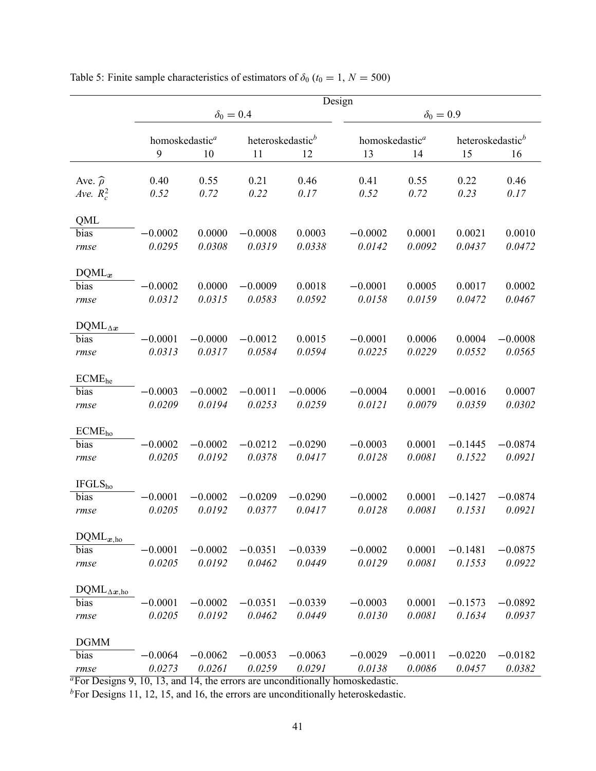Table 5: Finite sample characteristics of estimators of $\delta_0$ ($t_0 = 1$, $N = 500$)

| | Design | | | | | | | |
|---|---|---|---|---|---|---|---|---|
| | $\delta_0 = 0.4$ | | | | $\delta_0 = 0.9$ | | | |
| | homoskedastic[a] | | heteroskedastic[b] | | homoskedastic[a] | | heteroskedastic[b] | |
| | 9 | 10 | 11 | 12 | 13 | 14 | 15 | 16 |
| Ave. $\widehat{\rho}$ | 0.40 | 0.55 | 0.21 | 0.46 | 0.41 | 0.55 | 0.22 | 0.46 |
| *Ave.* $R_c^2$ | *0.52* | *0.72* | *0.22* | *0.17* | *0.52* | *0.72* | *0.23* | *0.17* |
| QML | | | | | | | | |
| bias | −0.0002 | 0.0000 | −0.0008 | 0.0003 | −0.0002 | 0.0001 | 0.0021 | 0.0010 |
| *rmse* | *0.0295* | *0.0308* | *0.0319* | *0.0338* | *0.0142* | *0.0092* | *0.0437* | *0.0472* |
| $\text{DQML}_{\boldsymbol{x}}$ | | | | | | | | |
| bias | −0.0002 | 0.0000 | −0.0009 | 0.0018 | −0.0001 | 0.0005 | 0.0017 | 0.0002 |
| *rmse* | *0.0312* | *0.0315* | *0.0583* | *0.0592* | *0.0158* | *0.0159* | *0.0472* | *0.0467* |
| $\text{DQML}_{\Delta\boldsymbol{x}}$ | | | | | | | | |
| bias | −0.0001 | −0.0000 | −0.0012 | 0.0015 | −0.0001 | 0.0006 | 0.0004 | −0.0008 |
| *rmse* | *0.0313* | *0.0317* | *0.0584* | *0.0594* | *0.0225* | *0.0229* | *0.0552* | *0.0565* |
| $\text{ECME}_{\text{he}}$ | | | | | | | | |
| bias | −0.0003 | −0.0002 | −0.0011 | −0.0006 | −0.0004 | 0.0001 | −0.0016 | 0.0007 |
| *rmse* | *0.0209* | *0.0194* | *0.0253* | *0.0259* | *0.0121* | *0.0079* | *0.0359* | *0.0302* |
| $\text{ECME}_{\text{ho}}$ | | | | | | | | |
| bias | −0.0002 | −0.0002 | −0.0212 | −0.0290 | −0.0003 | 0.0001 | −0.1445 | −0.0874 |
| *rmse* | *0.0205* | *0.0192* | *0.0378* | *0.0417* | *0.0128* | *0.0081* | *0.1522* | *0.0921* |
| $\text{IFGLS}_{\text{ho}}$ | | | | | | | | |
| bias | −0.0001 | −0.0002 | −0.0209 | −0.0290 | −0.0002 | 0.0001 | −0.1427 | −0.0874 |
| *rmse* | *0.0205* | *0.0192* | *0.0377* | *0.0417* | *0.0128* | *0.0081* | *0.1531* | *0.0921* |
| $\text{DQML}_{\boldsymbol{x},\text{ho}}$ | | | | | | | | |
| bias | −0.0001 | −0.0002 | −0.0351 | −0.0339 | −0.0002 | 0.0001 | −0.1481 | −0.0875 |
| *rmse* | *0.0205* | *0.0192* | *0.0462* | *0.0449* | *0.0129* | *0.0081* | *0.1553* | *0.0922* |
| $\text{DQML}_{\Delta\boldsymbol{x},\text{ho}}$ | | | | | | | | |
| bias | −0.0001 | −0.0002 | −0.0351 | −0.0339 | −0.0003 | 0.0001 | −0.1573 | −0.0892 |
| *rmse* | *0.0205* | *0.0192* | *0.0462* | *0.0449* | *0.0130* | *0.0081* | *0.1634* | *0.0937* |
| DGMM | | | | | | | | |
| bias | −0.0064 | −0.0062 | −0.0053 | −0.0063 | −0.0029 | −0.0011 | −0.0220 | −0.0182 |
| *rmse* | *0.0273* | *0.0261* | *0.0259* | *0.0291* | *0.0138* | *0.0086* | *0.0457* | *0.0382* |

[a]For Designs 9, 10, 13, and 14, the errors are unconditionally homoskedastic.

[b]For Designs 11, 12, 15, and 16, the errors are unconditionally heteroskedastic.